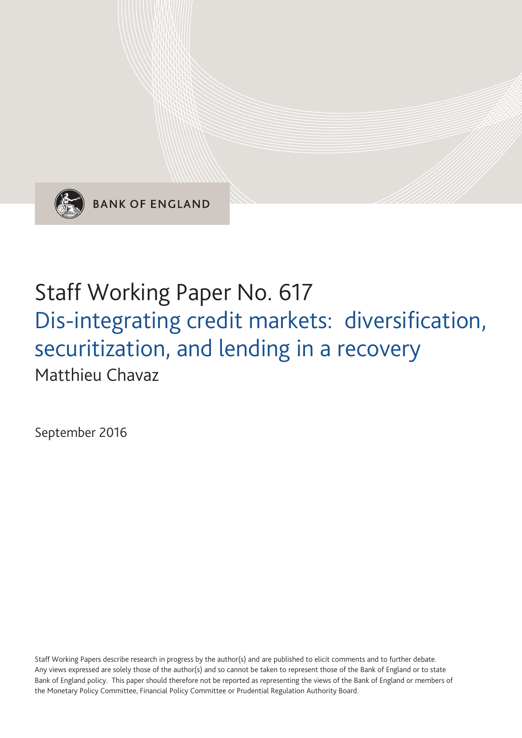BANK OF ENGLAND

# Staff Working Paper No. 617

## Dis-integrating credit markets: diversification, securitization, and lending in a recovery

Matthieu Chavaz

September 2016

Staff Working Papers describe research in progress by the author(s) and are published to elicit comments and to further debate. Any views expressed are solely those of the author(s) and so cannot be taken to represent those of the Bank of England or to state Bank of England policy. This paper should therefore not be reported as representing the views of the Bank of England or members of the Monetary Policy Committee, Financial Policy Committee or Prudential Regulation Authority Board.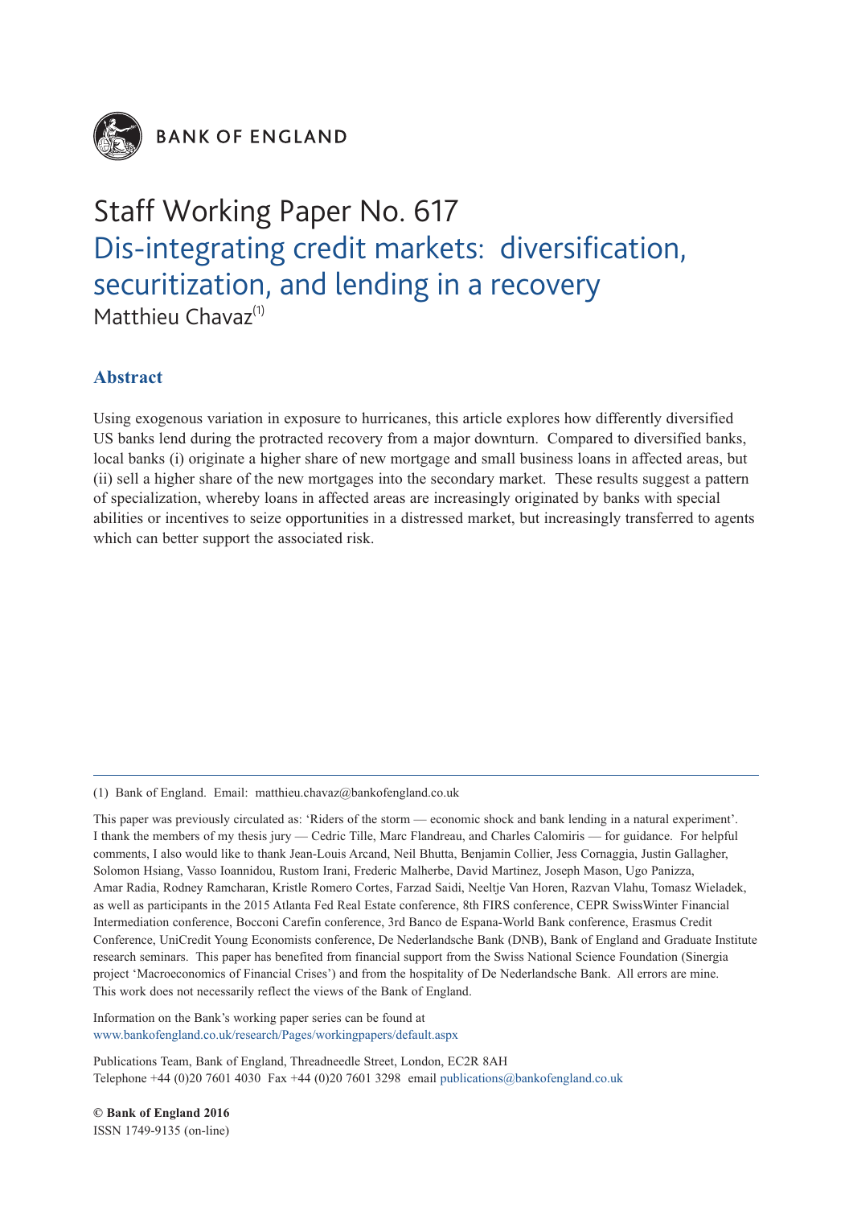BANK OF ENGLAND

# Staff Working Paper No. 617

## Dis-integrating credit markets: diversification, securitization, and lending in a recovery

Matthieu Chavaz[(1)]

### Abstract

Using exogenous variation in exposure to hurricanes, this article explores how differently diversified US banks lend during the protracted recovery from a major downturn. Compared to diversified banks, local banks (i) originate a higher share of new mortgage and small business loans in affected areas, but (ii) sell a higher share of the new mortgages into the secondary market. These results suggest a pattern of specialization, whereby loans in affected areas are increasingly originated by banks with special abilities or incentives to seize opportunities in a distressed market, but increasingly transferred to agents which can better support the associated risk.

---

(1) Bank of England. Email: matthieu.chavaz@bankofengland.co.uk

This paper was previously circulated as: 'Riders of the storm — economic shock and bank lending in a natural experiment'. I thank the members of my thesis jury — Cedric Tille, Marc Flandreau, and Charles Calomiris — for guidance. For helpful comments, I also would like to thank Jean-Louis Arcand, Neil Bhutta, Benjamin Collier, Jess Cornaggia, Justin Gallagher, Solomon Hsiang, Vasso Ioannidou, Rustom Irani, Frederic Malherbe, David Martinez, Joseph Mason, Ugo Panizza, Amar Radia, Rodney Ramcharan, Kristle Romero Cortes, Farzad Saidi, Neeltje Van Horen, Razvan Vlahu, Tomasz Wieladek, as well as participants in the 2015 Atlanta Fed Real Estate conference, 8th FIRS conference, CEPR SwissWinter Financial Intermediation conference, Bocconi Carefin conference, 3rd Banco de Espana-World Bank conference, Erasmus Credit Conference, UniCredit Young Economists conference, De Nederlandsche Bank (DNB), Bank of England and Graduate Institute research seminars. This paper has benefited from financial support from the Swiss National Science Foundation (Sinergia project 'Macroeconomics of Financial Crises') and from the hospitality of De Nederlandsche Bank. All errors are mine. This work does not necessarily reflect the views of the Bank of England.

Information on the Bank's working paper series can be found at
www.bankofengland.co.uk/research/Pages/workingpapers/default.aspx

Publications Team, Bank of England, Threadneedle Street, London, EC2R 8AH
Telephone +44 (0)20 7601 4030 Fax +44 (0)20 7601 3298 email publications@bankofengland.co.uk

**© Bank of England 2016**
ISSN 1749-9135 (on-line)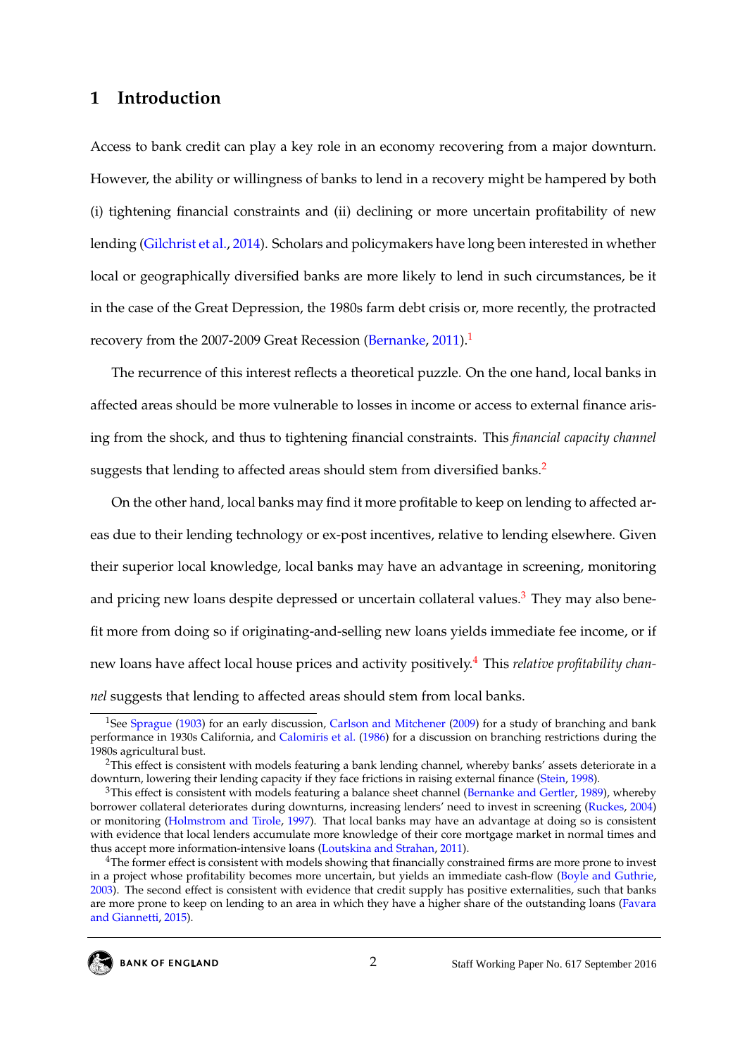# 1 Introduction

Access to bank credit can play a key role in an economy recovering from a major downturn. However, the ability or willingness of banks to lend in a recovery might be hampered by both (i) tightening financial constraints and (ii) declining or more uncertain profitability of new lending (Gilchrist et al., 2014). Scholars and policymakers have long been interested in whether local or geographically diversified banks are more likely to lend in such circumstances, be it in the case of the Great Depression, the 1980s farm debt crisis or, more recently, the protracted recovery from the 2007-2009 Great Recession (Bernanke, 2011).[1]

The recurrence of this interest reflects a theoretical puzzle. On the one hand, local banks in affected areas should be more vulnerable to losses in income or access to external finance arising from the shock, and thus to tightening financial constraints. This *financial capacity channel* suggests that lending to affected areas should stem from diversified banks.[2]

On the other hand, local banks may find it more profitable to keep on lending to affected areas due to their lending technology or ex-post incentives, relative to lending elsewhere. Given their superior local knowledge, local banks may have an advantage in screening, monitoring and pricing new loans despite depressed or uncertain collateral values.[3] They may also benefit more from doing so if originating-and-selling new loans yields immediate fee income, or if new loans have affect local house prices and activity positively.[4] This *relative profitability channel* suggests that lending to affected areas should stem from local banks.

[1] See Sprague (1903) for an early discussion, Carlson and Mitchener (2009) for a study of branching and bank performance in 1930s California, and Calomiris et al. (1986) for a discussion on branching restrictions during the 1980s agricultural bust.

[2] This effect is consistent with models featuring a bank lending channel, whereby banks' assets deteriorate in a downturn, lowering their lending capacity if they face frictions in raising external finance (Stein, 1998).

[3] This effect is consistent with models featuring a balance sheet channel (Bernanke and Gertler, 1989), whereby borrower collateral deteriorates during downturns, increasing lenders' need to invest in screening (Ruckes, 2004) or monitoring (Holmstrom and Tirole, 1997). That local banks may have an advantage at doing so is consistent with evidence that local lenders accumulate more knowledge of their core mortgage market in normal times and thus accept more information-intensive loans (Loutskina and Strahan, 2011).

[4] The former effect is consistent with models showing that financially constrained firms are more prone to invest in a project whose profitability becomes more uncertain, but yields an immediate cash-flow (Boyle and Guthrie, 2003). The second effect is consistent with evidence that credit supply has positive externalities, such that banks are more prone to keep on lending to an area in which they have a higher share of the outstanding loans (Favara and Giannetti, 2015).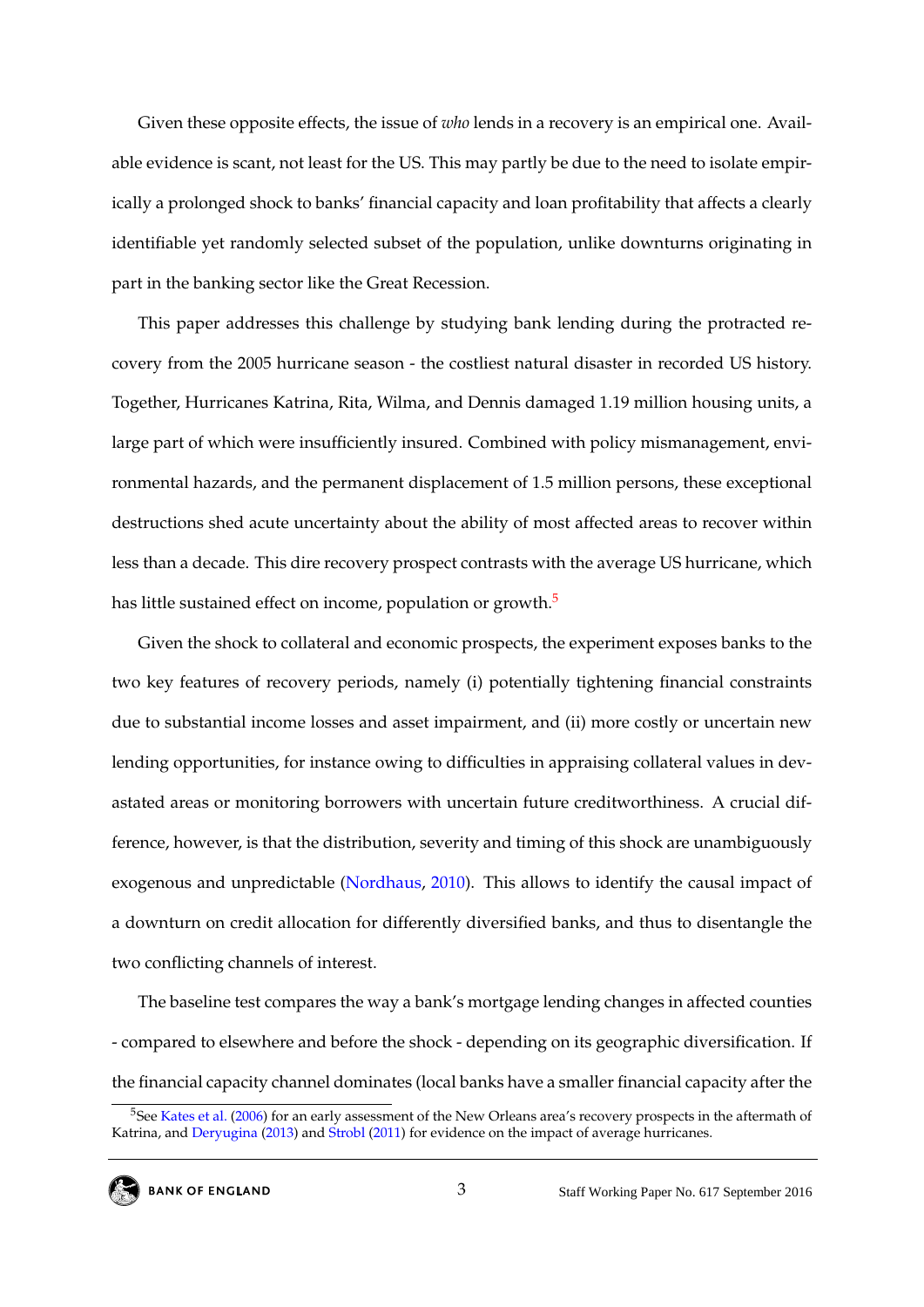Given these opposite effects, the issue of *who* lends in a recovery is an empirical one. Available evidence is scant, not least for the US. This may partly be due to the need to isolate empirically a prolonged shock to banks' financial capacity and loan profitability that affects a clearly identifiable yet randomly selected subset of the population, unlike downturns originating in part in the banking sector like the Great Recession.

This paper addresses this challenge by studying bank lending during the protracted recovery from the 2005 hurricane season - the costliest natural disaster in recorded US history. Together, Hurricanes Katrina, Rita, Wilma, and Dennis damaged 1.19 million housing units, a large part of which were insufficiently insured. Combined with policy mismanagement, environmental hazards, and the permanent displacement of 1.5 million persons, these exceptional destructions shed acute uncertainty about the ability of most affected areas to recover within less than a decade. This dire recovery prospect contrasts with the average US hurricane, which has little sustained effect on income, population or growth.[5]

Given the shock to collateral and economic prospects, the experiment exposes banks to the two key features of recovery periods, namely (i) potentially tightening financial constraints due to substantial income losses and asset impairment, and (ii) more costly or uncertain new lending opportunities, for instance owing to difficulties in appraising collateral values in devastated areas or monitoring borrowers with uncertain future creditworthiness. A crucial difference, however, is that the distribution, severity and timing of this shock are unambiguously exogenous and unpredictable (Nordhaus, 2010). This allows to identify the causal impact of a downturn on credit allocation for differently diversified banks, and thus to disentangle the two conflicting channels of interest.

The baseline test compares the way a bank's mortgage lending changes in affected counties - compared to elsewhere and before the shock - depending on its geographic diversification. If the financial capacity channel dominates (local banks have a smaller financial capacity after the

[5] See Kates et al. (2006) for an early assessment of the New Orleans area's recovery prospects in the aftermath of Katrina, and Deryugina (2013) and Strobl (2011) for evidence on the impact of average hurricanes.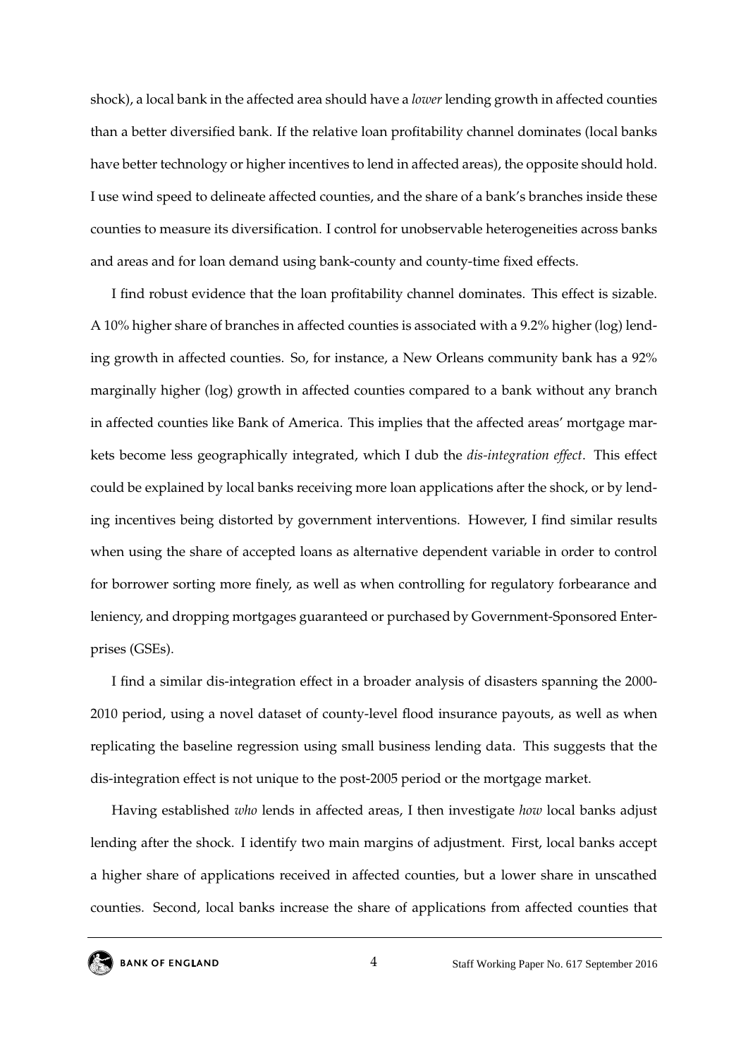shock), a local bank in the affected area should have a *lower* lending growth in affected counties than a better diversified bank. If the relative loan profitability channel dominates (local banks have better technology or higher incentives to lend in affected areas), the opposite should hold. I use wind speed to delineate affected counties, and the share of a bank's branches inside these counties to measure its diversification. I control for unobservable heterogeneities across banks and areas and for loan demand using bank-county and county-time fixed effects.

I find robust evidence that the loan profitability channel dominates. This effect is sizable. A 10% higher share of branches in affected counties is associated with a 9.2% higher (log) lending growth in affected counties. So, for instance, a New Orleans community bank has a 92% marginally higher (log) growth in affected counties compared to a bank without any branch in affected counties like Bank of America. This implies that the affected areas' mortgage markets become less geographically integrated, which I dub the *dis-integration effect*. This effect could be explained by local banks receiving more loan applications after the shock, or by lending incentives being distorted by government interventions. However, I find similar results when using the share of accepted loans as alternative dependent variable in order to control for borrower sorting more finely, as well as when controlling for regulatory forbearance and leniency, and dropping mortgages guaranteed or purchased by Government-Sponsored Enterprises (GSEs).

I find a similar dis-integration effect in a broader analysis of disasters spanning the 2000-2010 period, using a novel dataset of county-level flood insurance payouts, as well as when replicating the baseline regression using small business lending data. This suggests that the dis-integration effect is not unique to the post-2005 period or the mortgage market.

Having established *who* lends in affected areas, I then investigate *how* local banks adjust lending after the shock. I identify two main margins of adjustment. First, local banks accept a higher share of applications received in affected counties, but a lower share in unscathed counties. Second, local banks increase the share of applications from affected counties that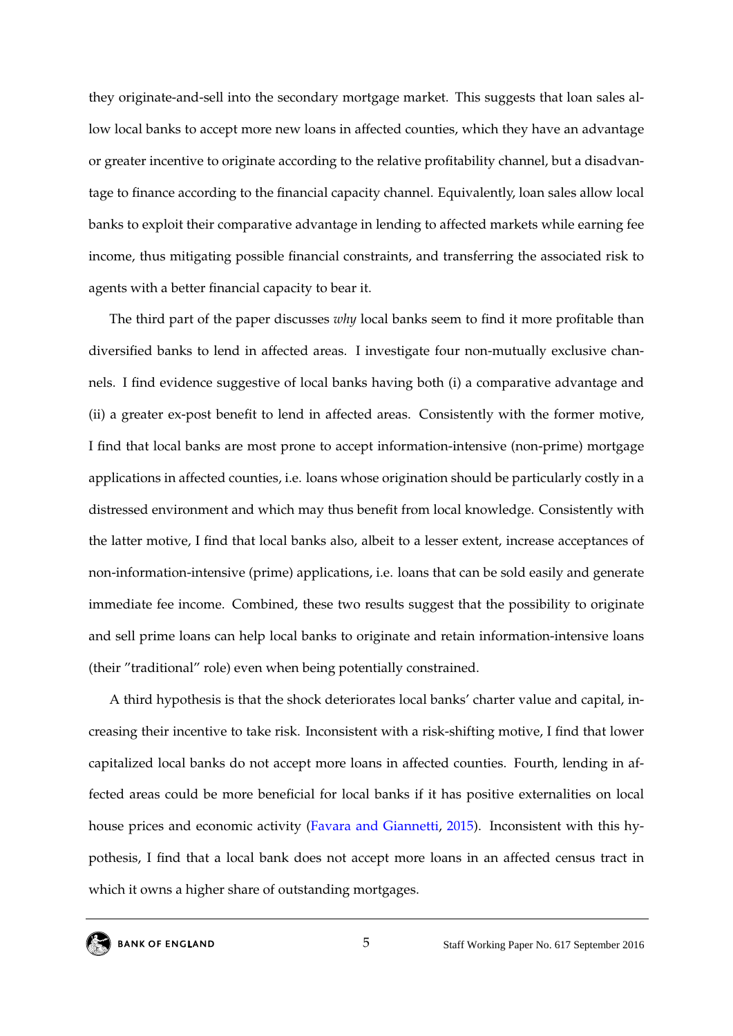they originate-and-sell into the secondary mortgage market. This suggests that loan sales allow local banks to accept more new loans in affected counties, which they have an advantage or greater incentive to originate according to the relative profitability channel, but a disadvantage to finance according to the financial capacity channel. Equivalently, loan sales allow local banks to exploit their comparative advantage in lending to affected markets while earning fee income, thus mitigating possible financial constraints, and transferring the associated risk to agents with a better financial capacity to bear it.

The third part of the paper discusses *why* local banks seem to find it more profitable than diversified banks to lend in affected areas. I investigate four non-mutually exclusive channels. I find evidence suggestive of local banks having both (i) a comparative advantage and (ii) a greater ex-post benefit to lend in affected areas. Consistently with the former motive, I find that local banks are most prone to accept information-intensive (non-prime) mortgage applications in affected counties, i.e. loans whose origination should be particularly costly in a distressed environment and which may thus benefit from local knowledge. Consistently with the latter motive, I find that local banks also, albeit to a lesser extent, increase acceptances of non-information-intensive (prime) applications, i.e. loans that can be sold easily and generate immediate fee income. Combined, these two results suggest that the possibility to originate and sell prime loans can help local banks to originate and retain information-intensive loans (their "traditional" role) even when being potentially constrained.

A third hypothesis is that the shock deteriorates local banks' charter value and capital, increasing their incentive to take risk. Inconsistent with a risk-shifting motive, I find that lower capitalized local banks do not accept more loans in affected counties. Fourth, lending in affected areas could be more beneficial for local banks if it has positive externalities on local house prices and economic activity (Favara and Giannetti, 2015). Inconsistent with this hypothesis, I find that a local bank does not accept more loans in an affected census tract in which it owns a higher share of outstanding mortgages.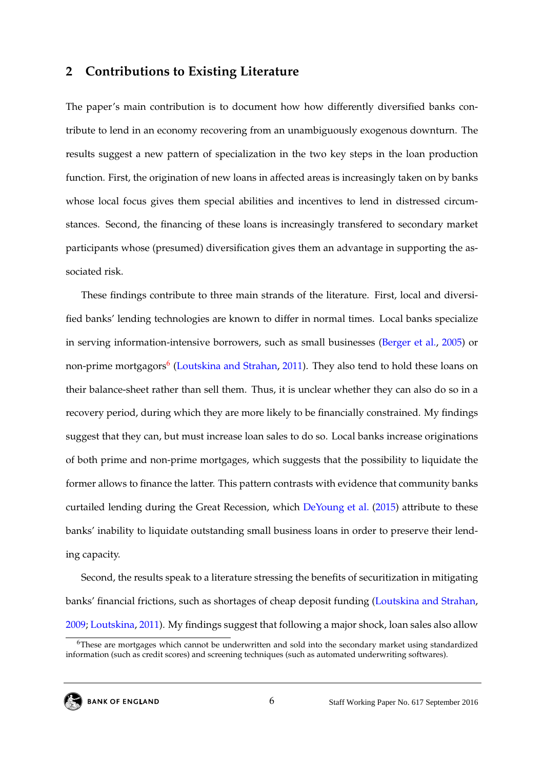## 2 Contributions to Existing Literature

The paper's main contribution is to document how how differently diversified banks contribute to lend in an economy recovering from an unambiguously exogenous downturn. The results suggest a new pattern of specialization in the two key steps in the loan production function. First, the origination of new loans in affected areas is increasingly taken on by banks whose local focus gives them special abilities and incentives to lend in distressed circumstances. Second, the financing of these loans is increasingly transfered to secondary market participants whose (presumed) diversification gives them an advantage in supporting the associated risk.

These findings contribute to three main strands of the literature. First, local and diversified banks' lending technologies are known to differ in normal times. Local banks specialize in serving information-intensive borrowers, such as small businesses (Berger et al., 2005) or non-prime mortgagors[6] (Loutskina and Strahan, 2011). They also tend to hold these loans on their balance-sheet rather than sell them. Thus, it is unclear whether they can also do so in a recovery period, during which they are more likely to be financially constrained. My findings suggest that they can, but must increase loan sales to do so. Local banks increase originations of both prime and non-prime mortgages, which suggests that the possibility to liquidate the former allows to finance the latter. This pattern contrasts with evidence that community banks curtailed lending during the Great Recession, which DeYoung et al. (2015) attribute to these banks' inability to liquidate outstanding small business loans in order to preserve their lending capacity.

Second, the results speak to a literature stressing the benefits of securitization in mitigating banks' financial frictions, such as shortages of cheap deposit funding (Loutskina and Strahan, 2009; Loutskina, 2011). My findings suggest that following a major shock, loan sales also allow

[6] These are mortgages which cannot be underwritten and sold into the secondary market using standardized information (such as credit scores) and screening techniques (such as automated underwriting softwares).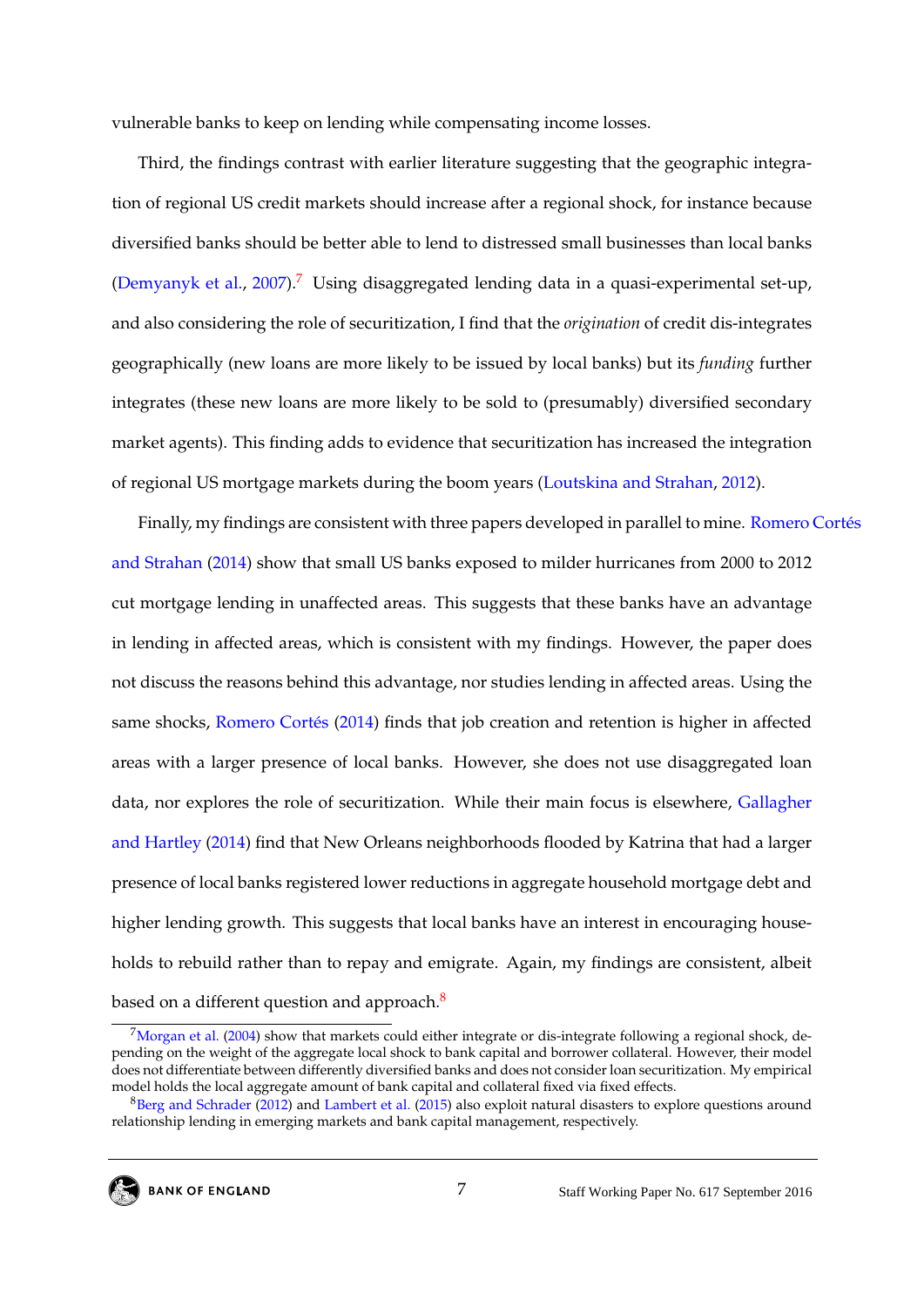vulnerable banks to keep on lending while compensating income losses.

Third, the findings contrast with earlier literature suggesting that the geographic integration of regional US credit markets should increase after a regional shock, for instance because diversified banks should be better able to lend to distressed small businesses than local banks (Demyanyk et al., 2007).[7] Using disaggregated lending data in a quasi-experimental set-up, and also considering the role of securitization, I find that the *origination* of credit dis-integrates geographically (new loans are more likely to be issued by local banks) but its *funding* further integrates (these new loans are more likely to be sold to (presumably) diversified secondary market agents). This finding adds to evidence that securitization has increased the integration of regional US mortgage markets during the boom years (Loutskina and Strahan, 2012).

Finally, my findings are consistent with three papers developed in parallel to mine. Romero Cortés and Strahan (2014) show that small US banks exposed to milder hurricanes from 2000 to 2012 cut mortgage lending in unaffected areas. This suggests that these banks have an advantage in lending in affected areas, which is consistent with my findings. However, the paper does not discuss the reasons behind this advantage, nor studies lending in affected areas. Using the same shocks, Romero Cortés (2014) finds that job creation and retention is higher in affected areas with a larger presence of local banks. However, she does not use disaggregated loan data, nor explores the role of securitization. While their main focus is elsewhere, Gallagher and Hartley (2014) find that New Orleans neighborhoods flooded by Katrina that had a larger presence of local banks registered lower reductions in aggregate household mortgage debt and higher lending growth. This suggests that local banks have an interest in encouraging households to rebuild rather than to repay and emigrate. Again, my findings are consistent, albeit based on a different question and approach.[8]

---

[7] Morgan et al. (2004) show that markets could either integrate or dis-integrate following a regional shock, depending on the weight of the aggregate local shock to bank capital and borrower collateral. However, their model does not differentiate between differently diversified banks and does not consider loan securitization. My empirical model holds the local aggregate amount of bank capital and collateral fixed via fixed effects.

[8] Berg and Schrader (2012) and Lambert et al. (2015) also exploit natural disasters to explore questions around relationship lending in emerging markets and bank capital management, respectively.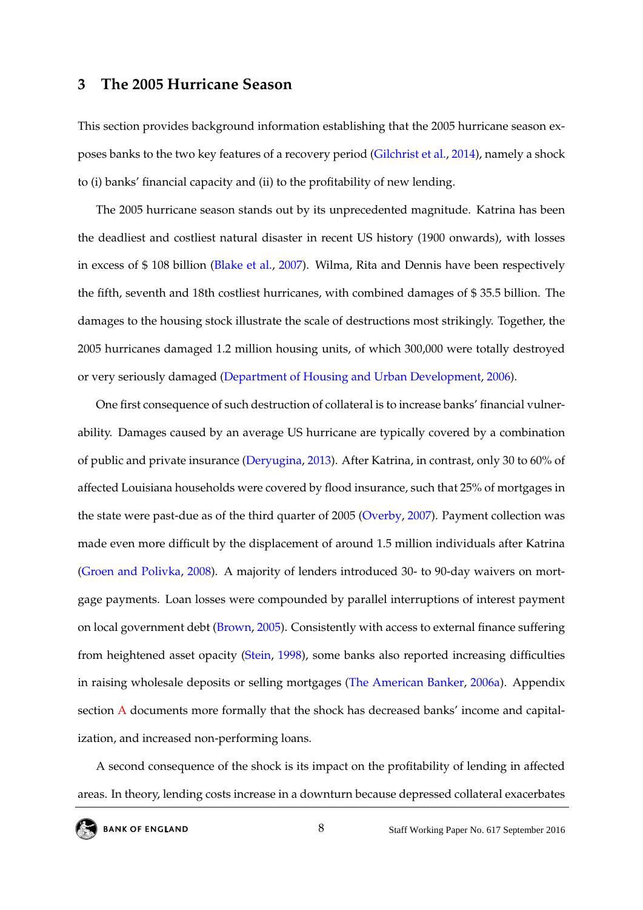## 3 The 2005 Hurricane Season

This section provides background information establishing that the 2005 hurricane season exposes banks to the two key features of a recovery period (Gilchrist et al., 2014), namely a shock to (i) banks' financial capacity and (ii) to the profitability of new lending.

The 2005 hurricane season stands out by its unprecedented magnitude. Katrina has been the deadliest and costliest natural disaster in recent US history (1900 onwards), with losses in excess of $ 108 billion (Blake et al., 2007). Wilma, Rita and Dennis have been respectively the fifth, seventh and 18th costliest hurricanes, with combined damages of $ 35.5 billion. The damages to the housing stock illustrate the scale of destructions most strikingly. Together, the 2005 hurricanes damaged 1.2 million housing units, of which 300,000 were totally destroyed or very seriously damaged (Department of Housing and Urban Development, 2006).

One first consequence of such destruction of collateral is to increase banks' financial vulnerability. Damages caused by an average US hurricane are typically covered by a combination of public and private insurance (Deryugina, 2013). After Katrina, in contrast, only 30 to 60% of affected Louisiana households were covered by flood insurance, such that 25% of mortgages in the state were past-due as of the third quarter of 2005 (Overby, 2007). Payment collection was made even more difficult by the displacement of around 1.5 million individuals after Katrina (Groen and Polivka, 2008). A majority of lenders introduced 30- to 90-day waivers on mortgage payments. Loan losses were compounded by parallel interruptions of interest payment on local government debt (Brown, 2005). Consistently with access to external finance suffering from heightened asset opacity (Stein, 1998), some banks also reported increasing difficulties in raising wholesale deposits or selling mortgages (The American Banker, 2006a). Appendix section A documents more formally that the shock has decreased banks' income and capitalization, and increased non-performing loans.

A second consequence of the shock is its impact on the profitability of lending in affected areas. In theory, lending costs increase in a downturn because depressed collateral exacerbates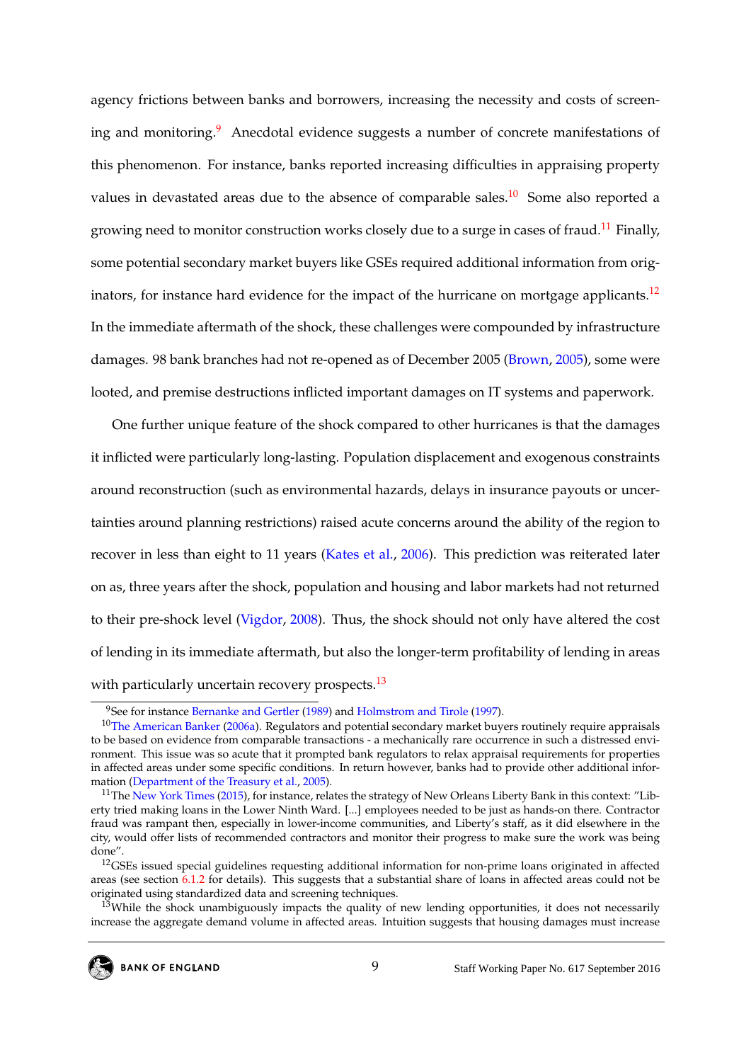agency frictions between banks and borrowers, increasing the necessity and costs of screening and monitoring.[9] Anecdotal evidence suggests a number of concrete manifestations of this phenomenon. For instance, banks reported increasing difficulties in appraising property values in devastated areas due to the absence of comparable sales.[10] Some also reported a growing need to monitor construction works closely due to a surge in cases of fraud.[11] Finally, some potential secondary market buyers like GSEs required additional information from originators, for instance hard evidence for the impact of the hurricane on mortgage applicants.[12] In the immediate aftermath of the shock, these challenges were compounded by infrastructure damages. 98 bank branches had not re-opened as of December 2005 (Brown, 2005), some were looted, and premise destructions inflicted important damages on IT systems and paperwork.

One further unique feature of the shock compared to other hurricanes is that the damages it inflicted were particularly long-lasting. Population displacement and exogenous constraints around reconstruction (such as environmental hazards, delays in insurance payouts or uncertainties around planning restrictions) raised acute concerns around the ability of the region to recover in less than eight to 11 years (Kates et al., 2006). This prediction was reiterated later on as, three years after the shock, population and housing and labor markets had not returned to their pre-shock level (Vigdor, 2008). Thus, the shock should not only have altered the cost of lending in its immediate aftermath, but also the longer-term profitability of lending in areas with particularly uncertain recovery prospects.[13]

---

[9] See for instance Bernanke and Gertler (1989) and Holmstrom and Tirole (1997).

[10] The American Banker (2006a). Regulators and potential secondary market buyers routinely require appraisals to be based on evidence from comparable transactions - a mechanically rare occurrence in such a distressed environment. This issue was so acute that it prompted bank regulators to relax appraisal requirements for properties in affected areas under some specific conditions. In return however, banks had to provide other additional information (Department of the Treasury et al., 2005).

[11] The New York Times (2015), for instance, relates the strategy of New Orleans Liberty Bank in this context: "Liberty tried making loans in the Lower Ninth Ward. [...] employees needed to be just as hands-on there. Contractor fraud was rampant then, especially in lower-income communities, and Liberty's staff, as it did elsewhere in the city, would offer lists of recommended contractors and monitor their progress to make sure the work was being done".

[12] GSEs issued special guidelines requesting additional information for non-prime loans originated in affected areas (see section 6.1.2 for details). This suggests that a substantial share of loans in affected areas could not be originated using standardized data and screening techniques.

[13] While the shock unambiguously impacts the quality of new lending opportunities, it does not necessarily increase the aggregate demand volume in affected areas. Intuition suggests that housing damages must increase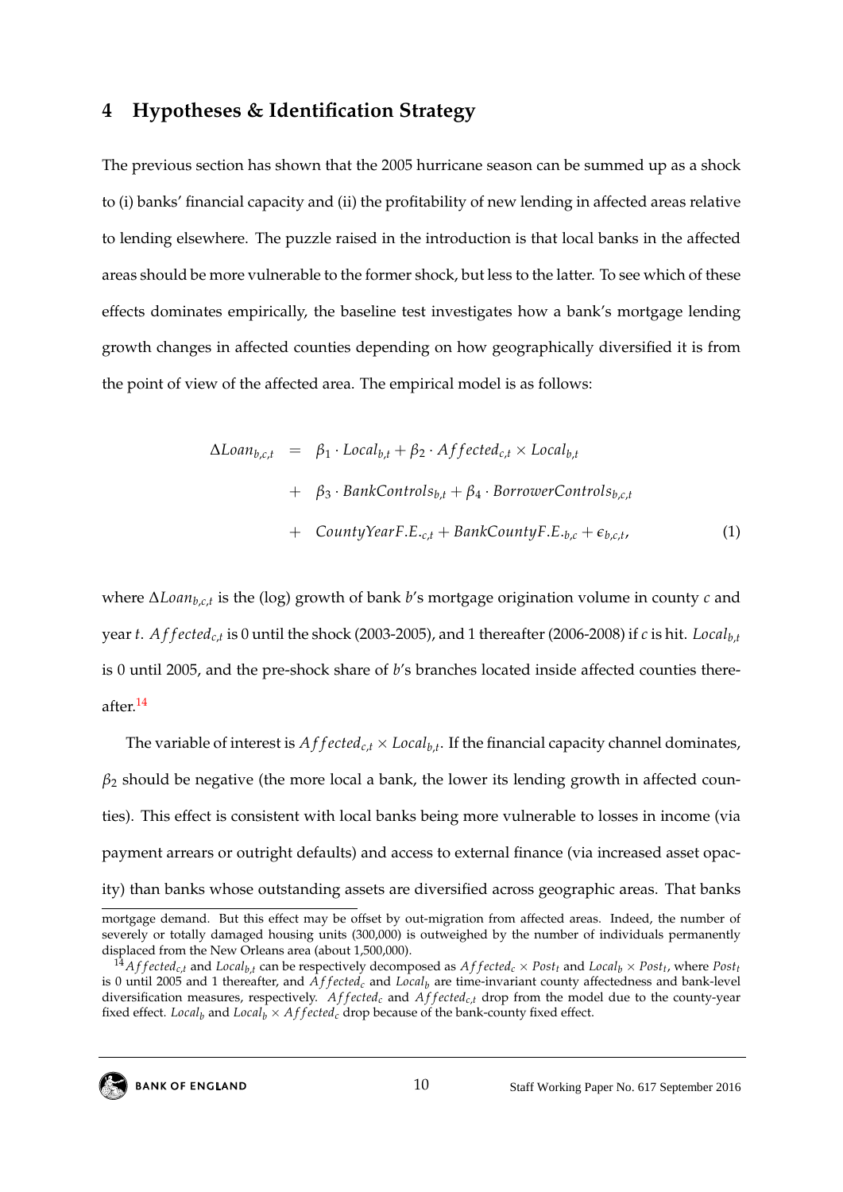## 4 Hypotheses & Identification Strategy

The previous section has shown that the 2005 hurricane season can be summed up as a shock to (i) banks' financial capacity and (ii) the profitability of new lending in affected areas relative to lending elsewhere. The puzzle raised in the introduction is that local banks in the affected areas should be more vulnerable to the former shock, but less to the latter. To see which of these effects dominates empirically, the baseline test investigates how a bank's mortgage lending growth changes in affected counties depending on how geographically diversified it is from the point of view of the affected area. The empirical model is as follows:

$$
\begin{aligned}
\Delta Loan_{b,c,t} &= \beta_1 \cdot Local_{b,t} + \beta_2 \cdot Affected_{c,t} \times Local_{b,t} \\
&+ \beta_3 \cdot BankControls_{b,t} + \beta_4 \cdot BorrowerControls_{b,c,t} \\
&+ CountyYearF.E._{c,t} + BankCountyF.E._{b,c} + \epsilon_{b,c,t}, \qquad (1)
\end{aligned}
$$

where $\Delta Loan_{b,c,t}$ is the (log) growth of bank $b$'s mortgage origination volume in county $c$ and year $t$. $Affected_{c,t}$ is 0 until the shock (2003-2005), and 1 thereafter (2006-2008) if $c$ is hit. $Local_{b,t}$ is 0 until 2005, and the pre-shock share of $b$'s branches located inside affected counties thereafter.[14]

The variable of interest is $Affected_{c,t} \times Local_{b,t}$. If the financial capacity channel dominates, $\beta_2$ should be negative (the more local a bank, the lower its lending growth in affected counties). This effect is consistent with local banks being more vulnerable to losses in income (via payment arrears or outright defaults) and access to external finance (via increased asset opacity) than banks whose outstanding assets are diversified across geographic areas. That banks

---

mortgage demand. But this effect may be offset by out-migration from affected areas. Indeed, the number of severely or totally damaged housing units (300,000) is outweighed by the number of individuals permanently displaced from the New Orleans area (about 1,500,000).

[14] $Affected_{c,t}$ and $Local_{b,t}$ can be respectively decomposed as $Affected_c \times Post_t$ and $Local_b \times Post_t$, where $Post_t$ is 0 until 2005 and 1 thereafter, and $Affected_c$ and $Local_b$ are time-invariant county affectedness and bank-level diversification measures, respectively. $Affected_c$ and $Affected_{c,t}$ drop from the model due to the county-year fixed effect. $Local_b$ and $Local_b \times Affected_c$ drop because of the bank-county fixed effect.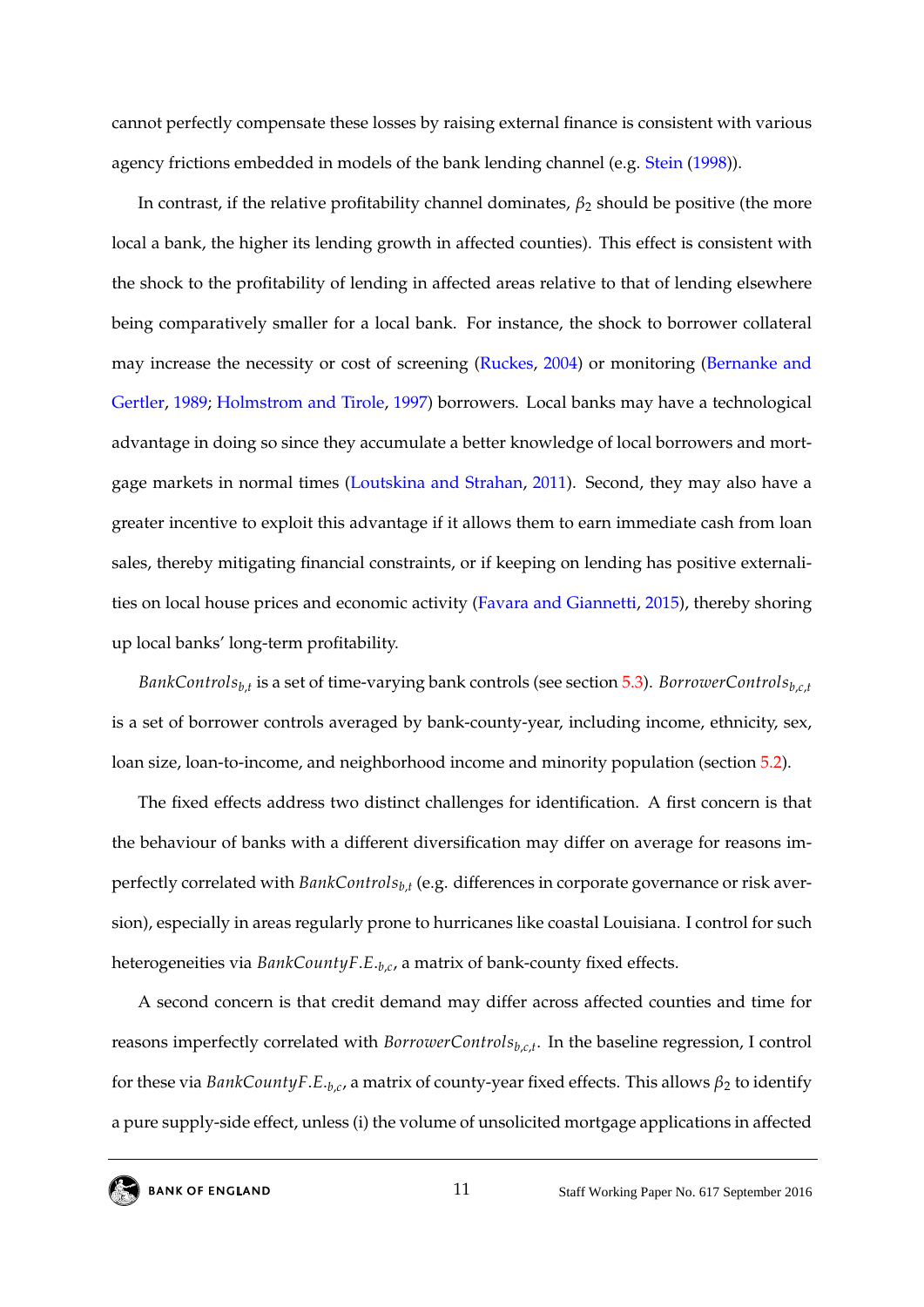cannot perfectly compensate these losses by raising external finance is consistent with various agency frictions embedded in models of the bank lending channel (e.g. Stein (1998)).

In contrast, if the relative profitability channel dominates, $\beta_2$ should be positive (the more local a bank, the higher its lending growth in affected counties). This effect is consistent with the shock to the profitability of lending in affected areas relative to that of lending elsewhere being comparatively smaller for a local bank. For instance, the shock to borrower collateral may increase the necessity or cost of screening (Ruckes, 2004) or monitoring (Bernanke and Gertler, 1989; Holmstrom and Tirole, 1997) borrowers. Local banks may have a technological advantage in doing so since they accumulate a better knowledge of local borrowers and mortgage markets in normal times (Loutskina and Strahan, 2011). Second, they may also have a greater incentive to exploit this advantage if it allows them to earn immediate cash from loan sales, thereby mitigating financial constraints, or if keeping on lending has positive externalities on local house prices and economic activity (Favara and Giannetti, 2015), thereby shoring up local banks' long-term profitability.

$BankControls_{b,t}$ is a set of time-varying bank controls (see section 5.3). $BorrowerControls_{b,c,t}$ is a set of borrower controls averaged by bank-county-year, including income, ethnicity, sex, loan size, loan-to-income, and neighborhood income and minority population (section 5.2).

The fixed effects address two distinct challenges for identification. A first concern is that the behaviour of banks with a different diversification may differ on average for reasons imperfectly correlated with $BankControls_{b,t}$ (e.g. differences in corporate governance or risk aversion), especially in areas regularly prone to hurricanes like coastal Louisiana. I control for such heterogeneities via $BankCountyF.E._{b,c}$, a matrix of bank-county fixed effects.

A second concern is that credit demand may differ across affected counties and time for reasons imperfectly correlated with $BorrowerControls_{b,c,t}$. In the baseline regression, I control for these via $BankCountyF.E._{b,c}$, a matrix of county-year fixed effects. This allows $\beta_2$ to identify a pure supply-side effect, unless (i) the volume of unsolicited mortgage applications in affected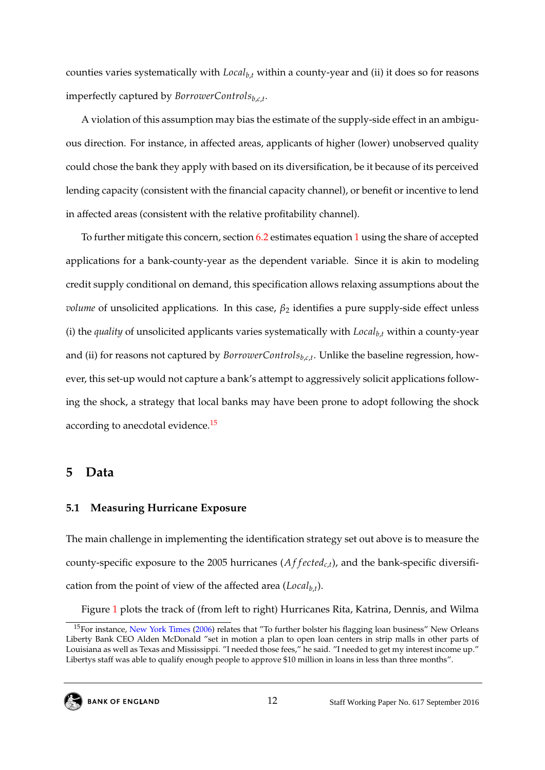counties varies systematically with $Local_{b,t}$ within a county-year and (ii) it does so for reasons imperfectly captured by $BorrowerControls_{b,c,t}$.

A violation of this assumption may bias the estimate of the supply-side effect in an ambiguous direction. For instance, in affected areas, applicants of higher (lower) unobserved quality could chose the bank they apply with based on its diversification, be it because of its perceived lending capacity (consistent with the financial capacity channel), or benefit or incentive to lend in affected areas (consistent with the relative profitability channel).

To further mitigate this concern, section 6.2 estimates equation 1 using the share of accepted applications for a bank-county-year as the dependent variable. Since it is akin to modeling credit supply conditional on demand, this specification allows relaxing assumptions about the *volume* of unsolicited applications. In this case, $\beta_2$ identifies a pure supply-side effect unless (i) the *quality* of unsolicited applicants varies systematically with $Local_{b,t}$ within a county-year and (ii) for reasons not captured by $BorrowerControls_{b,c,t}$. Unlike the baseline regression, however, this set-up would not capture a bank's attempt to aggressively solicit applications following the shock, a strategy that local banks may have been prone to adopt following the shock according to anecdotal evidence.[15]

## 5 Data

### 5.1 Measuring Hurricane Exposure

The main challenge in implementing the identification strategy set out above is to measure the county-specific exposure to the 2005 hurricanes ($Affected_{c,t}$), and the bank-specific diversification from the point of view of the affected area ($Local_{b,t}$).

Figure 1 plots the track of (from left to right) Hurricanes Rita, Katrina, Dennis, and Wilma

[15] For instance, New York Times (2006) relates that "To further bolster his flagging loan business" New Orleans Liberty Bank CEO Alden McDonald "set in motion a plan to open loan centers in strip malls in other parts of Louisiana as well as Texas and Mississippi. "I needed those fees," he said. "I needed to get my interest income up." Libertys staff was able to qualify enough people to approve $10 million in loans in less than three months".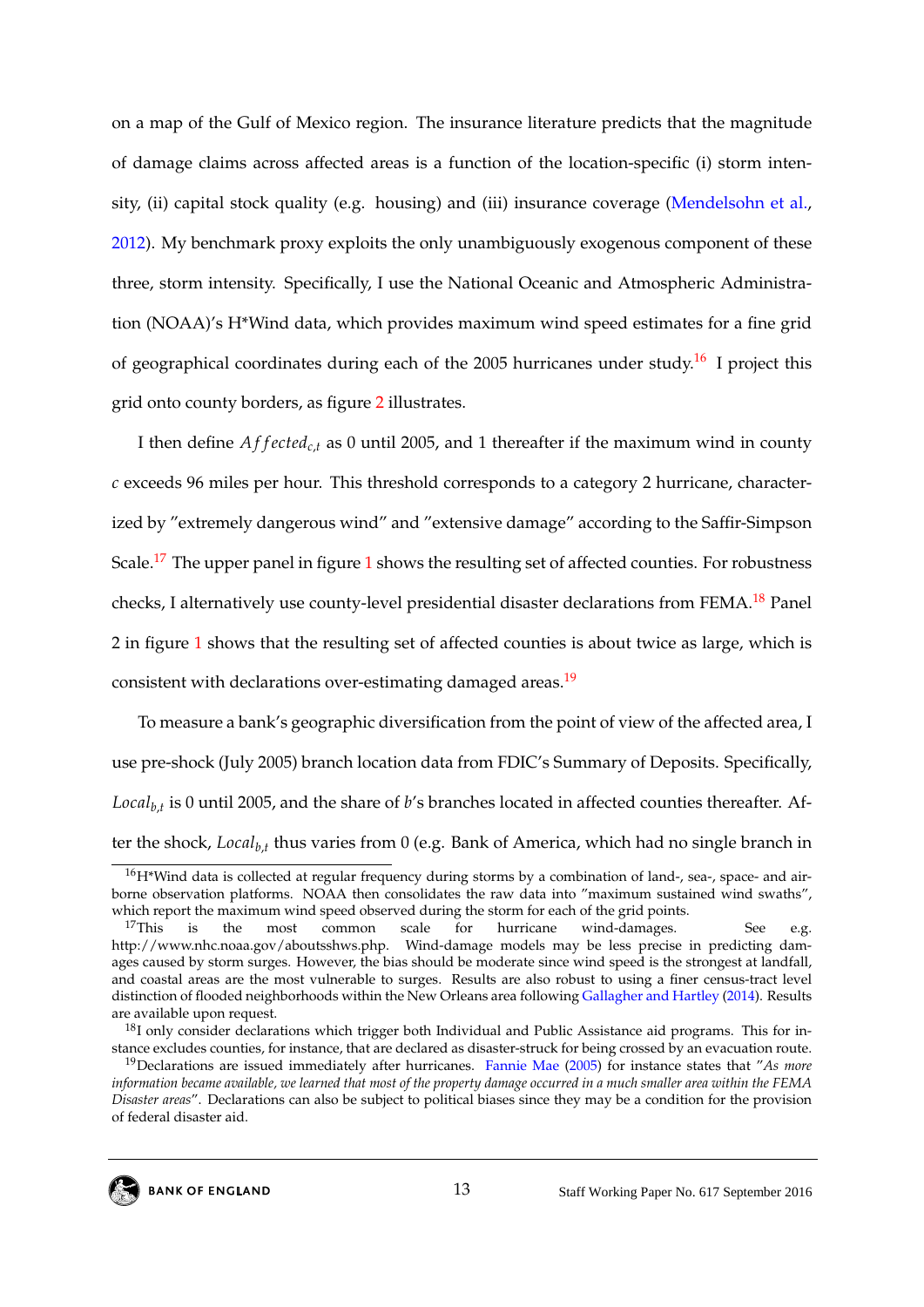on a map of the Gulf of Mexico region. The insurance literature predicts that the magnitude of damage claims across affected areas is a function of the location-specific (i) storm intensity, (ii) capital stock quality (e.g. housing) and (iii) insurance coverage (Mendelsohn et al., 2012). My benchmark proxy exploits the only unambiguously exogenous component of these three, storm intensity. Specifically, I use the National Oceanic and Atmospheric Administration (NOAA)'s H*Wind data, which provides maximum wind speed estimates for a fine grid of geographical coordinates during each of the 2005 hurricanes under study.[16] I project this grid onto county borders, as figure 2 illustrates.

I then define $Affected_{c,t}$ as 0 until 2005, and 1 thereafter if the maximum wind in county $c$ exceeds 96 miles per hour. This threshold corresponds to a category 2 hurricane, characterized by "extremely dangerous wind" and "extensive damage" according to the Saffir-Simpson Scale.[17] The upper panel in figure 1 shows the resulting set of affected counties. For robustness checks, I alternatively use county-level presidential disaster declarations from FEMA.[18] Panel 2 in figure 1 shows that the resulting set of affected counties is about twice as large, which is consistent with declarations over-estimating damaged areas.[19]

To measure a bank's geographic diversification from the point of view of the affected area, I use pre-shock (July 2005) branch location data from FDIC's Summary of Deposits. Specifically, $Local_{b,t}$ is 0 until 2005, and the share of $b$'s branches located in affected counties thereafter. After the shock, $Local_{b,t}$ thus varies from 0 (e.g. Bank of America, which had no single branch in

[16] H*Wind data is collected at regular frequency during storms by a combination of land-, sea-, space- and airborne observation platforms. NOAA then consolidates the raw data into "maximum sustained wind swaths", which report the maximum wind speed observed during the storm for each of the grid points.

[17] This is the most common scale for hurricane wind-damages. See e.g. http://www.nhc.noaa.gov/aboutsshws.php. Wind-damage models may be less precise in predicting damages caused by storm surges. However, the bias should be moderate since wind speed is the strongest at landfall, and coastal areas are the most vulnerable to surges. Results are also robust to using a finer census-tract level distinction of flooded neighborhoods within the New Orleans area following Gallagher and Hartley (2014). Results are available upon request.

[18] I only consider declarations which trigger both Individual and Public Assistance aid programs. This for instance excludes counties, for instance, that are declared as disaster-struck for being crossed by an evacuation route.

[19] Declarations are issued immediately after hurricanes. Fannie Mae (2005) for instance states that "*As more information became available, we learned that most of the property damage occurred in a much smaller area within the FEMA Disaster areas*". Declarations can also be subject to political biases since they may be a condition for the provision of federal disaster aid.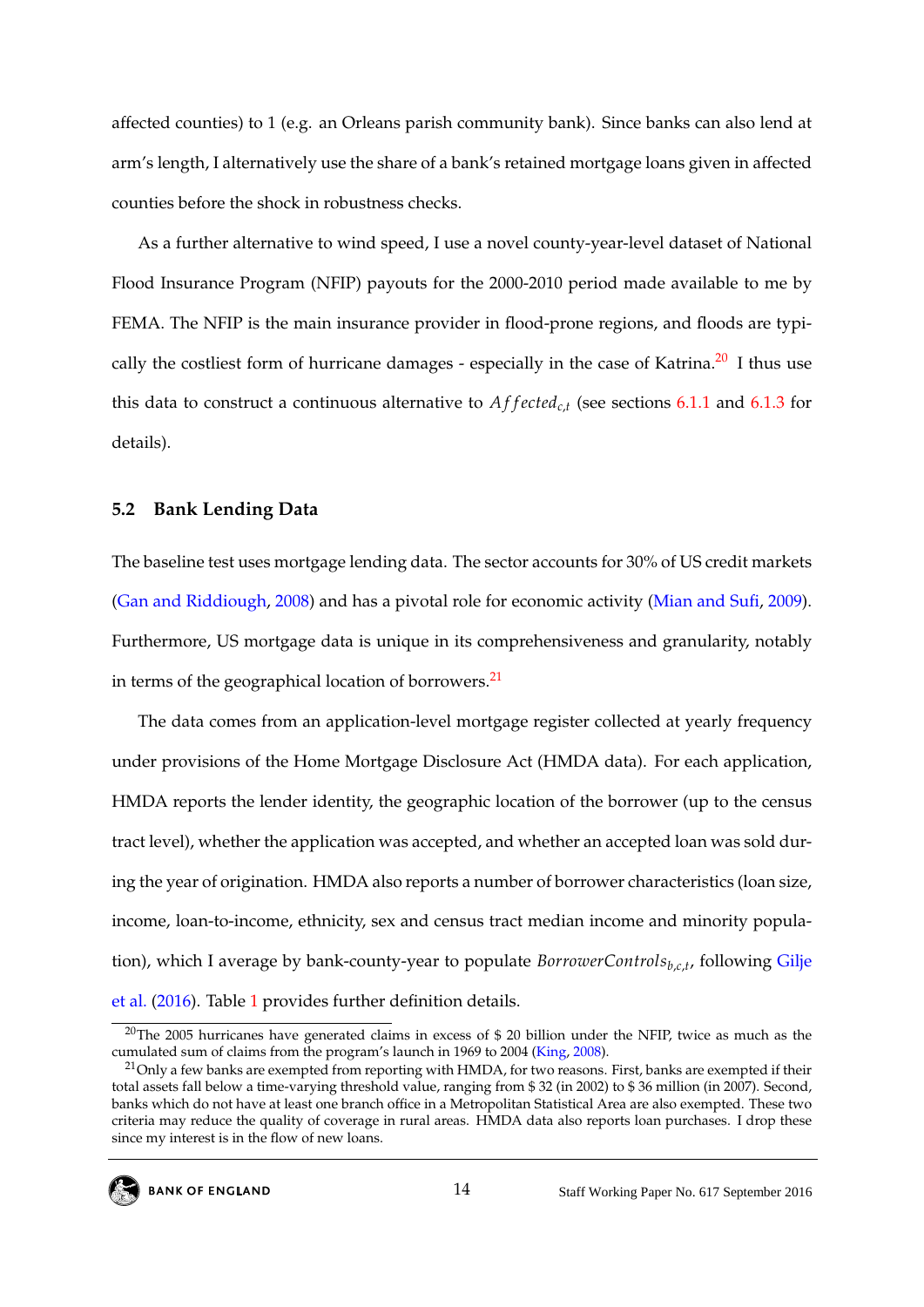affected counties) to 1 (e.g. an Orleans parish community bank). Since banks can also lend at arm's length, I alternatively use the share of a bank's retained mortgage loans given in affected counties before the shock in robustness checks.

As a further alternative to wind speed, I use a novel county-year-level dataset of National Flood Insurance Program (NFIP) payouts for the 2000-2010 period made available to me by FEMA. The NFIP is the main insurance provider in flood-prone regions, and floods are typically the costliest form of hurricane damages - especially in the case of Katrina.[20] I thus use this data to construct a continuous alternative to $Affected_{c,t}$ (see sections 6.1.1 and 6.1.3 for details).

### 5.2 Bank Lending Data

The baseline test uses mortgage lending data. The sector accounts for 30% of US credit markets (Gan and Riddiough, 2008) and has a pivotal role for economic activity (Mian and Sufi, 2009). Furthermore, US mortgage data is unique in its comprehensiveness and granularity, notably in terms of the geographical location of borrowers.[21]

The data comes from an application-level mortgage register collected at yearly frequency under provisions of the Home Mortgage Disclosure Act (HMDA data). For each application, HMDA reports the lender identity, the geographic location of the borrower (up to the census tract level), whether the application was accepted, and whether an accepted loan was sold during the year of origination. HMDA also reports a number of borrower characteristics (loan size, income, loan-to-income, ethnicity, sex and census tract median income and minority population), which I average by bank-county-year to populate $BorrowerControls_{b,c,t}$, following Gilje et al. (2016). Table 1 provides further definition details.

[20] The 2005 hurricanes have generated claims in excess of $ 20 billion under the NFIP, twice as much as the cumulated sum of claims from the program's launch in 1969 to 2004 (King, 2008).

[21] Only a few banks are exempted from reporting with HMDA, for two reasons. First, banks are exempted if their total assets fall below a time-varying threshold value, ranging from $ 32 (in 2002) to $ 36 million (in 2007). Second, banks which do not have at least one branch office in a Metropolitan Statistical Area are also exempted. These two criteria may reduce the quality of coverage in rural areas. HMDA data also reports loan purchases. I drop these since my interest is in the flow of new loans.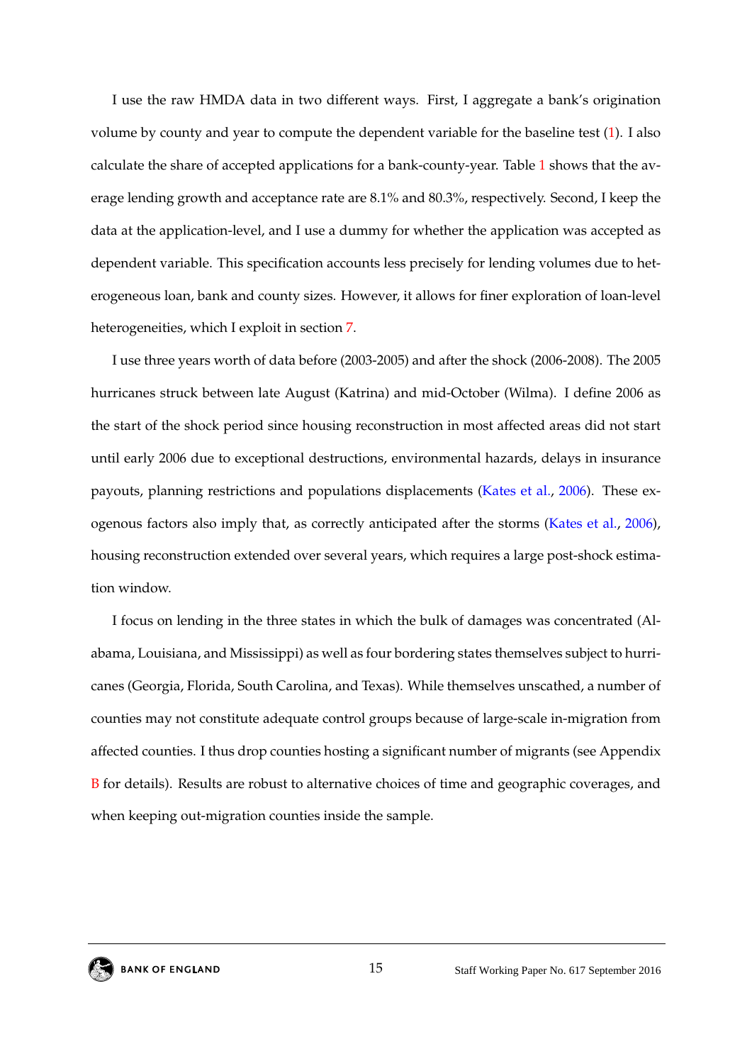I use the raw HMDA data in two different ways. First, I aggregate a bank's origination volume by county and year to compute the dependent variable for the baseline test (1). I also calculate the share of accepted applications for a bank-county-year. Table 1 shows that the average lending growth and acceptance rate are 8.1% and 80.3%, respectively. Second, I keep the data at the application-level, and I use a dummy for whether the application was accepted as dependent variable. This specification accounts less precisely for lending volumes due to heterogeneous loan, bank and county sizes. However, it allows for finer exploration of loan-level heterogeneities, which I exploit in section 7.

I use three years worth of data before (2003-2005) and after the shock (2006-2008). The 2005 hurricanes struck between late August (Katrina) and mid-October (Wilma). I define 2006 as the start of the shock period since housing reconstruction in most affected areas did not start until early 2006 due to exceptional destructions, environmental hazards, delays in insurance payouts, planning restrictions and populations displacements (Kates et al., 2006). These exogenous factors also imply that, as correctly anticipated after the storms (Kates et al., 2006), housing reconstruction extended over several years, which requires a large post-shock estimation window.

I focus on lending in the three states in which the bulk of damages was concentrated (Alabama, Louisiana, and Mississippi) as well as four bordering states themselves subject to hurricanes (Georgia, Florida, South Carolina, and Texas). While themselves unscathed, a number of counties may not constitute adequate control groups because of large-scale in-migration from affected counties. I thus drop counties hosting a significant number of migrants (see Appendix B for details). Results are robust to alternative choices of time and geographic coverages, and when keeping out-migration counties inside the sample.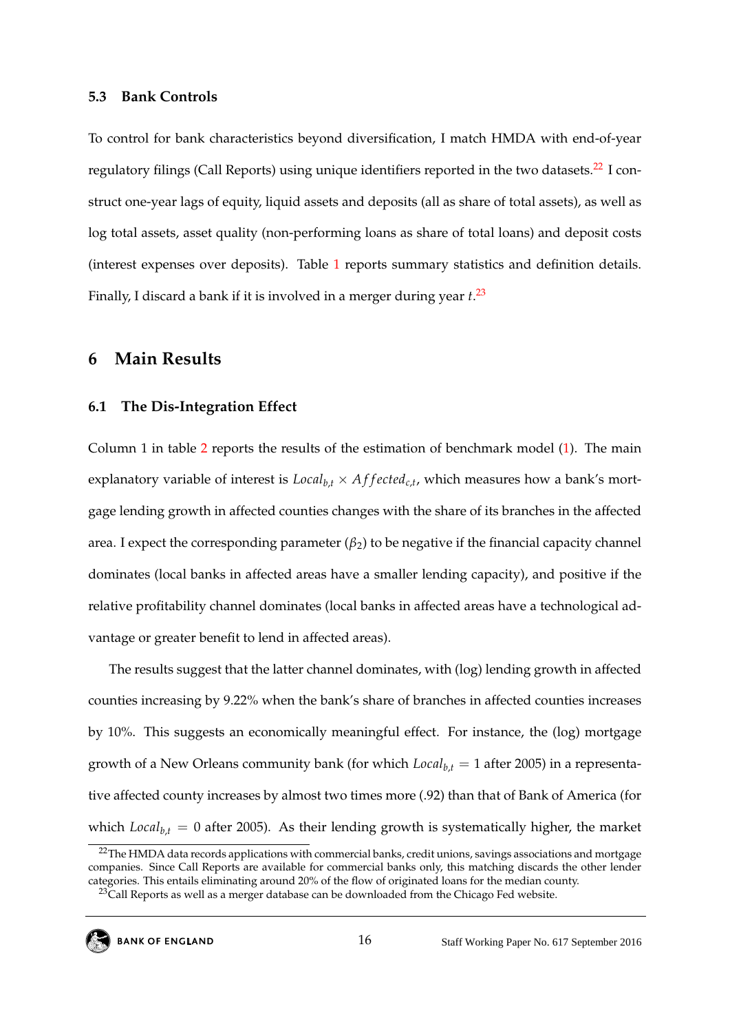### 5.3 Bank Controls

To control for bank characteristics beyond diversification, I match HMDA with end-of-year regulatory filings (Call Reports) using unique identifiers reported in the two datasets.[22] I construct one-year lags of equity, liquid assets and deposits (all as share of total assets), as well as log total assets, asset quality (non-performing loans as share of total loans) and deposit costs (interest expenses over deposits). Table 1 reports summary statistics and definition details. Finally, I discard a bank if it is involved in a merger during year $t$.[23]

## 6 Main Results

### 6.1 The Dis-Integration Effect

Column 1 in table 2 reports the results of the estimation of benchmark model (1). The main explanatory variable of interest is $Local_{b,t} \times Affected_{c,t}$, which measures how a bank's mortgage lending growth in affected counties changes with the share of its branches in the affected area. I expect the corresponding parameter ($\beta_2$) to be negative if the financial capacity channel dominates (local banks in affected areas have a smaller lending capacity), and positive if the relative profitability channel dominates (local banks in affected areas have a technological advantage or greater benefit to lend in affected areas).

The results suggest that the latter channel dominates, with (log) lending growth in affected counties increasing by 9.22% when the bank's share of branches in affected counties increases by 10%. This suggests an economically meaningful effect. For instance, the (log) mortgage growth of a New Orleans community bank (for which $Local_{b,t} = 1$ after 2005) in a representative affected county increases by almost two times more (.92) than that of Bank of America (for which $Local_{b,t} = 0$ after 2005). As their lending growth is systematically higher, the market

[22] The HMDA data records applications with commercial banks, credit unions, savings associations and mortgage companies. Since Call Reports are available for commercial banks only, this matching discards the other lender categories. This entails eliminating around 20% of the flow of originated loans for the median county.

[23] Call Reports as well as a merger database can be downloaded from the Chicago Fed website.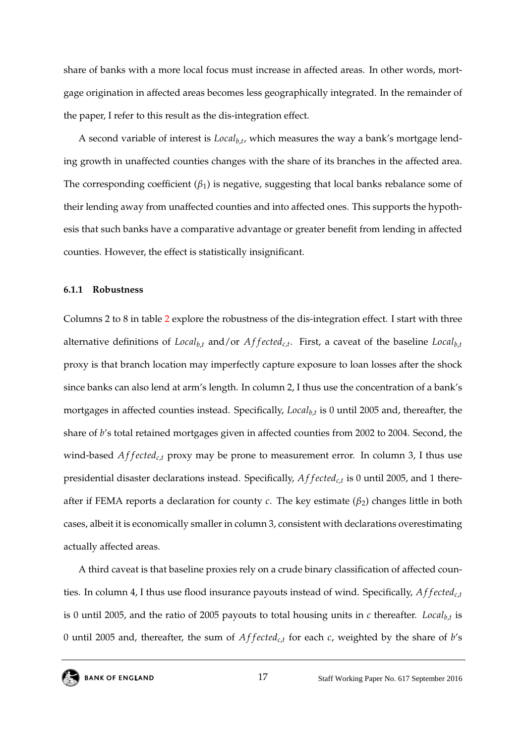share of banks with a more local focus must increase in affected areas. In other words, mortgage origination in affected areas becomes less geographically integrated. In the remainder of the paper, I refer to this result as the dis-integration effect.

A second variable of interest is $Local_{b,t}$, which measures the way a bank's mortgage lending growth in unaffected counties changes with the share of its branches in the affected area. The corresponding coefficient ($\beta_1$) is negative, suggesting that local banks rebalance some of their lending away from unaffected counties and into affected ones. This supports the hypothesis that such banks have a comparative advantage or greater benefit from lending in affected counties. However, the effect is statistically insignificant.

#### 6.1.1 Robustness

Columns 2 to 8 in table 2 explore the robustness of the dis-integration effect. I start with three alternative definitions of $Local_{b,t}$ and/or $Affected_{c,t}$. First, a caveat of the baseline $Local_{b,t}$ proxy is that branch location may imperfectly capture exposure to loan losses after the shock since banks can also lend at arm's length. In column 2, I thus use the concentration of a bank's mortgages in affected counties instead. Specifically, $Local_{b,t}$ is 0 until 2005 and, thereafter, the share of $b$'s total retained mortgages given in affected counties from 2002 to 2004. Second, the wind-based $Affected_{c,t}$ proxy may be prone to measurement error. In column 3, I thus use presidential disaster declarations instead. Specifically, $Affected_{c,t}$ is 0 until 2005, and 1 thereafter if FEMA reports a declaration for county $c$. The key estimate ($\beta_2$) changes little in both cases, albeit it is economically smaller in column 3, consistent with declarations overestimating actually affected areas.

A third caveat is that baseline proxies rely on a crude binary classification of affected counties. In column 4, I thus use flood insurance payouts instead of wind. Specifically, $Affected_{c,t}$ is 0 until 2005, and the ratio of 2005 payouts to total housing units in $c$ thereafter. $Local_{b,t}$ is 0 until 2005 and, thereafter, the sum of $Affected_{c,t}$ for each $c$, weighted by the share of $b$'s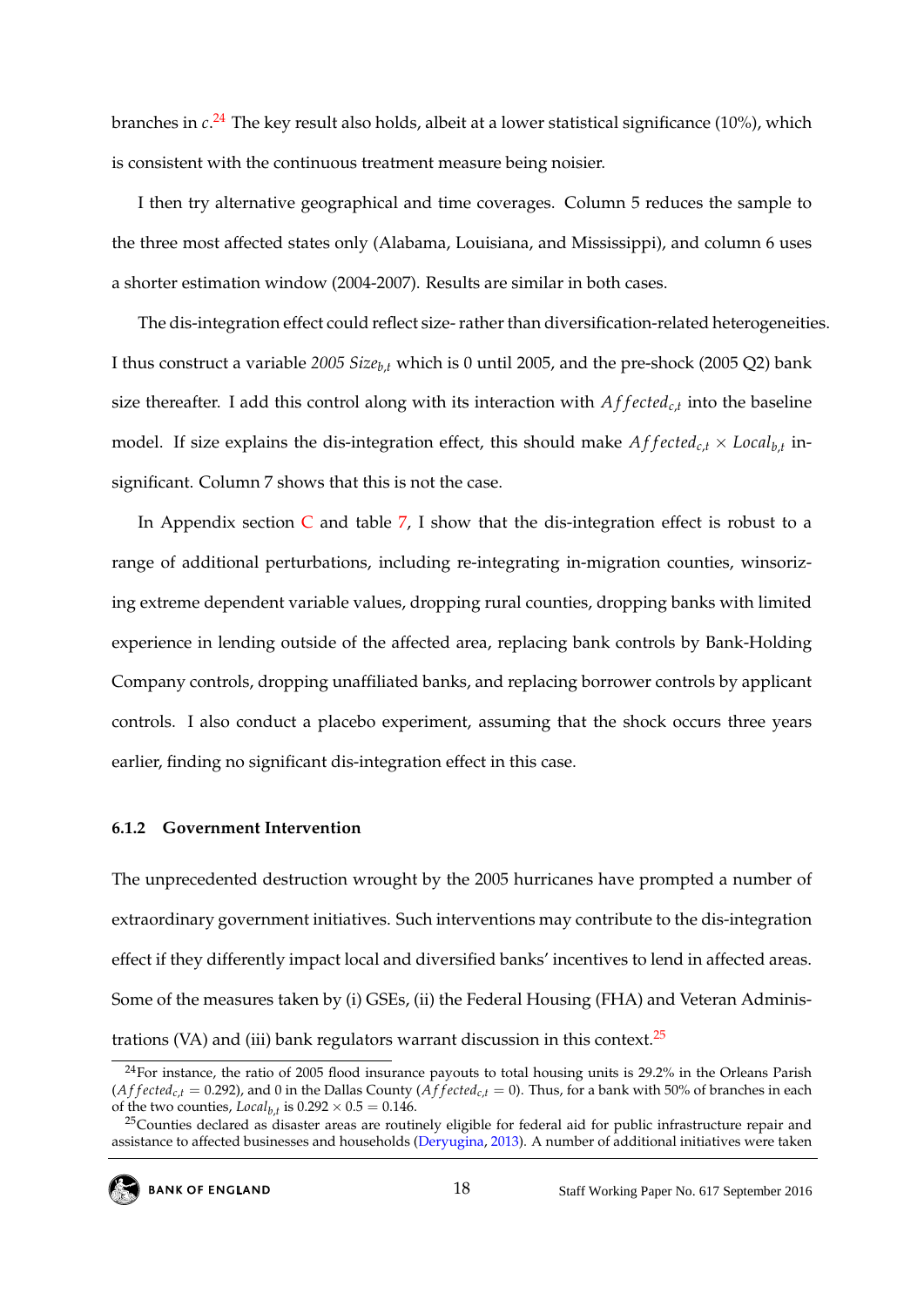branches in $c$.[24] The key result also holds, albeit at a lower statistical significance (10%), which is consistent with the continuous treatment measure being noisier.

I then try alternative geographical and time coverages. Column 5 reduces the sample to the three most affected states only (Alabama, Louisiana, and Mississippi), and column 6 uses a shorter estimation window (2004-2007). Results are similar in both cases.

The dis-integration effect could reflect size- rather than diversification-related heterogeneities. I thus construct a variable *2005 Size*$_{b,t}$ which is 0 until 2005, and the pre-shock (2005 Q2) bank size thereafter. I add this control along with its interaction with $Affected_{c,t}$ into the baseline model. If size explains the dis-integration effect, this should make $Affected_{c,t} \times Local_{b,t}$ insignificant. Column 7 shows that this is not the case.

In Appendix section C and table 7, I show that the dis-integration effect is robust to a range of additional perturbations, including re-integrating in-migration counties, winsorizing extreme dependent variable values, dropping rural counties, dropping banks with limited experience in lending outside of the affected area, replacing bank controls by Bank-Holding Company controls, dropping unaffiliated banks, and replacing borrower controls by applicant controls. I also conduct a placebo experiment, assuming that the shock occurs three years earlier, finding no significant dis-integration effect in this case.

#### 6.1.2 Government Intervention

The unprecedented destruction wrought by the 2005 hurricanes have prompted a number of extraordinary government initiatives. Such interventions may contribute to the dis-integration effect if they differently impact local and diversified banks' incentives to lend in affected areas. Some of the measures taken by (i) GSEs, (ii) the Federal Housing (FHA) and Veteran Administrations (VA) and (iii) bank regulators warrant discussion in this context.[25]

[24] For instance, the ratio of 2005 flood insurance payouts to total housing units is 29.2% in the Orleans Parish ($Affected_{c,t} = 0.292$), and 0 in the Dallas County ($Affected_{c,t} = 0$). Thus, for a bank with 50% of branches in each of the two counties, $Local_{b,t}$ is $0.292 \times 0.5 = 0.146$.

[25] Counties declared as disaster areas are routinely eligible for federal aid for public infrastructure repair and assistance to affected businesses and households (Deryugina, 2013). A number of additional initiatives were taken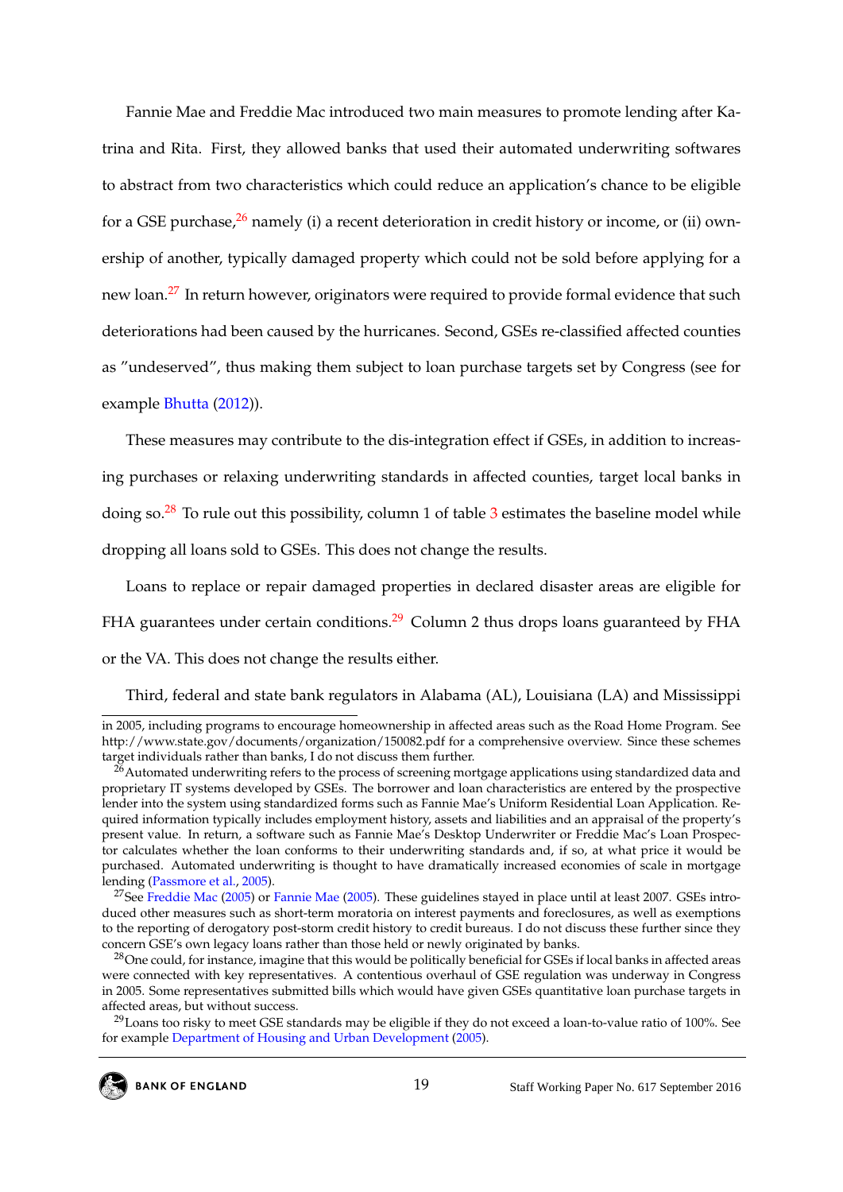Fannie Mae and Freddie Mac introduced two main measures to promote lending after Katrina and Rita. First, they allowed banks that used their automated underwriting softwares to abstract from two characteristics which could reduce an application's chance to be eligible for a GSE purchase,[26] namely (i) a recent deterioration in credit history or income, or (ii) ownership of another, typically damaged property which could not be sold before applying for a new loan.[27] In return however, originators were required to provide formal evidence that such deteriorations had been caused by the hurricanes. Second, GSEs re-classified affected counties as "undeserved", thus making them subject to loan purchase targets set by Congress (see for example Bhutta (2012)).

These measures may contribute to the dis-integration effect if GSEs, in addition to increasing purchases or relaxing underwriting standards in affected counties, target local banks in doing so.[28] To rule out this possibility, column 1 of table 3 estimates the baseline model while dropping all loans sold to GSEs. This does not change the results.

Loans to replace or repair damaged properties in declared disaster areas are eligible for FHA guarantees under certain conditions.[29] Column 2 thus drops loans guaranteed by FHA or the VA. This does not change the results either.

Third, federal and state bank regulators in Alabama (AL), Louisiana (LA) and Mississippi

---

in 2005, including programs to encourage homeownership in affected areas such as the Road Home Program. See http://www.state.gov/documents/organization/150082.pdf for a comprehensive overview. Since these schemes target individuals rather than banks, I do not discuss them further.

[26] Automated underwriting refers to the process of screening mortgage applications using standardized data and proprietary IT systems developed by GSEs. The borrower and loan characteristics are entered by the prospective lender into the system using standardized forms such as Fannie Mae's Uniform Residential Loan Application. Required information typically includes employment history, assets and liabilities and an appraisal of the property's present value. In return, a software such as Fannie Mae's Desktop Underwriter or Freddie Mac's Loan Prospector calculates whether the loan conforms to their underwriting standards and, if so, at what price it would be purchased. Automated underwriting is thought to have dramatically increased economies of scale in mortgage lending (Passmore et al., 2005).

[27] See Freddie Mac (2005) or Fannie Mae (2005). These guidelines stayed in place until at least 2007. GSEs introduced other measures such as short-term moratoria on interest payments and foreclosures, as well as exemptions to the reporting of derogatory post-storm credit history to credit bureaus. I do not discuss these further since they concern GSE's own legacy loans rather than those held or newly originated by banks.

[28] One could, for instance, imagine that this would be politically beneficial for GSEs if local banks in affected areas were connected with key representatives. A contentious overhaul of GSE regulation was underway in Congress in 2005. Some representatives submitted bills which would have given GSEs quantitative loan purchase targets in affected areas, but without success.

[29] Loans too risky to meet GSE standards may be eligible if they do not exceed a loan-to-value ratio of 100%. See for example Department of Housing and Urban Development (2005).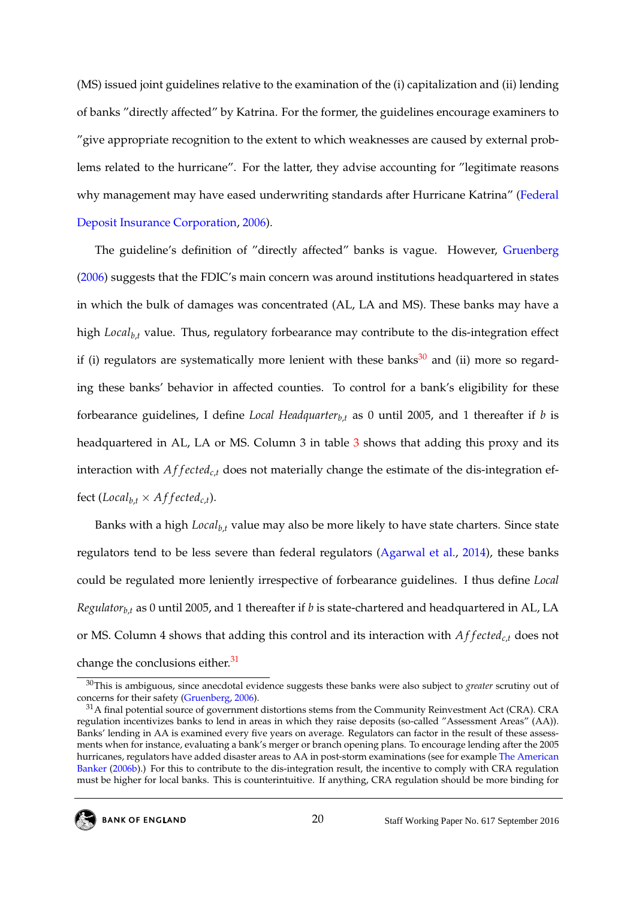(MS) issued joint guidelines relative to the examination of the (i) capitalization and (ii) lending of banks "directly affected" by Katrina. For the former, the guidelines encourage examiners to "give appropriate recognition to the extent to which weaknesses are caused by external problems related to the hurricane". For the latter, they advise accounting for "legitimate reasons why management may have eased underwriting standards after Hurricane Katrina" (Federal Deposit Insurance Corporation, 2006).

The guideline's definition of "directly affected" banks is vague. However, Gruenberg (2006) suggests that the FDIC's main concern was around institutions headquartered in states in which the bulk of damages was concentrated (AL, LA and MS). These banks may have a high $Local_{b,t}$ value. Thus, regulatory forbearance may contribute to the dis-integration effect if (i) regulators are systematically more lenient with these banks[30] and (ii) more so regarding these banks' behavior in affected counties. To control for a bank's eligibility for these forbearance guidelines, I define $Local\ Headquarter_{b,t}$ as 0 until 2005, and 1 thereafter if $b$ is headquartered in AL, LA or MS. Column 3 in table 3 shows that adding this proxy and its interaction with $Affected_{c,t}$ does not materially change the estimate of the dis-integration effect ($Local_{b,t} \times Affected_{c,t}$).

Banks with a high $Local_{b,t}$ value may also be more likely to have state charters. Since state regulators tend to be less severe than federal regulators (Agarwal et al., 2014), these banks could be regulated more leniently irrespective of forbearance guidelines. I thus define $Local\ Regulator_{b,t}$ as 0 until 2005, and 1 thereafter if $b$ is state-chartered and headquartered in AL, LA or MS. Column 4 shows that adding this control and its interaction with $Affected_{c,t}$ does not change the conclusions either.[31]

[30] This is ambiguous, since anecdotal evidence suggests these banks were also subject to *greater* scrutiny out of concerns for their safety (Gruenberg, 2006).

[31] A final potential source of government distortions stems from the Community Reinvestment Act (CRA). CRA regulation incentivizes banks to lend in areas in which they raise deposits (so-called "Assessment Areas" (AA)). Banks' lending in AA is examined every five years on average. Regulators can factor in the result of these assessments when for instance, evaluating a bank's merger or branch opening plans. To encourage lending after the 2005 hurricanes, regulators have added disaster areas to AA in post-storm examinations (see for example The American Banker (2006b).) For this to contribute to the dis-integration result, the incentive to comply with CRA regulation must be higher for local banks. This is counterintuitive. If anything, CRA regulation should be more binding for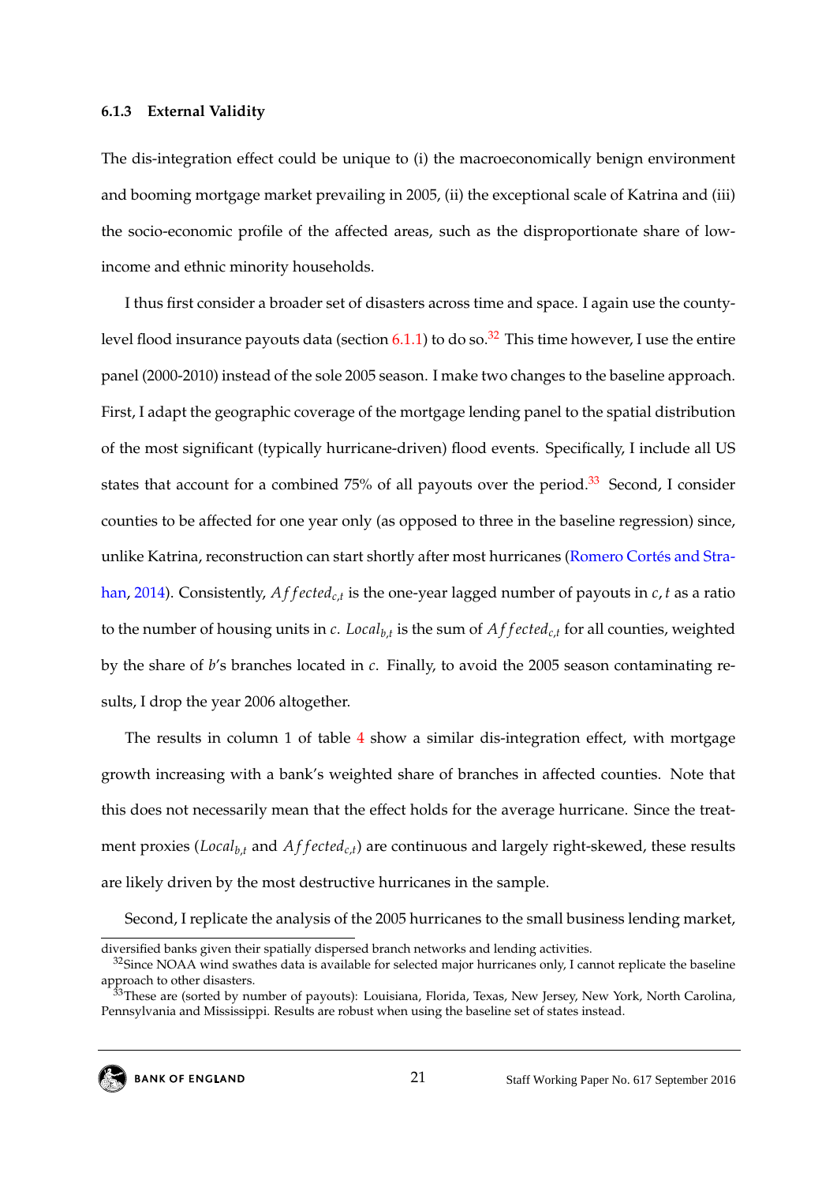#### 6.1.3 External Validity

The dis-integration effect could be unique to (i) the macroeconomically benign environment and booming mortgage market prevailing in 2005, (ii) the exceptional scale of Katrina and (iii) the socio-economic profile of the affected areas, such as the disproportionate share of low-income and ethnic minority households.

I thus first consider a broader set of disasters across time and space. I again use the county-level flood insurance payouts data (section 6.1.1) to do so.[32] This time however, I use the entire panel (2000-2010) instead of the sole 2005 season. I make two changes to the baseline approach. First, I adapt the geographic coverage of the mortgage lending panel to the spatial distribution of the most significant (typically hurricane-driven) flood events. Specifically, I include all US states that account for a combined 75% of all payouts over the period.[33] Second, I consider counties to be affected for one year only (as opposed to three in the baseline regression) since, unlike Katrina, reconstruction can start shortly after most hurricanes (Romero Cortés and Strahan, 2014). Consistently, $Affected_{c,t}$ is the one-year lagged number of payouts in $c, t$ as a ratio to the number of housing units in $c$. $Local_{b,t}$ is the sum of $Affected_{c,t}$ for all counties, weighted by the share of $b$'s branches located in $c$. Finally, to avoid the 2005 season contaminating results, I drop the year 2006 altogether.

The results in column 1 of table 4 show a similar dis-integration effect, with mortgage growth increasing with a bank's weighted share of branches in affected counties. Note that this does not necessarily mean that the effect holds for the average hurricane. Since the treatment proxies ($Local_{b,t}$ and $Affected_{c,t}$) are continuous and largely right-skewed, these results are likely driven by the most destructive hurricanes in the sample.

Second, I replicate the analysis of the 2005 hurricanes to the small business lending market,

diversified banks given their spatially dispersed branch networks and lending activities.

[32] Since NOAA wind swathes data is available for selected major hurricanes only, I cannot replicate the baseline approach to other disasters.

[33] These are (sorted by number of payouts): Louisiana, Florida, Texas, New Jersey, New York, North Carolina, Pennsylvania and Mississippi. Results are robust when using the baseline set of states instead.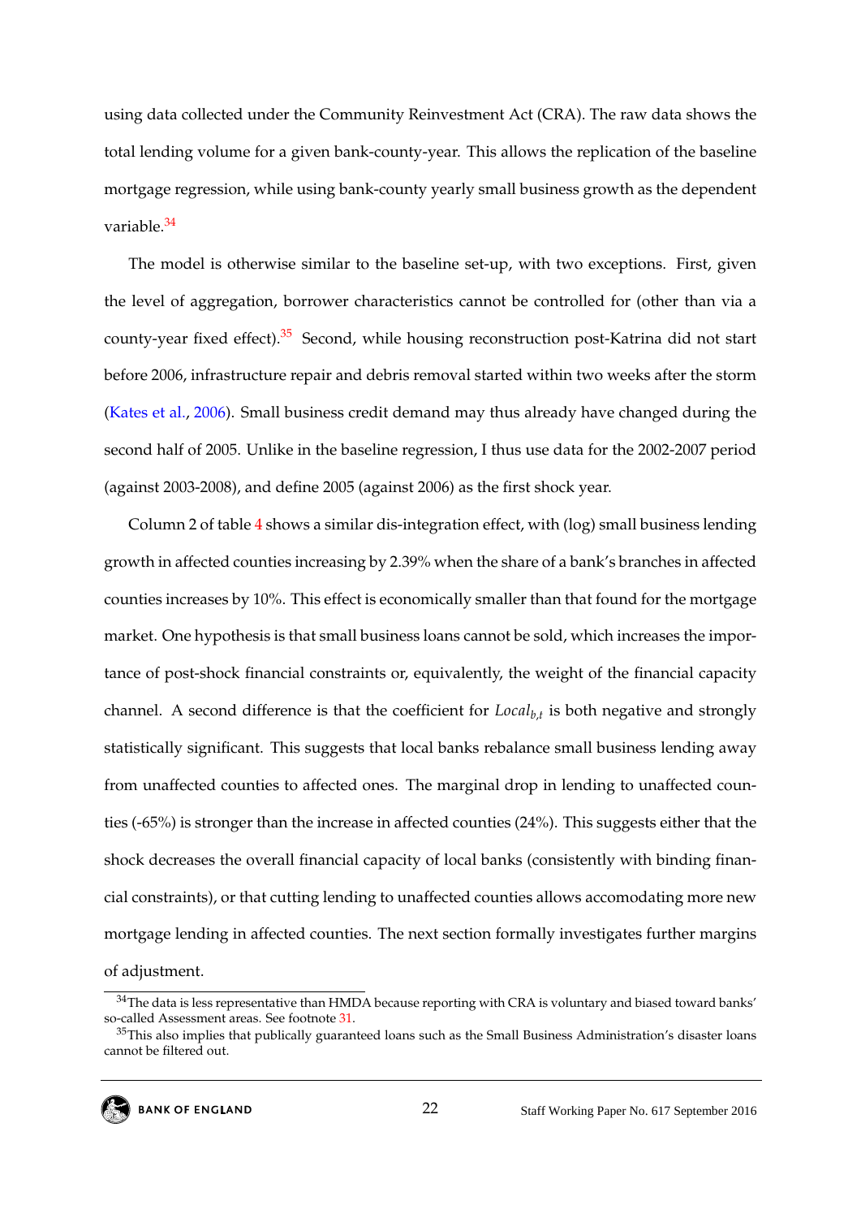using data collected under the Community Reinvestment Act (CRA). The raw data shows the total lending volume for a given bank-county-year. This allows the replication of the baseline mortgage regression, while using bank-county yearly small business growth as the dependent variable.[34]

The model is otherwise similar to the baseline set-up, with two exceptions. First, given the level of aggregation, borrower characteristics cannot be controlled for (other than via a county-year fixed effect).[35] Second, while housing reconstruction post-Katrina did not start before 2006, infrastructure repair and debris removal started within two weeks after the storm (Kates et al., 2006). Small business credit demand may thus already have changed during the second half of 2005. Unlike in the baseline regression, I thus use data for the 2002-2007 period (against 2003-2008), and define 2005 (against 2006) as the first shock year.

Column 2 of table 4 shows a similar dis-integration effect, with (log) small business lending growth in affected counties increasing by 2.39% when the share of a bank's branches in affected counties increases by 10%. This effect is economically smaller than that found for the mortgage market. One hypothesis is that small business loans cannot be sold, which increases the importance of post-shock financial constraints or, equivalently, the weight of the financial capacity channel. A second difference is that the coefficient for $Local_{b,t}$ is both negative and strongly statistically significant. This suggests that local banks rebalance small business lending away from unaffected counties to affected ones. The marginal drop in lending to unaffected counties (-65%) is stronger than the increase in affected counties (24%). This suggests either that the shock decreases the overall financial capacity of local banks (consistently with binding financial constraints), or that cutting lending to unaffected counties allows accomodating more new mortgage lending in affected counties. The next section formally investigates further margins of adjustment.

[34] The data is less representative than HMDA because reporting with CRA is voluntary and biased toward banks' so-called Assessment areas. See footnote 31.

[35] This also implies that publically guaranteed loans such as the Small Business Administration's disaster loans cannot be filtered out.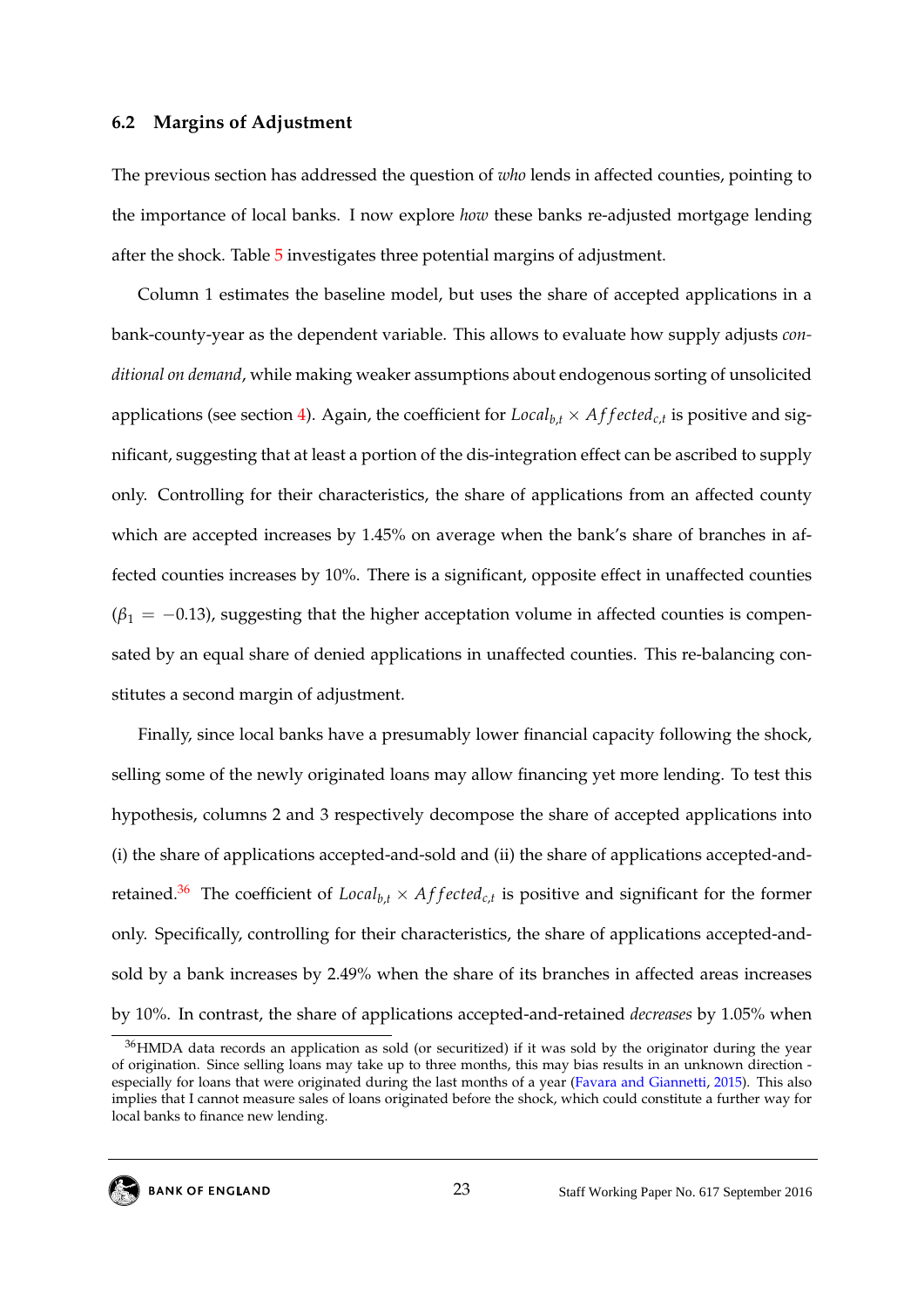### 6.2 Margins of Adjustment

The previous section has addressed the question of *who* lends in affected counties, pointing to the importance of local banks. I now explore *how* these banks re-adjusted mortgage lending after the shock. Table 5 investigates three potential margins of adjustment.

Column 1 estimates the baseline model, but uses the share of accepted applications in a bank-county-year as the dependent variable. This allows to evaluate how supply adjusts *conditional on demand*, while making weaker assumptions about endogenous sorting of unsolicited applications (see section 4). Again, the coefficient for $Local_{b,t} \times Affected_{c,t}$ is positive and significant, suggesting that at least a portion of the dis-integration effect can be ascribed to supply only. Controlling for their characteristics, the share of applications from an affected county which are accepted increases by 1.45% on average when the bank's share of branches in affected counties increases by 10%. There is a significant, opposite effect in unaffected counties ($\beta_1 = -0.13$), suggesting that the higher acceptation volume in affected counties is compensated by an equal share of denied applications in unaffected counties. This re-balancing constitutes a second margin of adjustment.

Finally, since local banks have a presumably lower financial capacity following the shock, selling some of the newly originated loans may allow financing yet more lending. To test this hypothesis, columns 2 and 3 respectively decompose the share of accepted applications into (i) the share of applications accepted-and-sold and (ii) the share of applications accepted-and-retained.[36] The coefficient of $Local_{b,t} \times Affected_{c,t}$ is positive and significant for the former only. Specifically, controlling for their characteristics, the share of applications accepted-and-sold by a bank increases by 2.49% when the share of its branches in affected areas increases by 10%. In contrast, the share of applications accepted-and-retained *decreases* by 1.05% when

[36] HMDA data records an application as sold (or securitized) if it was sold by the originator during the year of origination. Since selling loans may take up to three months, this may bias results in an unknown direction - especially for loans that were originated during the last months of a year (Favara and Giannetti, 2015). This also implies that I cannot measure sales of loans originated before the shock, which could constitute a further way for local banks to finance new lending.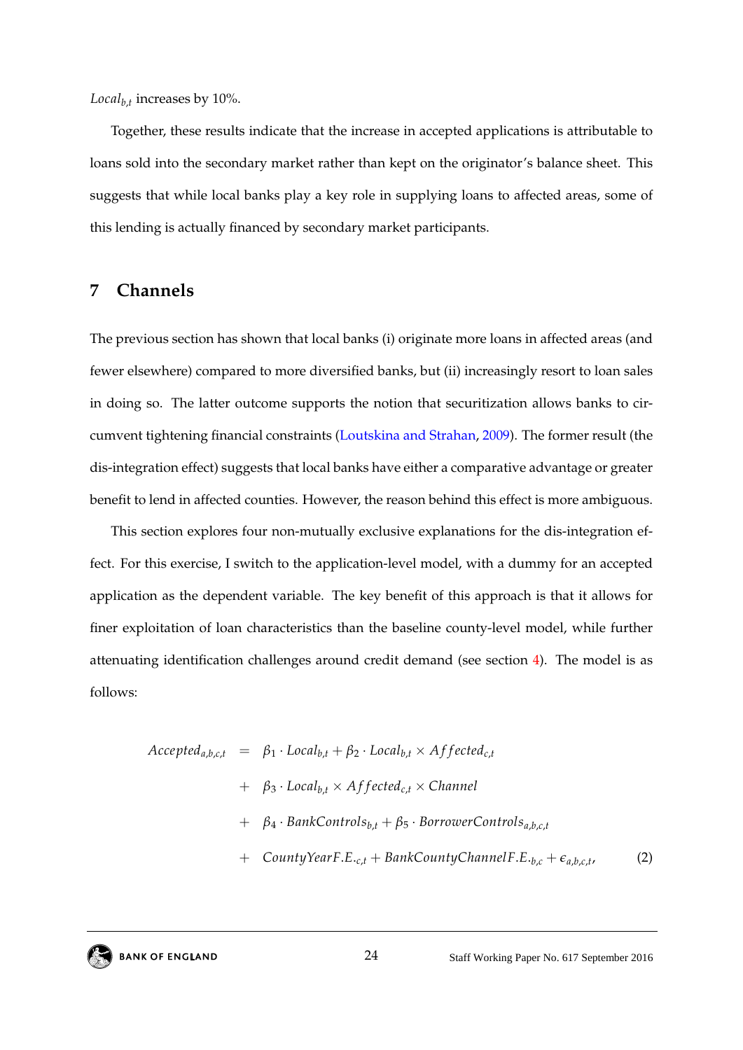$Local_{b,t}$ increases by 10%.

Together, these results indicate that the increase in accepted applications is attributable to loans sold into the secondary market rather than kept on the originator's balance sheet. This suggests that while local banks play a key role in supplying loans to affected areas, some of this lending is actually financed by secondary market participants.

## 7 Channels

The previous section has shown that local banks (i) originate more loans in affected areas (and fewer elsewhere) compared to more diversified banks, but (ii) increasingly resort to loan sales in doing so. The latter outcome supports the notion that securitization allows banks to circumvent tightening financial constraints (Loutskina and Strahan, 2009). The former result (the dis-integration effect) suggests that local banks have either a comparative advantage or greater benefit to lend in affected counties. However, the reason behind this effect is more ambiguous.

This section explores four non-mutually exclusive explanations for the dis-integration effect. For this exercise, I switch to the application-level model, with a dummy for an accepted application as the dependent variable. The key benefit of this approach is that it allows for finer exploitation of loan characteristics than the baseline county-level model, while further attenuating identification challenges around credit demand (see section 4). The model is as follows:

$$
\begin{aligned}
Accepted_{a,b,c,t} \quad = \quad & \beta_1 \cdot Local_{b,t} + \beta_2 \cdot Local_{b,t} \times Affected_{c,t} \\
+ \quad & \beta_3 \cdot Local_{b,t} \times Affected_{c,t} \times Channel \\
+ \quad & \beta_4 \cdot BankControls_{b,t} + \beta_5 \cdot BorrowerControls_{a,b,c,t} \\
+ \quad & CountyYearF.E._{c,t} + BankCountyChannelF.E._{b,c} + \epsilon_{a,b,c,t}, \qquad (2)
\end{aligned}
$$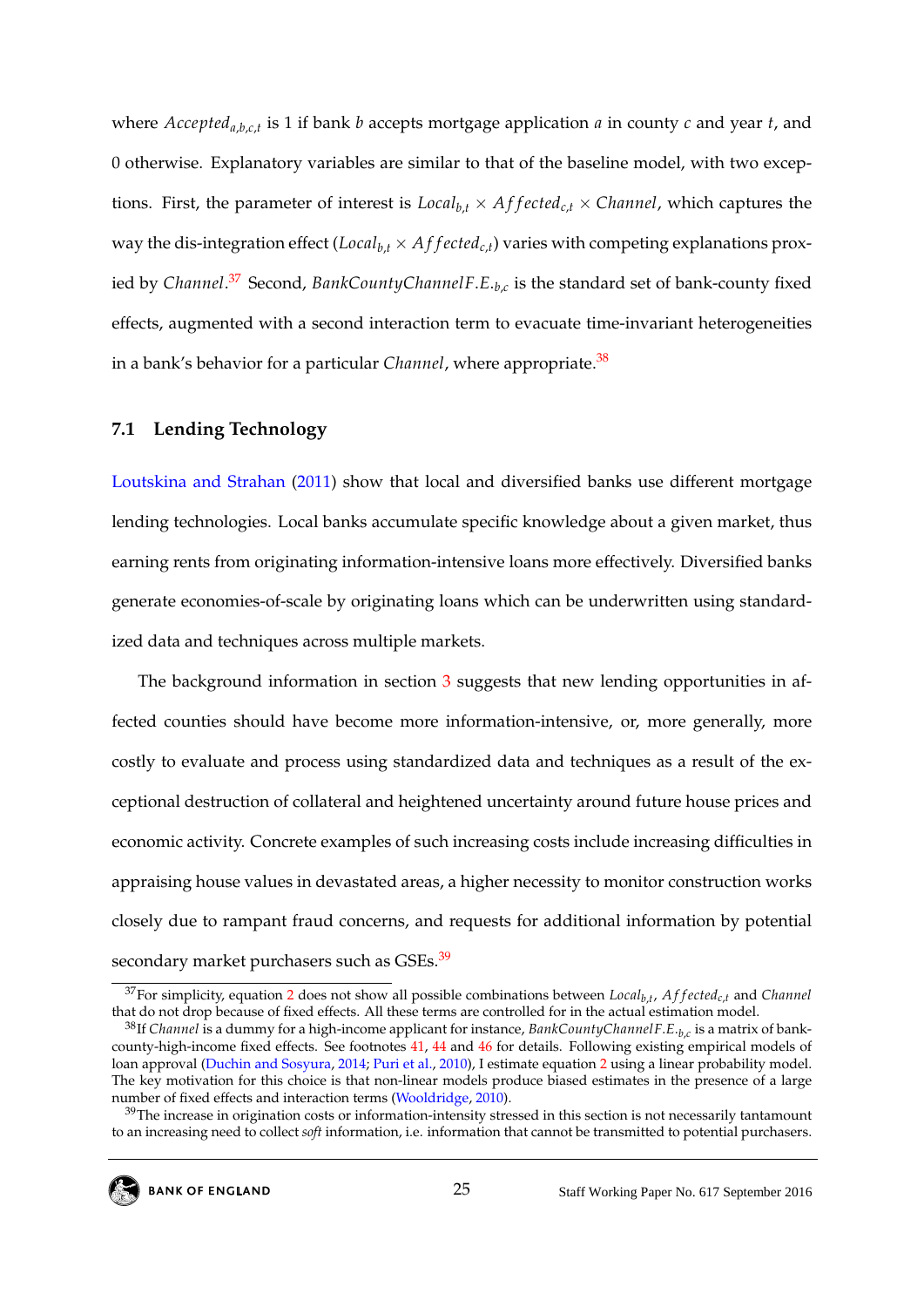where $Accepted_{a,b,c,t}$ is 1 if bank $b$ accepts mortgage application $a$ in county $c$ and year $t$, and 0 otherwise. Explanatory variables are similar to that of the baseline model, with two exceptions. First, the parameter of interest is $Local_{b,t} \times Affected_{c,t} \times Channel$, which captures the way the dis-integration effect ($Local_{b,t} \times Affected_{c,t}$) varies with competing explanations proxied by $Channel$.[37] Second, $BankCountyChannelF.E._{b,c}$ is the standard set of bank-county fixed effects, augmented with a second interaction term to evacuate time-invariant heterogeneities in a bank's behavior for a particular $Channel$, where appropriate.[38]

## 7.1 Lending Technology

Loutskina and Strahan (2011) show that local and diversified banks use different mortgage lending technologies. Local banks accumulate specific knowledge about a given market, thus earning rents from originating information-intensive loans more effectively. Diversified banks generate economies-of-scale by originating loans which can be underwritten using standardized data and techniques across multiple markets.

The background information in section 3 suggests that new lending opportunities in affected counties should have become more information-intensive, or, more generally, more costly to evaluate and process using standardized data and techniques as a result of the exceptional destruction of collateral and heightened uncertainty around future house prices and economic activity. Concrete examples of such increasing costs include increasing difficulties in appraising house values in devastated areas, a higher necessity to monitor construction works closely due to rampant fraud concerns, and requests for additional information by potential secondary market purchasers such as GSEs.[39]

---

[37] For simplicity, equation 2 does not show all possible combinations between $Local_{b,t}$, $Affected_{c,t}$ and $Channel$ that do not drop because of fixed effects. All these terms are controlled for in the actual estimation model.

[38] If $Channel$ is a dummy for a high-income applicant for instance, $BankCountyChannelF.E._{b,c}$ is a matrix of bank-county-high-income fixed effects. See footnotes 41, 44 and 46 for details. Following existing empirical models of loan approval (Duchin and Sosyura, 2014; Puri et al., 2010), I estimate equation 2 using a linear probability model. The key motivation for this choice is that non-linear models produce biased estimates in the presence of a large number of fixed effects and interaction terms (Wooldridge, 2010).

[39] The increase in origination costs or information-intensity stressed in this section is not necessarily tantamount to an increasing need to collect *soft* information, i.e. information that cannot be transmitted to potential purchasers.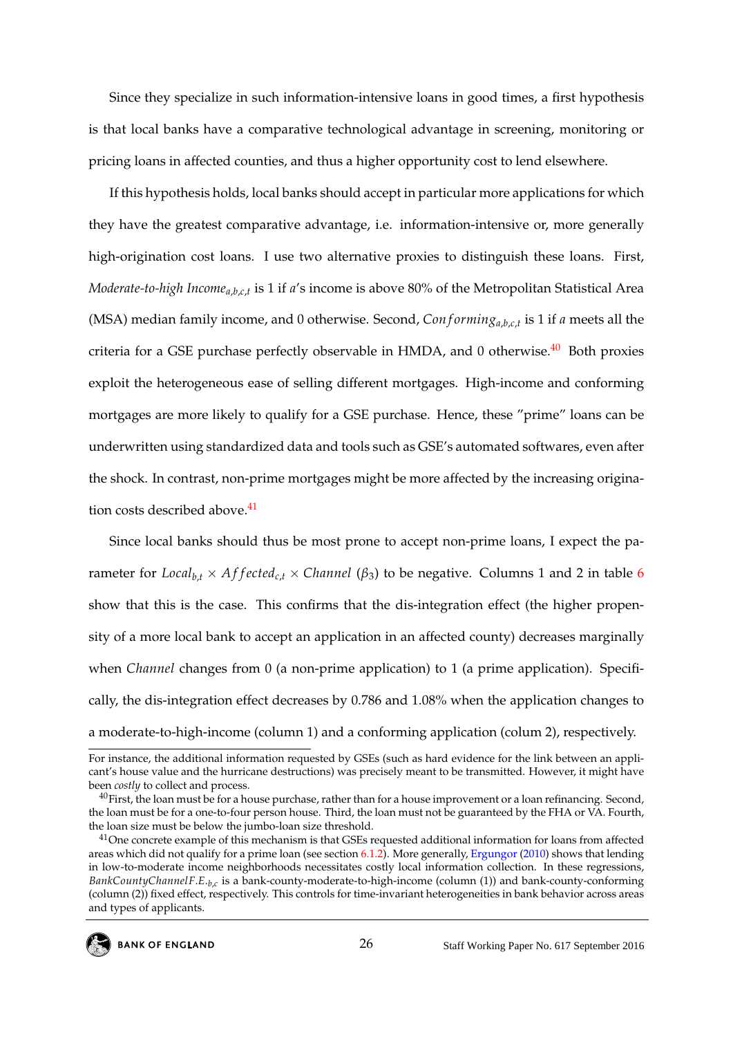Since they specialize in such information-intensive loans in good times, a first hypothesis is that local banks have a comparative technological advantage in screening, monitoring or pricing loans in affected counties, and thus a higher opportunity cost to lend elsewhere.

If this hypothesis holds, local banks should accept in particular more applications for which they have the greatest comparative advantage, i.e. information-intensive or, more generally high-origination cost loans. I use two alternative proxies to distinguish these loans. First, $\textit{Moderate-to-high Income}_{a,b,c,t}$ is 1 if $a$'s income is above 80% of the Metropolitan Statistical Area (MSA) median family income, and 0 otherwise. Second, $Conforming_{a,b,c,t}$ is 1 if $a$ meets all the criteria for a GSE purchase perfectly observable in HMDA, and 0 otherwise.[40] Both proxies exploit the heterogeneous ease of selling different mortgages. High-income and conforming mortgages are more likely to qualify for a GSE purchase. Hence, these "prime" loans can be underwritten using standardized data and tools such as GSE's automated softwares, even after the shock. In contrast, non-prime mortgages might be more affected by the increasing origination costs described above.[41]

Since local banks should thus be most prone to accept non-prime loans, I expect the parameter for $Local_{b,t} \times Affected_{c,t} \times Channel$ ($\beta_3$) to be negative. Columns 1 and 2 in table 6 show that this is the case. This confirms that the dis-integration effect (the higher propensity of a more local bank to accept an application in an affected county) decreases marginally when *Channel* changes from 0 (a non-prime application) to 1 (a prime application). Specifically, the dis-integration effect decreases by 0.786 and 1.08% when the application changes to a moderate-to-high-income (column 1) and a conforming application (colum 2), respectively.

---

For instance, the additional information requested by GSEs (such as hard evidence for the link between an applicant's house value and the hurricane destructions) was precisely meant to be transmitted. However, it might have been *costly* to collect and process.

[40] First, the loan must be for a house purchase, rather than for a house improvement or a loan refinancing. Second, the loan must be for a one-to-four person house. Third, the loan must not be guaranteed by the FHA or VA. Fourth, the loan size must be below the jumbo-loan size threshold.

[41] One concrete example of this mechanism is that GSEs requested additional information for loans from affected areas which did not qualify for a prime loan (see section 6.1.2). More generally, Ergungor (2010) shows that lending in low-to-moderate income neighborhoods necessitates costly local information collection. In these regressions, $BankCountyChannelF.E._{b,c}$ is a bank-county-moderate-to-high-income (column (1)) and bank-county-conforming (column (2)) fixed effect, respectively. This controls for time-invariant heterogeneities in bank behavior across areas and types of applicants.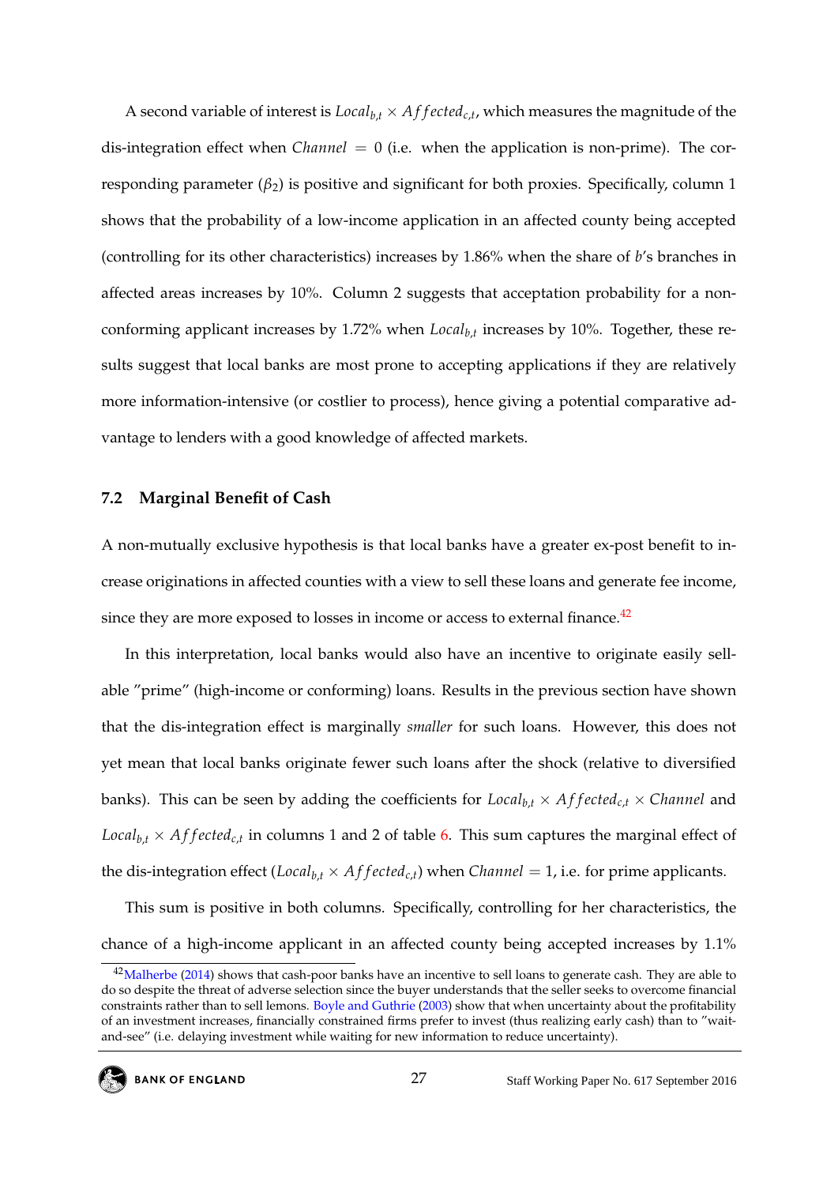A second variable of interest is $Local_{b,t} \times Affected_{c,t}$, which measures the magnitude of the dis-integration effect when $Channel = 0$ (i.e. when the application is non-prime). The corresponding parameter ($\beta_2$) is positive and significant for both proxies. Specifically, column 1 shows that the probability of a low-income application in an affected county being accepted (controlling for its other characteristics) increases by 1.86% when the share of $b$'s branches in affected areas increases by 10%. Column 2 suggests that acceptation probability for a non-conforming applicant increases by 1.72% when $Local_{b,t}$ increases by 10%. Together, these results suggest that local banks are most prone to accepting applications if they are relatively more information-intensive (or costlier to process), hence giving a potential comparative advantage to lenders with a good knowledge of affected markets.

### 7.2 Marginal Benefit of Cash

A non-mutually exclusive hypothesis is that local banks have a greater ex-post benefit to increase originations in affected counties with a view to sell these loans and generate fee income, since they are more exposed to losses in income or access to external finance.[42]

In this interpretation, local banks would also have an incentive to originate easily sellable "prime" (high-income or conforming) loans. Results in the previous section have shown that the dis-integration effect is marginally *smaller* for such loans. However, this does not yet mean that local banks originate fewer such loans after the shock (relative to diversified banks). This can be seen by adding the coefficients for $Local_{b,t} \times Affected_{c,t} \times Channel$ and $Local_{b,t} \times Affected_{c,t}$ in columns 1 and 2 of table 6. This sum captures the marginal effect of the dis-integration effect ($Local_{b,t} \times Affected_{c,t}$) when $Channel = 1$, i.e. for prime applicants.

This sum is positive in both columns. Specifically, controlling for her characteristics, the chance of a high-income applicant in an affected county being accepted increases by 1.1%

[42] Malherbe (2014) shows that cash-poor banks have an incentive to sell loans to generate cash. They are able to do so despite the threat of adverse selection since the buyer understands that the seller seeks to overcome financial constraints rather than to sell lemons. Boyle and Guthrie (2003) show that when uncertainty about the profitability of an investment increases, financially constrained firms prefer to invest (thus realizing early cash) than to "wait-and-see" (i.e. delaying investment while waiting for new information to reduce uncertainty).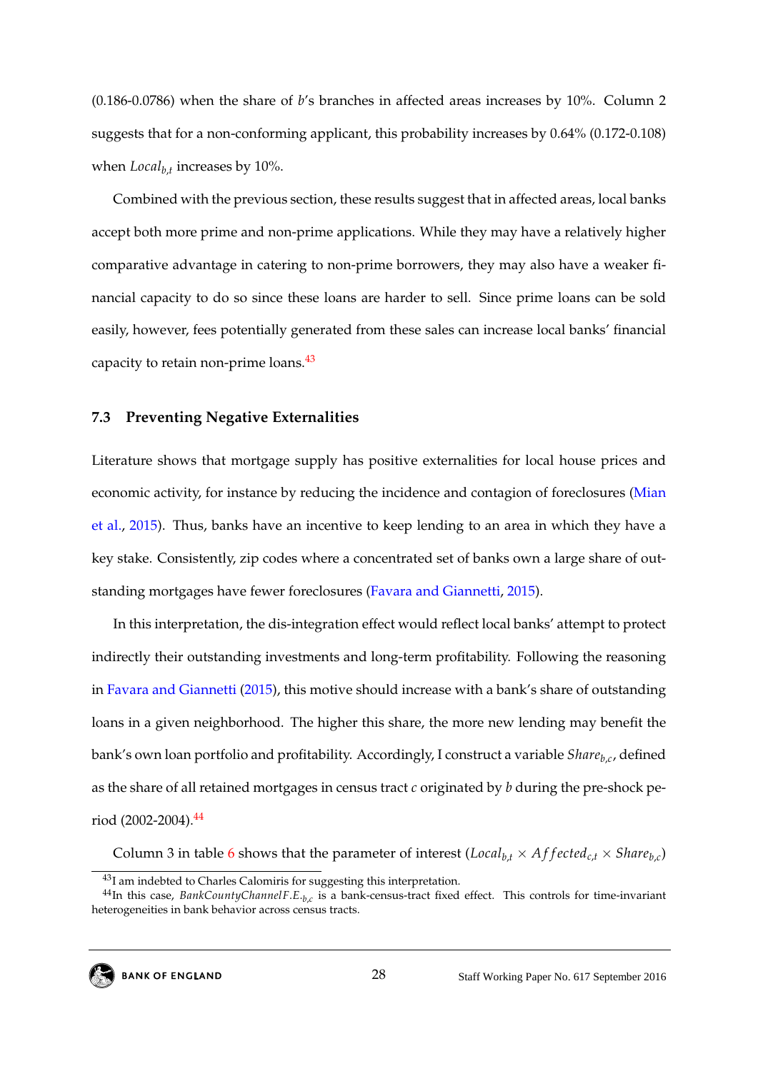(0.186-0.0786) when the share of $b$'s branches in affected areas increases by 10%. Column 2 suggests that for a non-conforming applicant, this probability increases by 0.64% (0.172-0.108) when $Local_{b,t}$ increases by 10%.

Combined with the previous section, these results suggest that in affected areas, local banks accept both more prime and non-prime applications. While they may have a relatively higher comparative advantage in catering to non-prime borrowers, they may also have a weaker financial capacity to do so since these loans are harder to sell. Since prime loans can be sold easily, however, fees potentially generated from these sales can increase local banks' financial capacity to retain non-prime loans.[43]

### 7.3 Preventing Negative Externalities

Literature shows that mortgage supply has positive externalities for local house prices and economic activity, for instance by reducing the incidence and contagion of foreclosures (Mian et al., 2015). Thus, banks have an incentive to keep lending to an area in which they have a key stake. Consistently, zip codes where a concentrated set of banks own a large share of outstanding mortgages have fewer foreclosures (Favara and Giannetti, 2015).

In this interpretation, the dis-integration effect would reflect local banks' attempt to protect indirectly their outstanding investments and long-term profitability. Following the reasoning in Favara and Giannetti (2015), this motive should increase with a bank's share of outstanding loans in a given neighborhood. The higher this share, the more new lending may benefit the bank's own loan portfolio and profitability. Accordingly, I construct a variable $Share_{b,c}$, defined as the share of all retained mortgages in census tract $c$ originated by $b$ during the pre-shock period (2002-2004).[44]

Column 3 in table 6 shows that the parameter of interest ($Local_{b,t} \times Affected_{c,t} \times Share_{b,c}$)

---

[43] I am indebted to Charles Calomiris for suggesting this interpretation.

[44] In this case, $BankCountyChannelF.E._{b,c}$ is a bank-census-tract fixed effect. This controls for time-invariant heterogeneities in bank behavior across census tracts.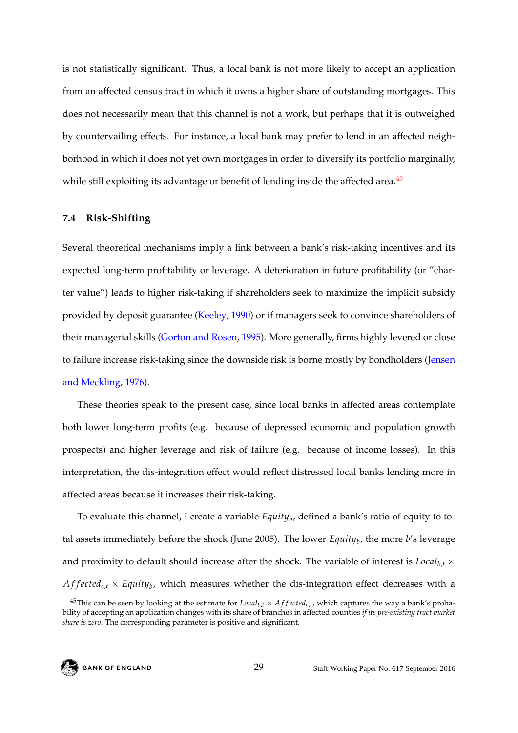is not statistically significant. Thus, a local bank is not more likely to accept an application from an affected census tract in which it owns a higher share of outstanding mortgages. This does not necessarily mean that this channel is not a work, but perhaps that it is outweighed by countervailing effects. For instance, a local bank may prefer to lend in an affected neighborhood in which it does not yet own mortgages in order to diversify its portfolio marginally, while still exploiting its advantage or benefit of lending inside the affected area.[45]

## 7.4 Risk-Shifting

Several theoretical mechanisms imply a link between a bank's risk-taking incentives and its expected long-term profitability or leverage. A deterioration in future profitability (or "charter value") leads to higher risk-taking if shareholders seek to maximize the implicit subsidy provided by deposit guarantee (Keeley, 1990) or if managers seek to convince shareholders of their managerial skills (Gorton and Rosen, 1995). More generally, firms highly levered or close to failure increase risk-taking since the downside risk is borne mostly by bondholders (Jensen and Meckling, 1976).

These theories speak to the present case, since local banks in affected areas contemplate both lower long-term profits (e.g. because of depressed economic and population growth prospects) and higher leverage and risk of failure (e.g. because of income losses). In this interpretation, the dis-integration effect would reflect distressed local banks lending more in affected areas because it increases their risk-taking.

To evaluate this channel, I create a variable $Equity_b$, defined a bank's ratio of equity to total assets immediately before the shock (June 2005). The lower $Equity_b$, the more $b$'s leverage and proximity to default should increase after the shock. The variable of interest is $Local_{b,t} \times Affected_{c,t} \times Equity_b$, which measures whether the dis-integration effect decreases with a

[45] This can be seen by looking at the estimate for $Local_{b,t} \times Affected_{c,t}$, which captures the way a bank's probability of accepting an application changes with its share of branches in affected counties *if its pre-existing tract market share is zero*. The corresponding parameter is positive and significant.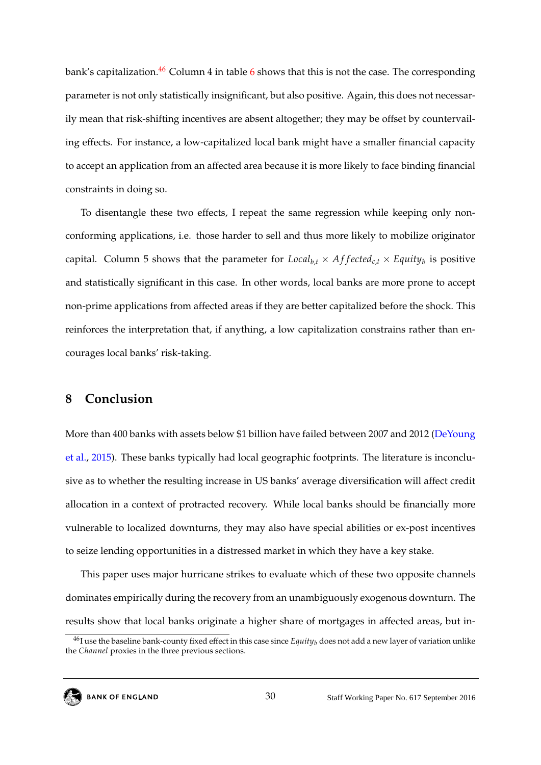bank's capitalization.[46] Column 4 in table 6 shows that this is not the case. The corresponding parameter is not only statistically insignificant, but also positive. Again, this does not necessarily mean that risk-shifting incentives are absent altogether; they may be offset by countervailing effects. For instance, a low-capitalized local bank might have a smaller financial capacity to accept an application from an affected area because it is more likely to face binding financial constraints in doing so.

To disentangle these two effects, I repeat the same regression while keeping only non-conforming applications, i.e. those harder to sell and thus more likely to mobilize originator capital. Column 5 shows that the parameter for $Local_{b,t} \times Affected_{c,t} \times Equity_b$ is positive and statistically significant in this case. In other words, local banks are more prone to accept non-prime applications from affected areas if they are better capitalized before the shock. This reinforces the interpretation that, if anything, a low capitalization constrains rather than encourages local banks' risk-taking.

## 8 Conclusion

More than 400 banks with assets below $1 billion have failed between 2007 and 2012 (DeYoung et al., 2015). These banks typically had local geographic footprints. The literature is inconclusive as to whether the resulting increase in US banks' average diversification will affect credit allocation in a context of protracted recovery. While local banks should be financially more vulnerable to localized downturns, they may also have special abilities or ex-post incentives to seize lending opportunities in a distressed market in which they have a key stake.

This paper uses major hurricane strikes to evaluate which of these two opposite channels dominates empirically during the recovery from an unambiguously exogenous downturn. The results show that local banks originate a higher share of mortgages in affected areas, but in-

[46] I use the baseline bank-county fixed effect in this case since $Equity_b$ does not add a new layer of variation unlike the *Channel* proxies in the three previous sections.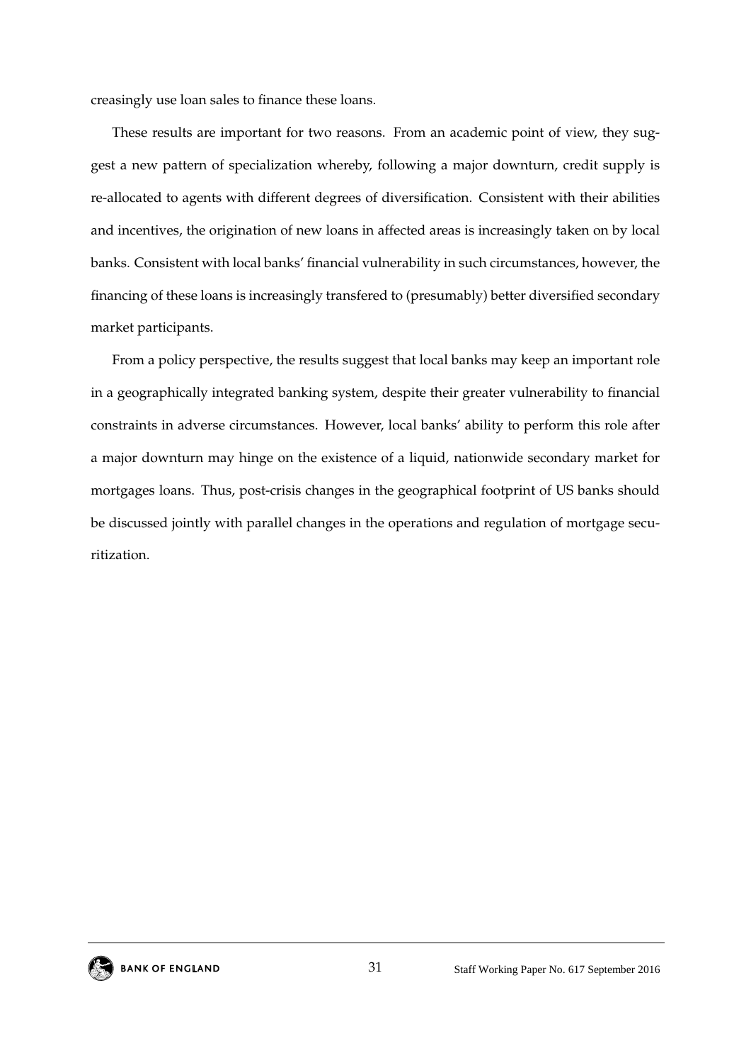creasingly use loan sales to finance these loans.

These results are important for two reasons. From an academic point of view, they suggest a new pattern of specialization whereby, following a major downturn, credit supply is re-allocated to agents with different degrees of diversification. Consistent with their abilities and incentives, the origination of new loans in affected areas is increasingly taken on by local banks. Consistent with local banks' financial vulnerability in such circumstances, however, the financing of these loans is increasingly transfered to (presumably) better diversified secondary market participants.

From a policy perspective, the results suggest that local banks may keep an important role in a geographically integrated banking system, despite their greater vulnerability to financial constraints in adverse circumstances. However, local banks' ability to perform this role after a major downturn may hinge on the existence of a liquid, nationwide secondary market for mortgages loans. Thus, post-crisis changes in the geographical footprint of US banks should be discussed jointly with parallel changes in the operations and regulation of mortgage securitization.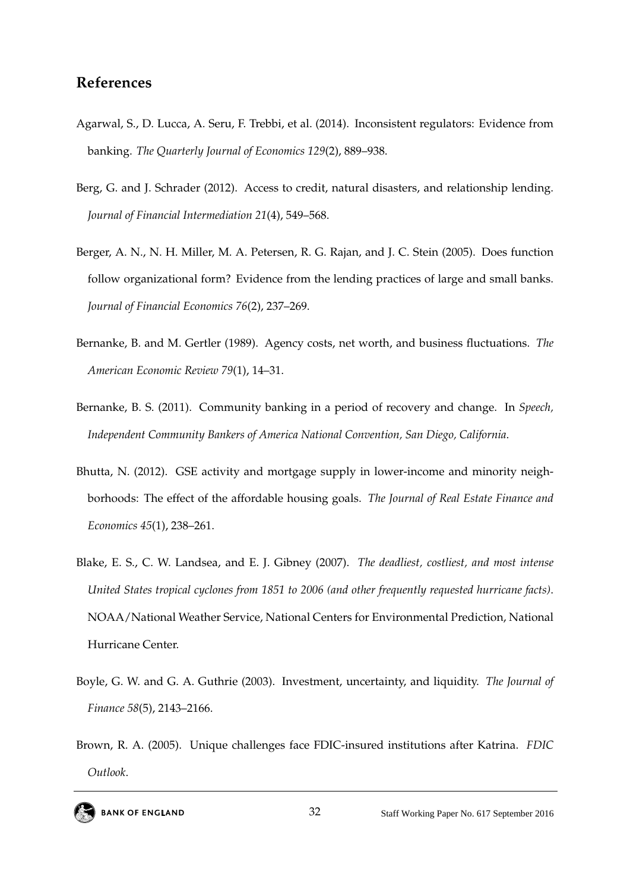## References

Agarwal, S., D. Lucca, A. Seru, F. Trebbi, et al. (2014). Inconsistent regulators: Evidence from banking. *The Quarterly Journal of Economics 129*(2), 889–938.

Berg, G. and J. Schrader (2012). Access to credit, natural disasters, and relationship lending. *Journal of Financial Intermediation 21*(4), 549–568.

Berger, A. N., N. H. Miller, M. A. Petersen, R. G. Rajan, and J. C. Stein (2005). Does function follow organizational form? Evidence from the lending practices of large and small banks. *Journal of Financial Economics 76*(2), 237–269.

Bernanke, B. and M. Gertler (1989). Agency costs, net worth, and business fluctuations. *The American Economic Review 79*(1), 14–31.

Bernanke, B. S. (2011). Community banking in a period of recovery and change. In *Speech, Independent Community Bankers of America National Convention, San Diego, California*.

Bhutta, N. (2012). GSE activity and mortgage supply in lower-income and minority neighborhoods: The effect of the affordable housing goals. *The Journal of Real Estate Finance and Economics 45*(1), 238–261.

Blake, E. S., C. W. Landsea, and E. J. Gibney (2007). *The deadliest, costliest, and most intense United States tropical cyclones from 1851 to 2006 (and other frequently requested hurricane facts)*. NOAA/National Weather Service, National Centers for Environmental Prediction, National Hurricane Center.

Boyle, G. W. and G. A. Guthrie (2003). Investment, uncertainty, and liquidity. *The Journal of Finance 58*(5), 2143–2166.

Brown, R. A. (2005). Unique challenges face FDIC-insured institutions after Katrina. *FDIC Outlook*.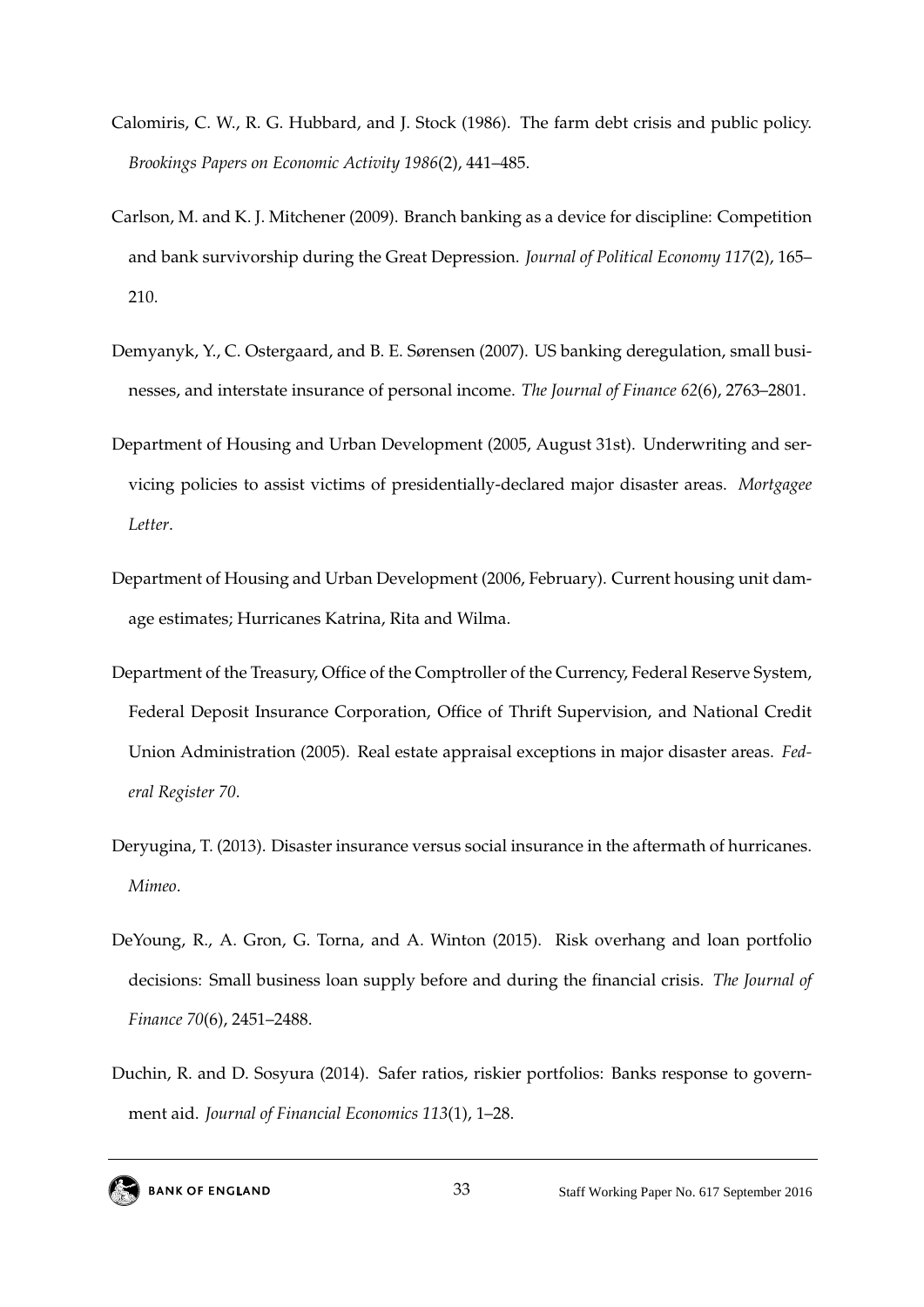Calomiris, C. W., R. G. Hubbard, and J. Stock (1986). The farm debt crisis and public policy. *Brookings Papers on Economic Activity 1986*(2), 441–485.

Carlson, M. and K. J. Mitchener (2009). Branch banking as a device for discipline: Competition and bank survivorship during the Great Depression. *Journal of Political Economy 117*(2), 165–210.

Demyanyk, Y., C. Ostergaard, and B. E. Sørensen (2007). US banking deregulation, small businesses, and interstate insurance of personal income. *The Journal of Finance 62*(6), 2763–2801.

Department of Housing and Urban Development (2005, August 31st). Underwriting and servicing policies to assist victims of presidentially-declared major disaster areas. *Mortgagee Letter*.

Department of Housing and Urban Development (2006, February). Current housing unit damage estimates; Hurricanes Katrina, Rita and Wilma.

Department of the Treasury, Office of the Comptroller of the Currency, Federal Reserve System, Federal Deposit Insurance Corporation, Office of Thrift Supervision, and National Credit Union Administration (2005). Real estate appraisal exceptions in major disaster areas. *Federal Register 70*.

Deryugina, T. (2013). Disaster insurance versus social insurance in the aftermath of hurricanes. *Mimeo*.

DeYoung, R., A. Gron, G. Torna, and A. Winton (2015). Risk overhang and loan portfolio decisions: Small business loan supply before and during the financial crisis. *The Journal of Finance 70*(6), 2451–2488.

Duchin, R. and D. Sosyura (2014). Safer ratios, riskier portfolios: Banks response to government aid. *Journal of Financial Economics 113*(1), 1–28.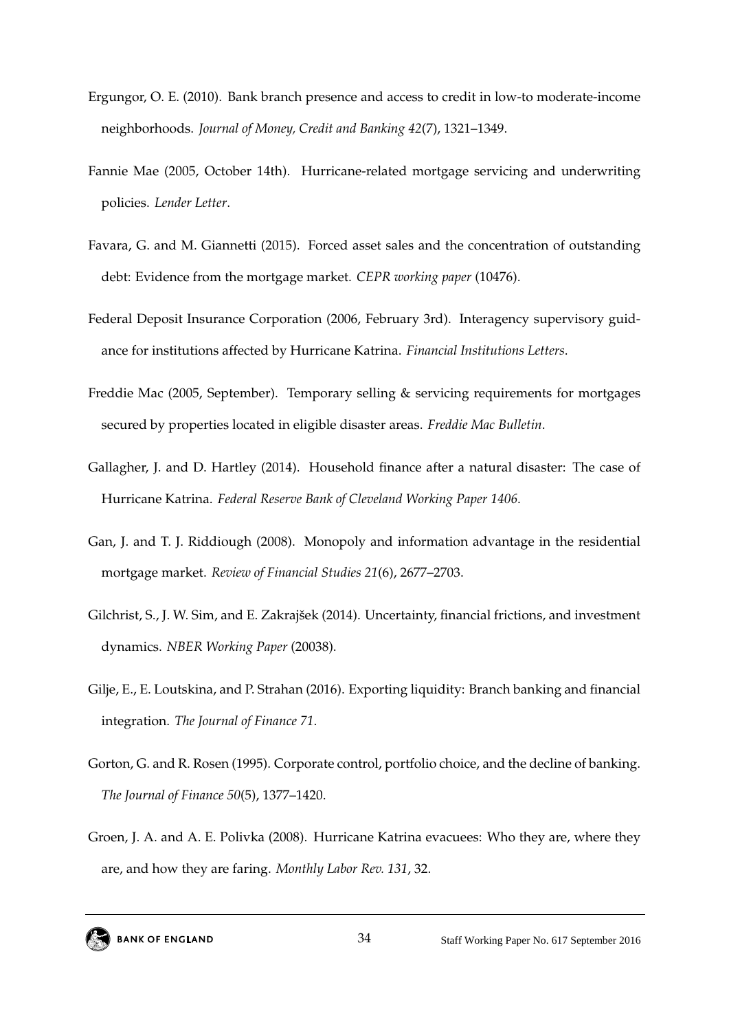Ergungor, O. E. (2010). Bank branch presence and access to credit in low-to moderate-income neighborhoods. *Journal of Money, Credit and Banking 42*(7), 1321–1349.

Fannie Mae (2005, October 14th). Hurricane-related mortgage servicing and underwriting policies. *Lender Letter*.

Favara, G. and M. Giannetti (2015). Forced asset sales and the concentration of outstanding debt: Evidence from the mortgage market. *CEPR working paper* (10476).

Federal Deposit Insurance Corporation (2006, February 3rd). Interagency supervisory guidance for institutions affected by Hurricane Katrina. *Financial Institutions Letters*.

Freddie Mac (2005, September). Temporary selling & servicing requirements for mortgages secured by properties located in eligible disaster areas. *Freddie Mac Bulletin*.

Gallagher, J. and D. Hartley (2014). Household finance after a natural disaster: The case of Hurricane Katrina. *Federal Reserve Bank of Cleveland Working Paper 1406*.

Gan, J. and T. J. Riddiough (2008). Monopoly and information advantage in the residential mortgage market. *Review of Financial Studies 21*(6), 2677–2703.

Gilchrist, S., J. W. Sim, and E. Zakrajšek (2014). Uncertainty, financial frictions, and investment dynamics. *NBER Working Paper* (20038).

Gilje, E., E. Loutskina, and P. Strahan (2016). Exporting liquidity: Branch banking and financial integration. *The Journal of Finance 71*.

Gorton, G. and R. Rosen (1995). Corporate control, portfolio choice, and the decline of banking. *The Journal of Finance 50*(5), 1377–1420.

Groen, J. A. and A. E. Polivka (2008). Hurricane Katrina evacuees: Who they are, where they are, and how they are faring. *Monthly Labor Rev. 131*, 32.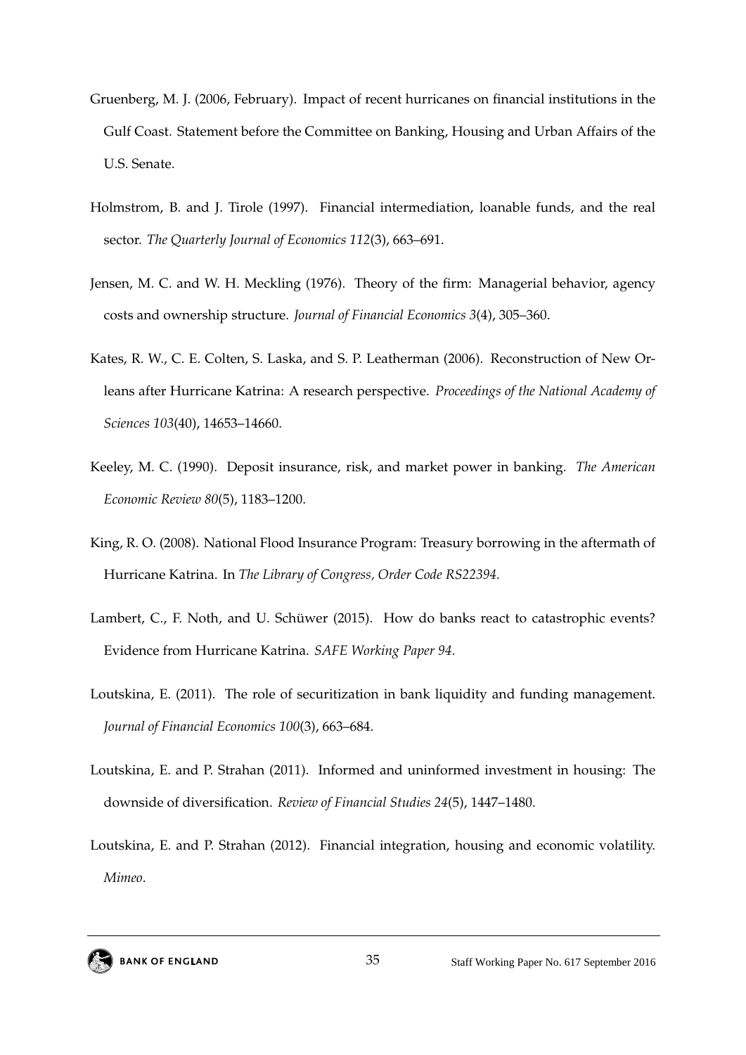Gruenberg, M. J. (2006, February). Impact of recent hurricanes on financial institutions in the Gulf Coast. Statement before the Committee on Banking, Housing and Urban Affairs of the U.S. Senate.

Holmstrom, B. and J. Tirole (1997). Financial intermediation, loanable funds, and the real sector. *The Quarterly Journal of Economics 112*(3), 663–691.

Jensen, M. C. and W. H. Meckling (1976). Theory of the firm: Managerial behavior, agency costs and ownership structure. *Journal of Financial Economics 3*(4), 305–360.

Kates, R. W., C. E. Colten, S. Laska, and S. P. Leatherman (2006). Reconstruction of New Orleans after Hurricane Katrina: A research perspective. *Proceedings of the National Academy of Sciences 103*(40), 14653–14660.

Keeley, M. C. (1990). Deposit insurance, risk, and market power in banking. *The American Economic Review 80*(5), 1183–1200.

King, R. O. (2008). National Flood Insurance Program: Treasury borrowing in the aftermath of Hurricane Katrina. In *The Library of Congress, Order Code RS22394*.

Lambert, C., F. Noth, and U. Schüwer (2015). How do banks react to catastrophic events? Evidence from Hurricane Katrina. *SAFE Working Paper 94*.

Loutskina, E. (2011). The role of securitization in bank liquidity and funding management. *Journal of Financial Economics 100*(3), 663–684.

Loutskina, E. and P. Strahan (2011). Informed and uninformed investment in housing: The downside of diversification. *Review of Financial Studies 24*(5), 1447–1480.

Loutskina, E. and P. Strahan (2012). Financial integration, housing and economic volatility. *Mimeo*.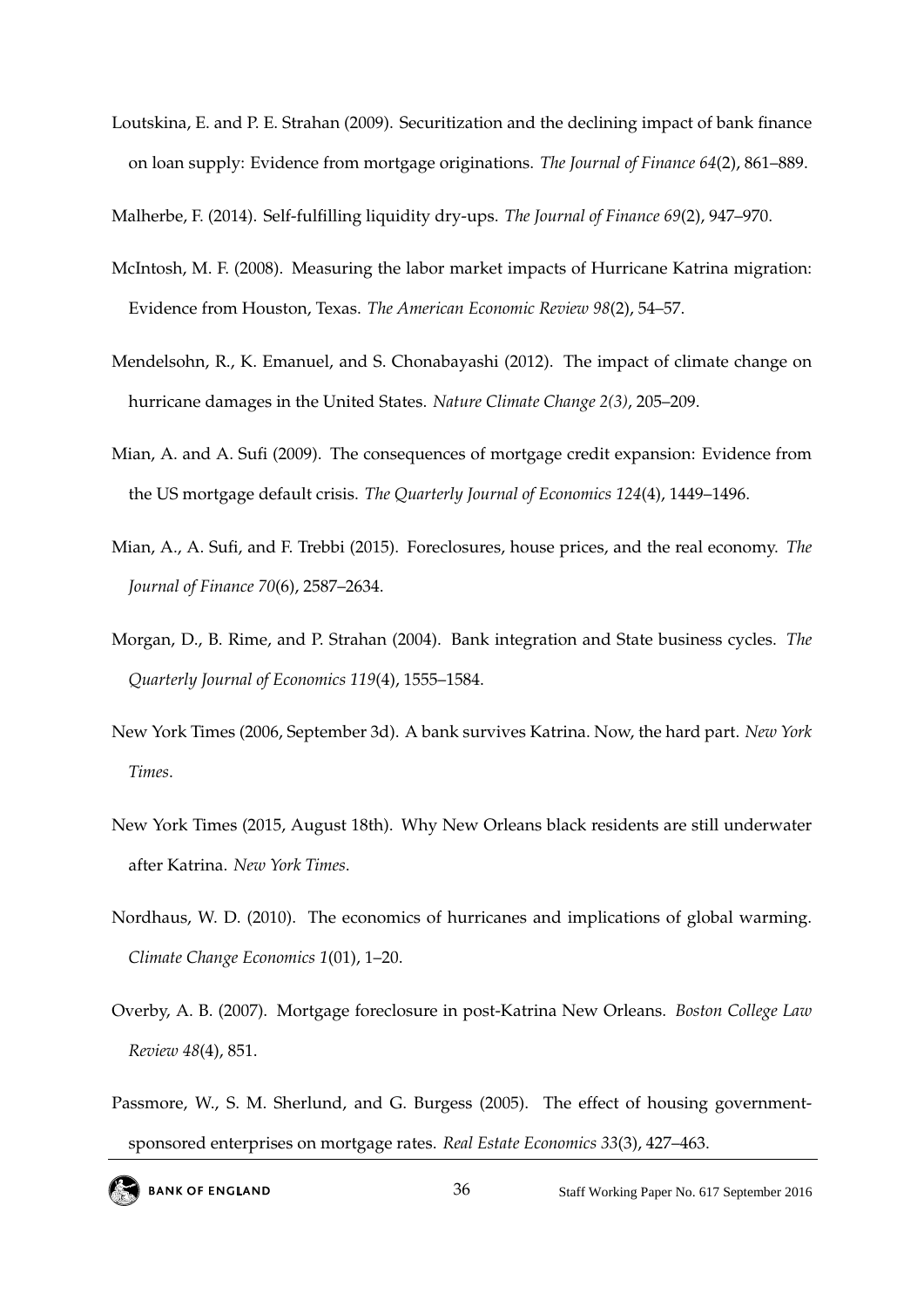Loutskina, E. and P. E. Strahan (2009). Securitization and the declining impact of bank finance on loan supply: Evidence from mortgage originations. *The Journal of Finance 64*(2), 861–889.

Malherbe, F. (2014). Self-fulfilling liquidity dry-ups. *The Journal of Finance 69*(2), 947–970.

McIntosh, M. F. (2008). Measuring the labor market impacts of Hurricane Katrina migration: Evidence from Houston, Texas. *The American Economic Review 98*(2), 54–57.

Mendelsohn, R., K. Emanuel, and S. Chonabayashi (2012). The impact of climate change on hurricane damages in the United States. *Nature Climate Change 2(3)*, 205–209.

Mian, A. and A. Sufi (2009). The consequences of mortgage credit expansion: Evidence from the US mortgage default crisis. *The Quarterly Journal of Economics 124*(4), 1449–1496.

Mian, A., A. Sufi, and F. Trebbi (2015). Foreclosures, house prices, and the real economy. *The Journal of Finance 70*(6), 2587–2634.

Morgan, D., B. Rime, and P. Strahan (2004). Bank integration and State business cycles. *The Quarterly Journal of Economics 119*(4), 1555–1584.

New York Times (2006, September 3d). A bank survives Katrina. Now, the hard part. *New York Times*.

New York Times (2015, August 18th). Why New Orleans black residents are still underwater after Katrina. *New York Times*.

Nordhaus, W. D. (2010). The economics of hurricanes and implications of global warming. *Climate Change Economics 1*(01), 1–20.

Overby, A. B. (2007). Mortgage foreclosure in post-Katrina New Orleans. *Boston College Law Review 48*(4), 851.

Passmore, W., S. M. Sherlund, and G. Burgess (2005). The effect of housing government-sponsored enterprises on mortgage rates. *Real Estate Economics 33*(3), 427–463.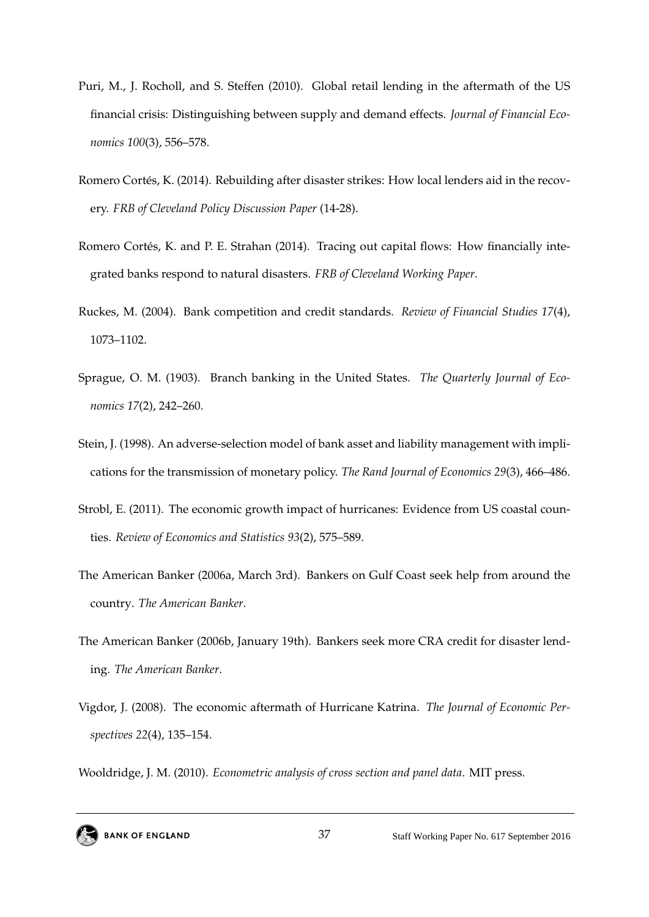Puri, M., J. Rocholl, and S. Steffen (2010). Global retail lending in the aftermath of the US financial crisis: Distinguishing between supply and demand effects. *Journal of Financial Economics 100*(3), 556–578.

Romero Cortés, K. (2014). Rebuilding after disaster strikes: How local lenders aid in the recovery. *FRB of Cleveland Policy Discussion Paper* (14-28).

Romero Cortés, K. and P. E. Strahan (2014). Tracing out capital flows: How financially integrated banks respond to natural disasters. *FRB of Cleveland Working Paper*.

Ruckes, M. (2004). Bank competition and credit standards. *Review of Financial Studies 17*(4), 1073–1102.

Sprague, O. M. (1903). Branch banking in the United States. *The Quarterly Journal of Economics 17*(2), 242–260.

Stein, J. (1998). An adverse-selection model of bank asset and liability management with implications for the transmission of monetary policy. *The Rand Journal of Economics 29*(3), 466–486.

Strobl, E. (2011). The economic growth impact of hurricanes: Evidence from US coastal counties. *Review of Economics and Statistics 93*(2), 575–589.

The American Banker (2006a, March 3rd). Bankers on Gulf Coast seek help from around the country. *The American Banker*.

The American Banker (2006b, January 19th). Bankers seek more CRA credit for disaster lending. *The American Banker*.

Vigdor, J. (2008). The economic aftermath of Hurricane Katrina. *The Journal of Economic Perspectives 22*(4), 135–154.

Wooldridge, J. M. (2010). *Econometric analysis of cross section and panel data*. MIT press.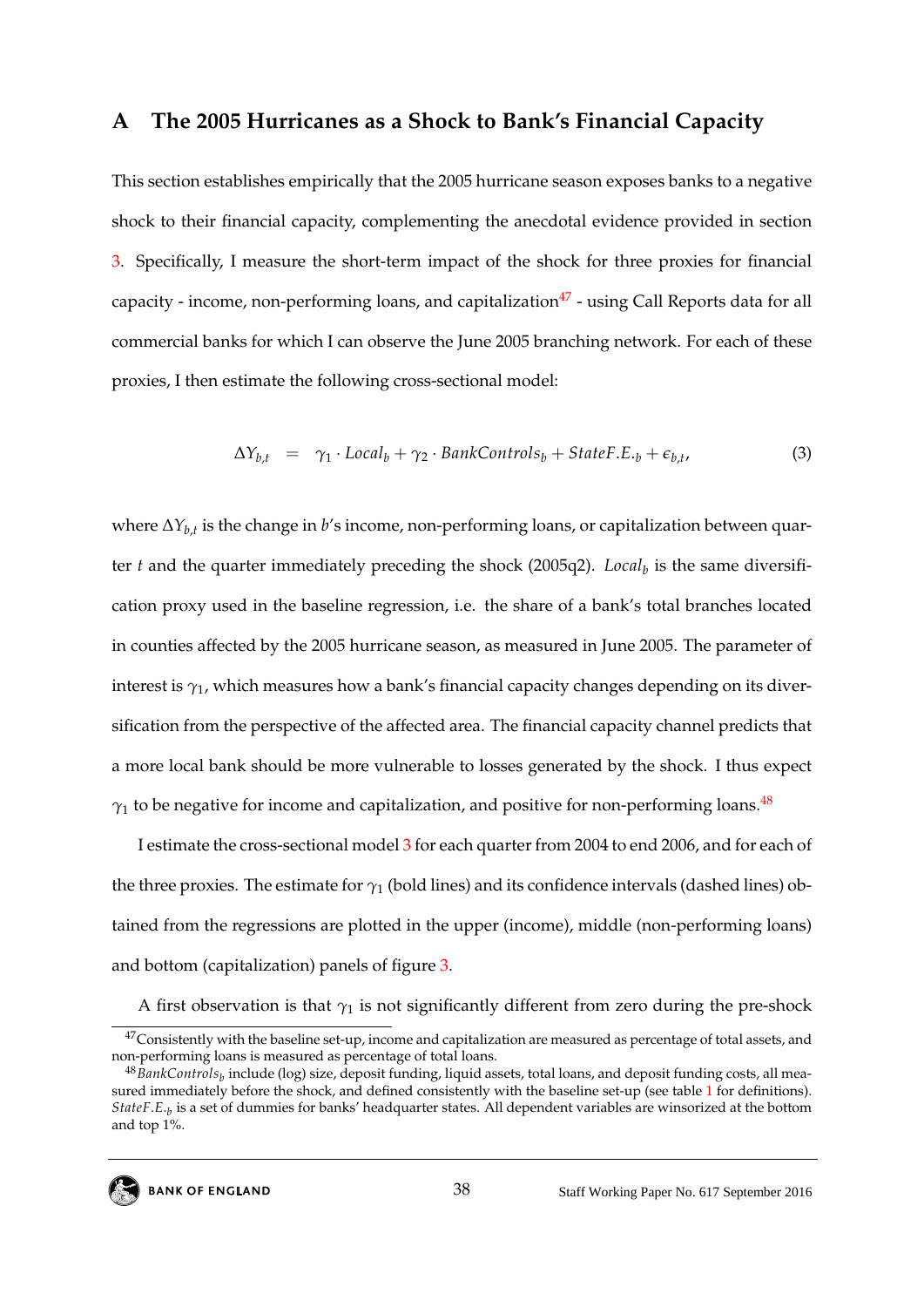## A The 2005 Hurricanes as a Shock to Bank's Financial Capacity

This section establishes empirically that the 2005 hurricane season exposes banks to a negative shock to their financial capacity, complementing the anecdotal evidence provided in section 3. Specifically, I measure the short-term impact of the shock for three proxies for financial capacity - income, non-performing loans, and capitalization[47] - using Call Reports data for all commercial banks for which I can observe the June 2005 branching network. For each of these proxies, I then estimate the following cross-sectional model:

$$\Delta Y_{b,t} \quad = \quad \gamma_1 \cdot Local_b + \gamma_2 \cdot BankControls_b + StateF.E._b + \epsilon_{b,t}, \tag{3}$$

where $\Delta Y_{b,t}$ is the change in $b$'s income, non-performing loans, or capitalization between quarter $t$ and the quarter immediately preceding the shock (2005q2). $Local_b$ is the same diversification proxy used in the baseline regression, i.e. the share of a bank's total branches located in counties affected by the 2005 hurricane season, as measured in June 2005. The parameter of interest is $\gamma_1$, which measures how a bank's financial capacity changes depending on its diversification from the perspective of the affected area. The financial capacity channel predicts that a more local bank should be more vulnerable to losses generated by the shock. I thus expect $\gamma_1$ to be negative for income and capitalization, and positive for non-performing loans.[48]

I estimate the cross-sectional model 3 for each quarter from 2004 to end 2006, and for each of the three proxies. The estimate for $\gamma_1$ (bold lines) and its confidence intervals (dashed lines) obtained from the regressions are plotted in the upper (income), middle (non-performing loans) and bottom (capitalization) panels of figure 3.

A first observation is that $\gamma_1$ is not significantly different from zero during the pre-shock

[47] Consistently with the baseline set-up, income and capitalization are measured as percentage of total assets, and non-performing loans is measured as percentage of total loans.

[48] $BankControls_b$ include (log) size, deposit funding, liquid assets, total loans, and deposit funding costs, all measured immediately before the shock, and defined consistently with the baseline set-up (see table 1 for definitions). $StateF.E._b$ is a set of dummies for banks' headquarter states. All dependent variables are winsorized at the bottom and top 1%.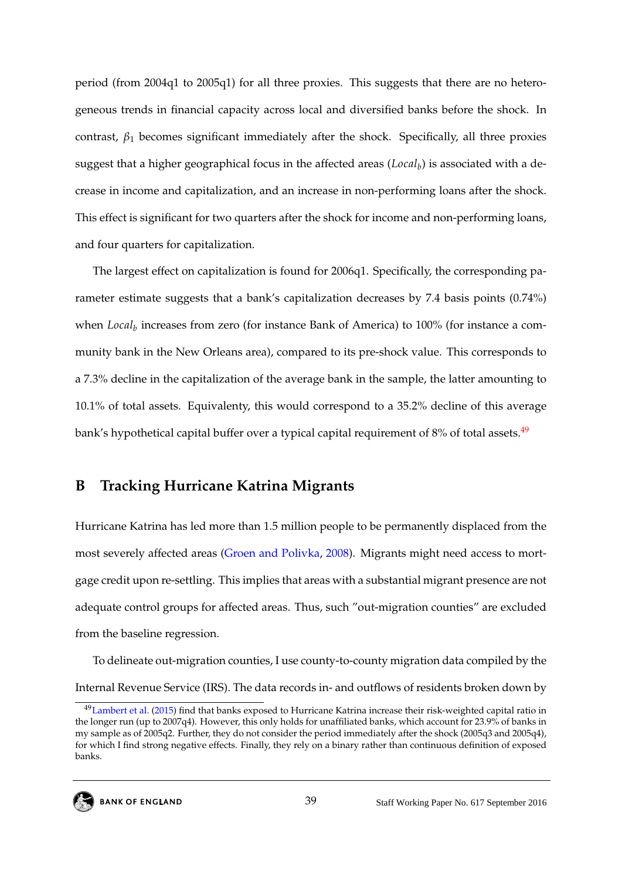period (from 2004q1 to 2005q1) for all three proxies. This suggests that there are no heterogeneous trends in financial capacity across local and diversified banks before the shock. In contrast, $\beta_1$ becomes significant immediately after the shock. Specifically, all three proxies suggest that a higher geographical focus in the affected areas ($Local_b$) is associated with a decrease in income and capitalization, and an increase in non-performing loans after the shock. This effect is significant for two quarters after the shock for income and non-performing loans, and four quarters for capitalization.

The largest effect on capitalization is found for 2006q1. Specifically, the corresponding parameter estimate suggests that a bank's capitalization decreases by 7.4 basis points (0.74%) when $Local_b$ increases from zero (for instance Bank of America) to 100% (for instance a community bank in the New Orleans area), compared to its pre-shock value. This corresponds to a 7.3% decline in the capitalization of the average bank in the sample, the latter amounting to 10.1% of total assets. Equivalenty, this would correspond to a 35.2% decline of this average bank's hypothetical capital buffer over a typical capital requirement of 8% of total assets.[49]

## B Tracking Hurricane Katrina Migrants

Hurricane Katrina has led more than 1.5 million people to be permanently displaced from the most severely affected areas (Groen and Polivka, 2008). Migrants might need access to mortgage credit upon re-settling. This implies that areas with a substantial migrant presence are not adequate control groups for affected areas. Thus, such "out-migration counties" are excluded from the baseline regression.

To delineate out-migration counties, I use county-to-county migration data compiled by the Internal Revenue Service (IRS). The data records in- and outflows of residents broken down by

[49] Lambert et al. (2015) find that banks exposed to Hurricane Katrina increase their risk-weighted capital ratio in the longer run (up to 2007q4). However, this only holds for unaffiliated banks, which account for 23.9% of banks in my sample as of 2005q2. Further, they do not consider the period immediately after the shock (2005q3 and 2005q4), for which I find strong negative effects. Finally, they rely on a binary rather than continuous definition of exposed banks.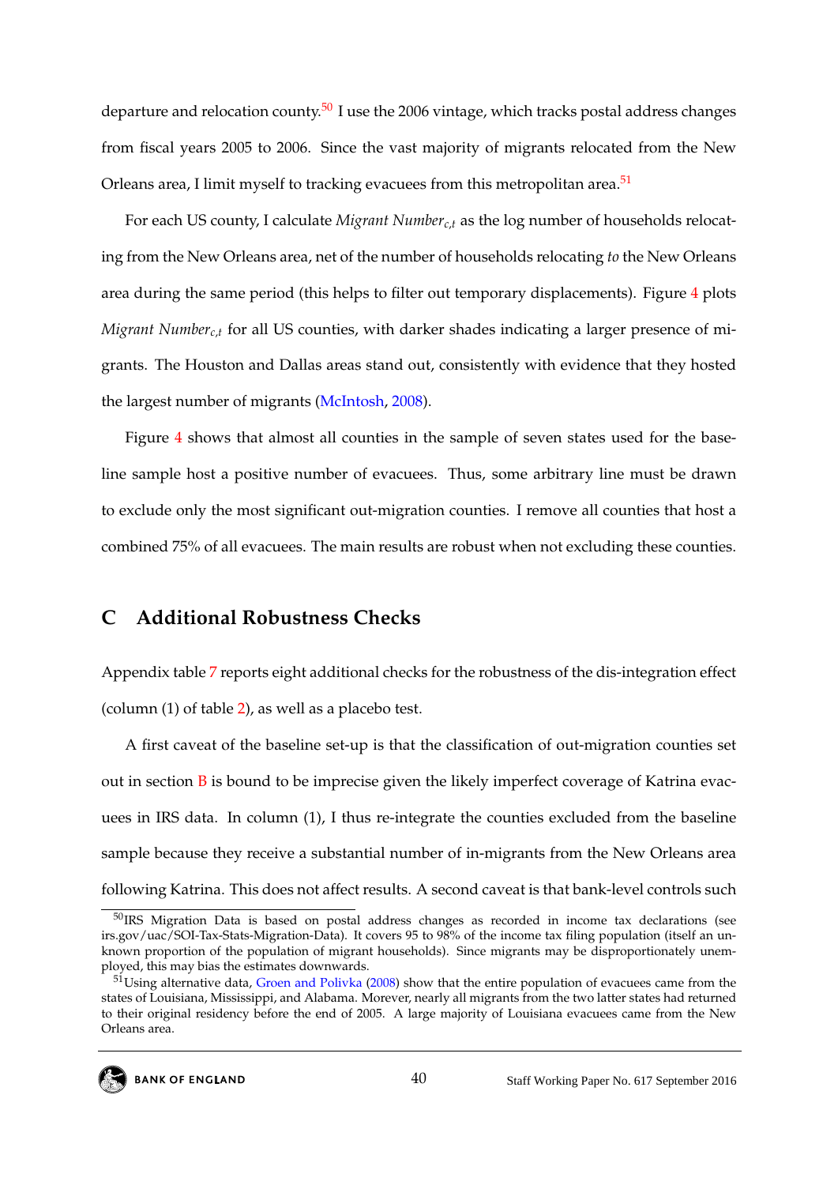departure and relocation county.[50] I use the 2006 vintage, which tracks postal address changes from fiscal years 2005 to 2006. Since the vast majority of migrants relocated from the New Orleans area, I limit myself to tracking evacuees from this metropolitan area.[51]

For each US county, I calculate *Migrant Number*$_{c,t}$ as the log number of households relocating from the New Orleans area, net of the number of households relocating *to* the New Orleans area during the same period (this helps to filter out temporary displacements). Figure 4 plots *Migrant Number*$_{c,t}$ for all US counties, with darker shades indicating a larger presence of migrants. The Houston and Dallas areas stand out, consistently with evidence that they hosted the largest number of migrants (McIntosh, 2008).

Figure 4 shows that almost all counties in the sample of seven states used for the baseline sample host a positive number of evacuees. Thus, some arbitrary line must be drawn to exclude only the most significant out-migration counties. I remove all counties that host a combined 75% of all evacuees. The main results are robust when not excluding these counties.

## C Additional Robustness Checks

Appendix table 7 reports eight additional checks for the robustness of the dis-integration effect (column (1) of table 2), as well as a placebo test.

A first caveat of the baseline set-up is that the classification of out-migration counties set out in section B is bound to be imprecise given the likely imperfect coverage of Katrina evacuees in IRS data. In column (1), I thus re-integrate the counties excluded from the baseline sample because they receive a substantial number of in-migrants from the New Orleans area following Katrina. This does not affect results. A second caveat is that bank-level controls such

---

[50] IRS Migration Data is based on postal address changes as recorded in income tax declarations (see irs.gov/uac/SOI-Tax-Stats-Migration-Data). It covers 95 to 98% of the income tax filing population (itself an unknown proportion of the population of migrant households). Since migrants may be disproportionately unemployed, this may bias the estimates downwards.

[51] Using alternative data, Groen and Polivka (2008) show that the entire population of evacuees came from the states of Louisiana, Mississippi, and Alabama. Morever, nearly all migrants from the two latter states had returned to their original residency before the end of 2005. A large majority of Louisiana evacuees came from the New Orleans area.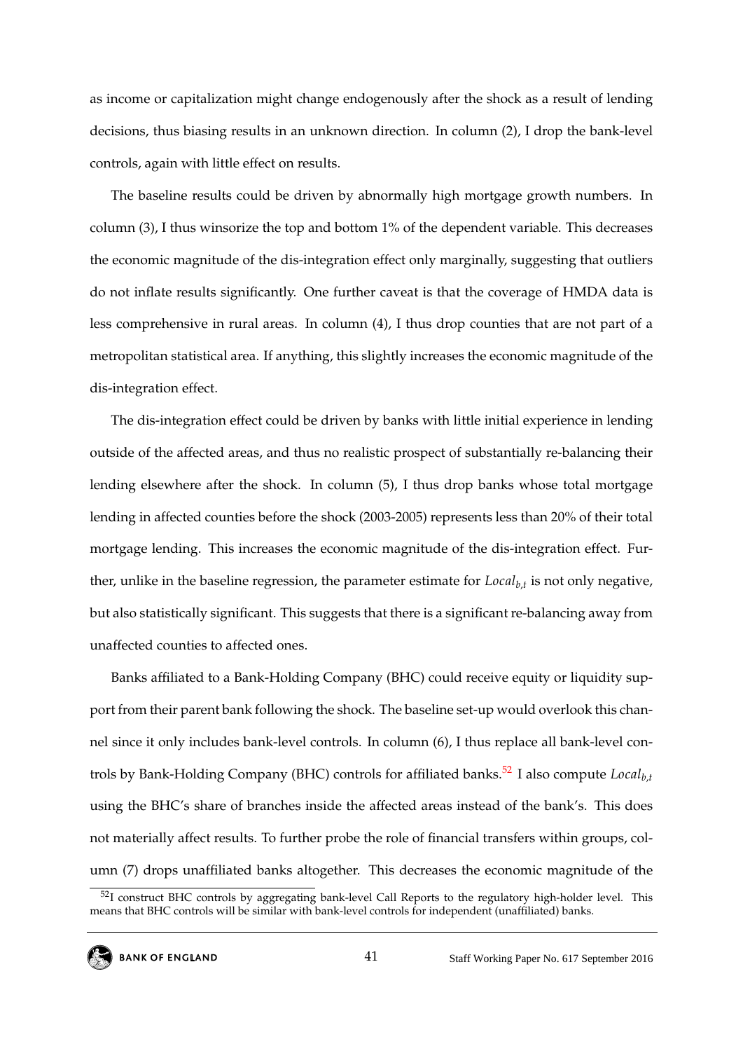as income or capitalization might change endogenously after the shock as a result of lending decisions, thus biasing results in an unknown direction. In column (2), I drop the bank-level controls, again with little effect on results.

The baseline results could be driven by abnormally high mortgage growth numbers. In column (3), I thus winsorize the top and bottom 1% of the dependent variable. This decreases the economic magnitude of the dis-integration effect only marginally, suggesting that outliers do not inflate results significantly. One further caveat is that the coverage of HMDA data is less comprehensive in rural areas. In column (4), I thus drop counties that are not part of a metropolitan statistical area. If anything, this slightly increases the economic magnitude of the dis-integration effect.

The dis-integration effect could be driven by banks with little initial experience in lending outside of the affected areas, and thus no realistic prospect of substantially re-balancing their lending elsewhere after the shock. In column (5), I thus drop banks whose total mortgage lending in affected counties before the shock (2003-2005) represents less than 20% of their total mortgage lending. This increases the economic magnitude of the dis-integration effect. Further, unlike in the baseline regression, the parameter estimate for $Local_{b,t}$ is not only negative, but also statistically significant. This suggests that there is a significant re-balancing away from unaffected counties to affected ones.

Banks affiliated to a Bank-Holding Company (BHC) could receive equity or liquidity support from their parent bank following the shock. The baseline set-up would overlook this channel since it only includes bank-level controls. In column (6), I thus replace all bank-level controls by Bank-Holding Company (BHC) controls for affiliated banks.[52] I also compute $Local_{b,t}$ using the BHC's share of branches inside the affected areas instead of the bank's. This does not materially affect results. To further probe the role of financial transfers within groups, column (7) drops unaffiliated banks altogether. This decreases the economic magnitude of the

[52] I construct BHC controls by aggregating bank-level Call Reports to the regulatory high-holder level. This means that BHC controls will be similar with bank-level controls for independent (unaffiliated) banks.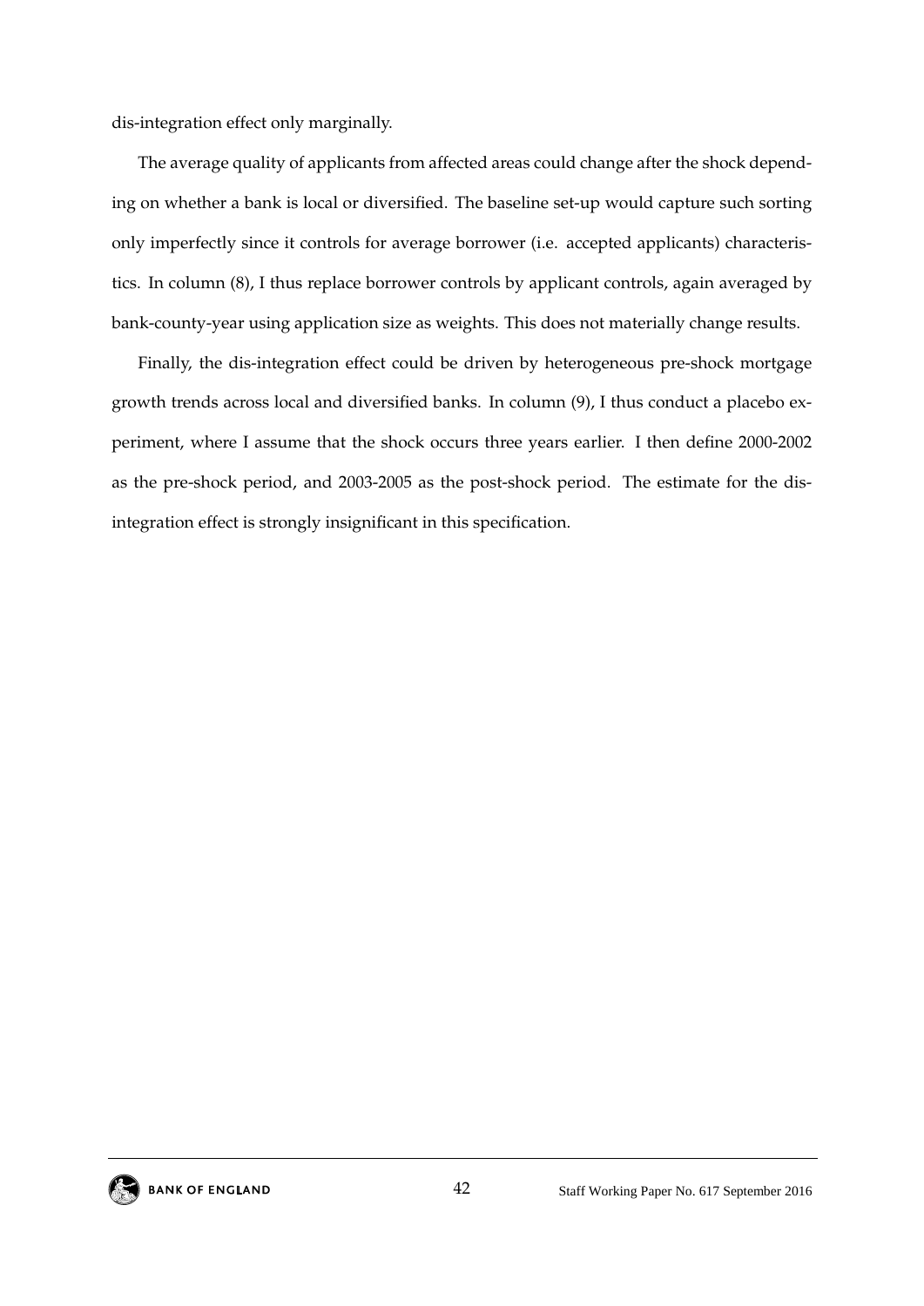dis-integration effect only marginally.

The average quality of applicants from affected areas could change after the shock depending on whether a bank is local or diversified. The baseline set-up would capture such sorting only imperfectly since it controls for average borrower (i.e. accepted applicants) characteristics. In column (8), I thus replace borrower controls by applicant controls, again averaged by bank-county-year using application size as weights. This does not materially change results.

Finally, the dis-integration effect could be driven by heterogeneous pre-shock mortgage growth trends across local and diversified banks. In column (9), I thus conduct a placebo experiment, where I assume that the shock occurs three years earlier. I then define 2000-2002 as the pre-shock period, and 2003-2005 as the post-shock period. The estimate for the dis-integration effect is strongly insignificant in this specification.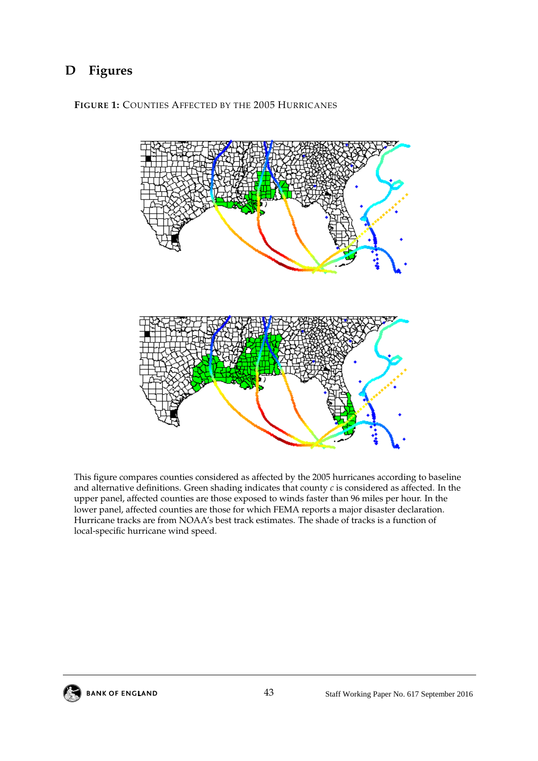## D Figures

**FIGURE 1:** COUNTIES AFFECTED BY THE 2005 HURRICANES

This figure compares counties considered as affected by the 2005 hurricanes according to baseline and alternative definitions. Green shading indicates that county $c$ is considered as affected. In the upper panel, affected counties are those exposed to winds faster than 96 miles per hour. In the lower panel, affected counties are those for which FEMA reports a major disaster declaration. Hurricane tracks are from NOAA's best track estimates. The shade of tracks is a function of local-specific hurricane wind speed.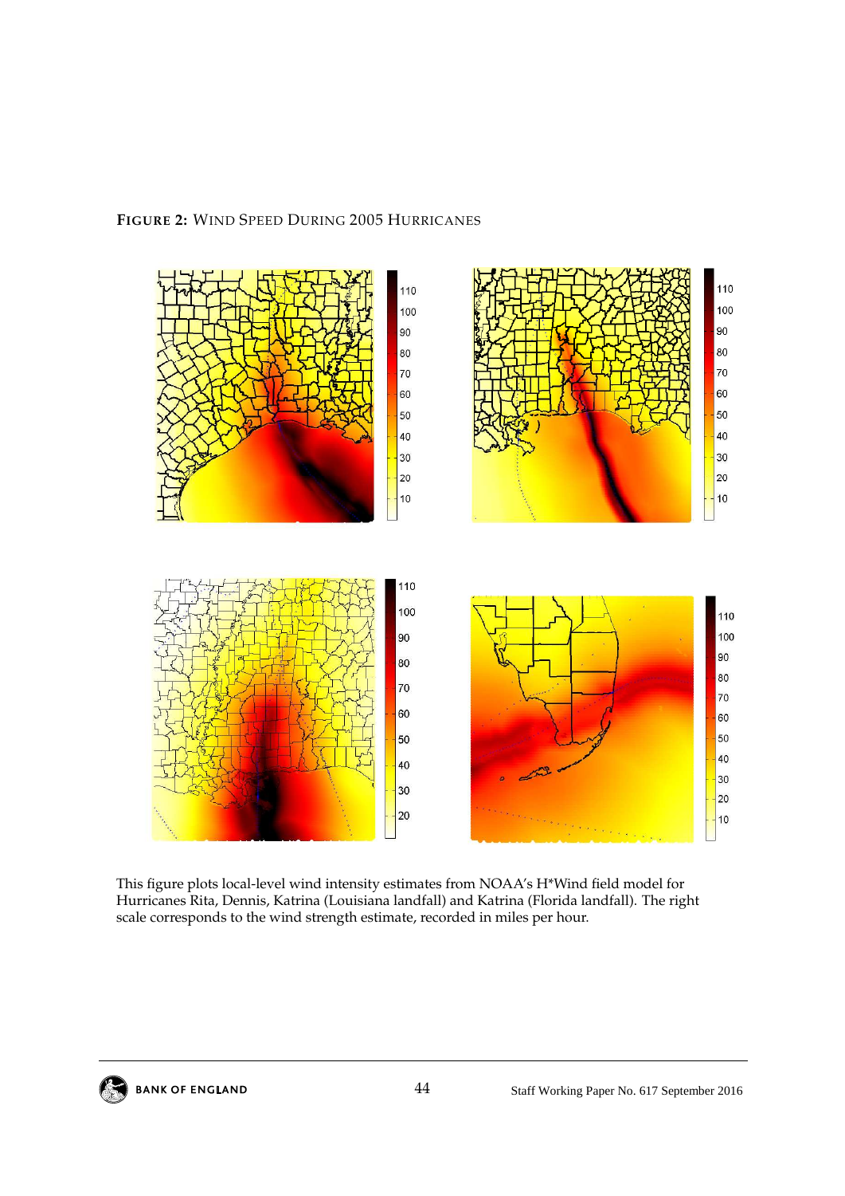**FIGURE 2:** Wind Speed During 2005 Hurricanes

This figure plots local-level wind intensity estimates from NOAA's H*Wind field model for Hurricanes Rita, Dennis, Katrina (Louisiana landfall) and Katrina (Florida landfall). The right scale corresponds to the wind strength estimate, recorded in miles per hour.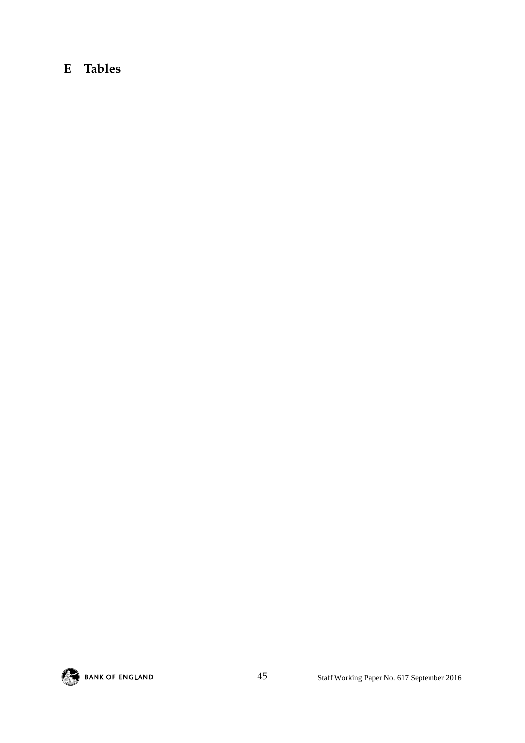# E Tables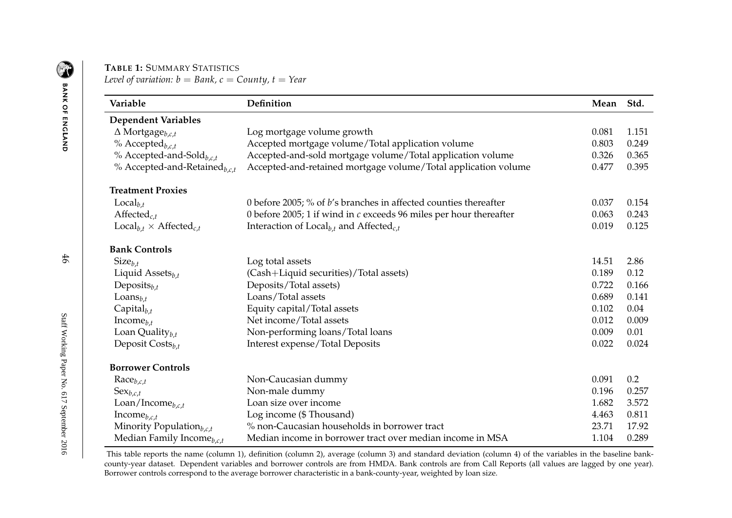**TABLE 1:** SUMMARY STATISTICS

*Level of variation: b = Bank, c = County, t = Year*

| Variable | Definition | Mean | Std. |
|---|---|---|---|
| **Dependent Variables** | | | |
| $\Delta$ Mortgage$_{b,c,t}$ | Log mortgage volume growth | 0.081 | 1.151 |
| % Accepted$_{b,c,t}$ | Accepted mortgage volume/Total application volume | 0.803 | 0.249 |
| % Accepted-and-Sold$_{b,c,t}$ | Accepted-and-sold mortgage volume/Total application volume | 0.326 | 0.365 |
| % Accepted-and-Retained$_{b,c,t}$ | Accepted-and-retained mortgage volume/Total application volume | 0.477 | 0.395 |
| **Treatment Proxies** | | | |
| Local$_{b,t}$ | 0 before 2005; % of $b$'s branches in affected counties thereafter | 0.037 | 0.154 |
| Affected$_{c,t}$ | 0 before 2005; 1 if wind in $c$ exceeds 96 miles per hour thereafter | 0.063 | 0.243 |
| Local$_{b,t}$ $\times$ Affected$_{c,t}$ | Interaction of Local$_{b,t}$ and Affected$_{c,t}$ | 0.019 | 0.125 |
| **Bank Controls** | | | |
| Size$_{b,t}$ | Log total assets | 14.51 | 2.86 |
| Liquid Assets$_{b,t}$ | (Cash+Liquid securities)/Total assets) | 0.189 | 0.12 |
| Deposits$_{b,t}$ | Deposits/Total assets) | 0.722 | 0.166 |
| Loans$_{b,t}$ | Loans/Total assets | 0.689 | 0.141 |
| Capital$_{b,t}$ | Equity capital/Total assets | 0.102 | 0.04 |
| Income$_{b,t}$ | Net income/Total assets | 0.012 | 0.009 |
| Loan Quality$_{b,t}$ | Non-performing loans/Total loans | 0.009 | 0.01 |
| Deposit Costs$_{b,t}$ | Interest expense/Total Deposits | 0.022 | 0.024 |
| **Borrower Controls** | | | |
| Race$_{b,c,t}$ | Non-Caucasian dummy | 0.091 | 0.2 |
| Sex$_{b,c,t}$ | Non-male dummy | 0.196 | 0.257 |
| Loan/Income$_{b,c,t}$ | Loan size over income | 1.682 | 3.572 |
| Income$_{b,c,t}$ | Log income ($ Thousand) | 4.463 | 0.811 |
| Minority Population$_{b,c,t}$ | % non-Caucasian households in borrower tract | 23.71 | 17.92 |
| Median Family Income$_{b,c,t}$ | Median income in borrower tract over median income in MSA | 1.104 | 0.289 |

This table reports the name (column 1), definition (column 2), average (column 3) and standard deviation (column 4) of the variables in the baseline bank-county-year dataset. Dependent variables and borrower controls are from HMDA. Bank controls are from Call Reports (all values are lagged by one year). Borrower controls correspond to the average borrower characteristic in a bank-county-year, weighted by loan size.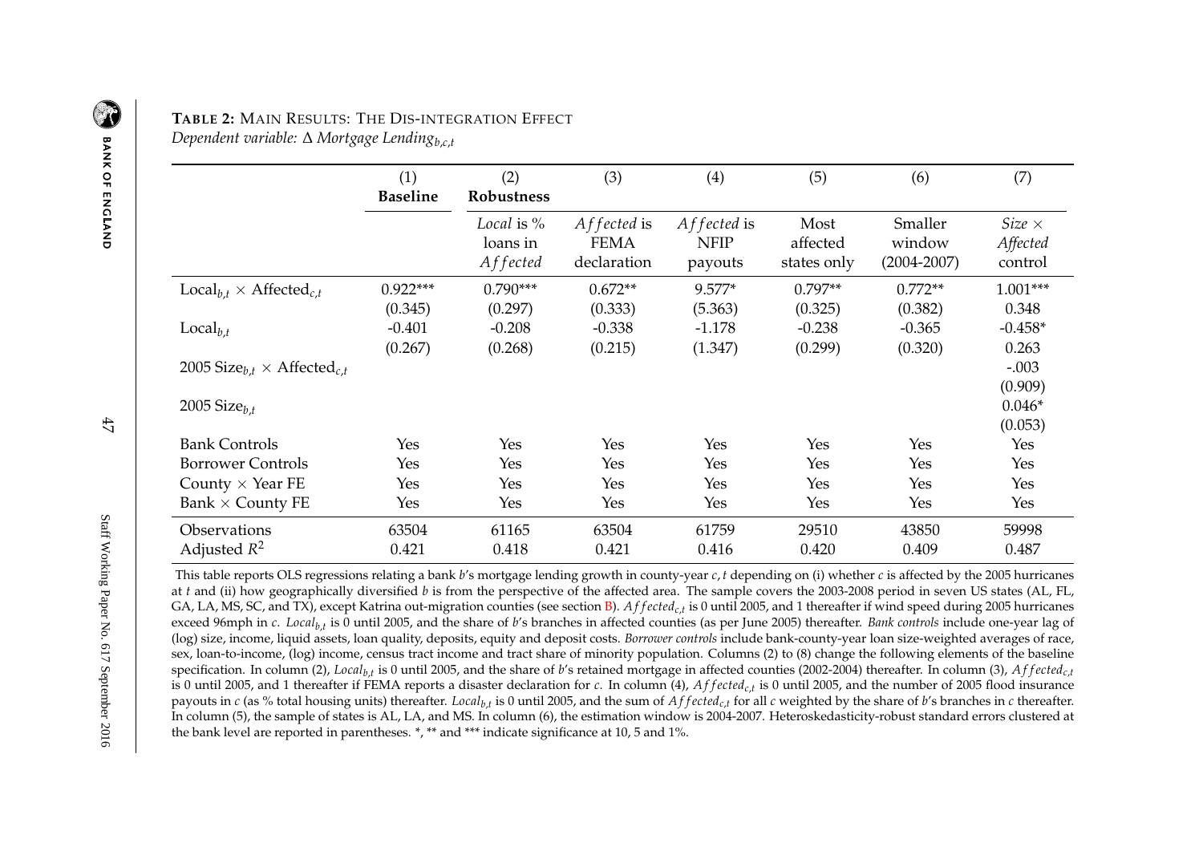**TABLE 2:** MAIN RESULTS: THE DIS-INTEGRATION EFFECT

*Dependent variable:* $\Delta$ *Mortgage Lending*$_{b,c,t}$

| | (1) | (2) | (3) | (4) | (5) | (6) | (7) |
|---|---|---|---|---|---|---|---|
| | **Baseline** | **Robustness** | | | | | |
| | | *Local* is % loans in $Affected$ | $Affected$ is FEMA declaration | $Affected$ is NFIP payouts | Most affected states only | Smaller window (2004-2007) | *Size* $\times$ *Affected* control |
| $\text{Local}_{b,t} \times \text{Affected}_{c,t}$ | 0.922*** | 0.790*** | 0.672** | 9.577* | 0.797** | 0.772** | 1.001*** |
| | (0.345) | (0.297) | (0.333) | (5.363) | (0.325) | (0.382) | 0.348 |
| $\text{Local}_{b,t}$ | -0.401 | -0.208 | -0.338 | -1.178 | -0.238 | -0.365 | -0.458* |
| | (0.267) | (0.268) | (0.215) | (1.347) | (0.299) | (0.320) | 0.263 |
| $2005\ \text{Size}_{b,t} \times \text{Affected}_{c,t}$ | | | | | | | -.003 |
| | | | | | | | (0.909) |
| $2005\ \text{Size}_{b,t}$ | | | | | | | 0.046* |
| | | | | | | | (0.053) |
| Bank Controls | Yes | Yes | Yes | Yes | Yes | Yes | Yes |
| Borrower Controls | Yes | Yes | Yes | Yes | Yes | Yes | Yes |
| County $\times$ Year FE | Yes | Yes | Yes | Yes | Yes | Yes | Yes |
| Bank $\times$ County FE | Yes | Yes | Yes | Yes | Yes | Yes | Yes |
| Observations | 63504 | 61165 | 63504 | 61759 | 29510 | 43850 | 59998 |
| Adjusted $R^2$ | 0.421 | 0.418 | 0.421 | 0.416 | 0.420 | 0.409 | 0.487 |

This table reports OLS regressions relating a bank $b$'s mortgage lending growth in county-year $c, t$ depending on (i) whether $c$ is affected by the 2005 hurricanes at $t$ and (ii) how geographically diversified $b$ is from the perspective of the affected area. The sample covers the 2003-2008 period in seven US states (AL, FL, GA, LA, MS, SC, and TX), except Katrina out-migration counties (see section B). $Affected_{c,t}$ is 0 until 2005, and 1 thereafter if wind speed during 2005 hurricanes exceed 96mph in $c$. $Local_{b,t}$ is 0 until 2005, and the share of $b$'s branches in affected counties (as per June 2005) thereafter. *Bank controls* include one-year lag of (log) size, income, liquid assets, loan quality, deposits, equity and deposit costs. *Borrower controls* include bank-county-year loan size-weighted averages of race, sex, loan-to-income, (log) income, census tract income and tract share of minority population. Columns (2) to (8) change the following elements of the baseline specification. In column (2), $Local_{b,t}$ is 0 until 2005, and the share of $b$'s retained mortgage in affected counties (2002-2004) thereafter. In column (3), $Affected_{c,t}$ is 0 until 2005, and 1 thereafter if FEMA reports a disaster declaration for $c$. In column (4), $Affected_{c,t}$ is 0 until 2005, and the number of 2005 flood insurance payouts in $c$ (as % total housing units) thereafter. $Local_{b,t}$ is 0 until 2005, and the sum of $Affected_{c,t}$ for all $c$ weighted by the share of $b$'s branches in $c$ thereafter. In column (5), the sample of states is AL, LA, and MS. In column (6), the estimation window is 2004-2007. Heteroskedasticity-robust standard errors clustered at the bank level are reported in parentheses. *, ** and *** indicate significance at 10, 5 and 1%.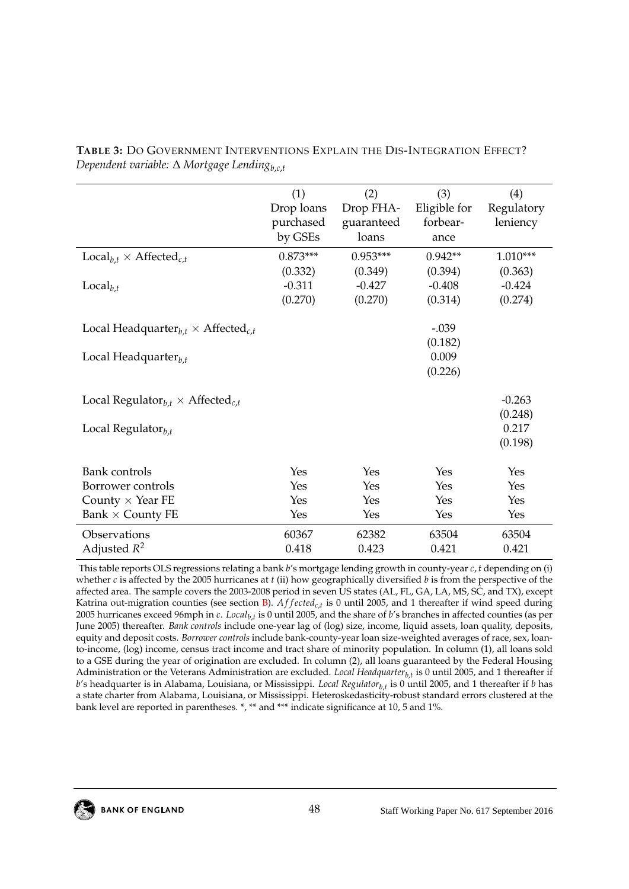**TABLE 3:** DO GOVERNMENT INTERVENTIONS EXPLAIN THE DIS-INTEGRATION EFFECT?
*Dependent variable:* $\Delta$ *Mortgage Lending*$_{b,c,t}$

| | (1) Drop loans purchased by GSEs | (2) Drop FHA-guaranteed loans | (3) Eligible for forbearance | (4) Regulatory leniency |
|---|---|---|---|---|
| $\text{Local}_{b,t} \times \text{Affected}_{c,t}$ | 0.873*** | 0.953*** | 0.942** | 1.010*** |
| | (0.332) | (0.349) | (0.394) | (0.363) |
| $\text{Local}_{b,t}$ | -0.311 | -0.427 | -0.408 | -0.424 |
| | (0.270) | (0.270) | (0.314) | (0.274) |
| $\text{Local Headquarter}_{b,t} \times \text{Affected}_{c,t}$ | | | -.039 | |
| | | | (0.182) | |
| $\text{Local Headquarter}_{b,t}$ | | | 0.009 | |
| | | | (0.226) | |
| $\text{Local Regulator}_{b,t} \times \text{Affected}_{c,t}$ | | | | -0.263 |
| | | | | (0.248) |
| $\text{Local Regulator}_{b,t}$ | | | | 0.217 |
| | | | | (0.198) |
| Bank controls | Yes | Yes | Yes | Yes |
| Borrower controls | Yes | Yes | Yes | Yes |
| County $\times$ Year FE | Yes | Yes | Yes | Yes |
| Bank $\times$ County FE | Yes | Yes | Yes | Yes |
| Observations | 60367 | 62382 | 63504 | 63504 |
| Adjusted $R^2$ | 0.418 | 0.423 | 0.421 | 0.421 |

This table reports OLS regressions relating a bank $b$'s mortgage lending growth in county-year $c, t$ depending on (i) whether $c$ is affected by the 2005 hurricanes at $t$ (ii) how geographically diversified $b$ is from the perspective of the affected area. The sample covers the 2003-2008 period in seven US states (AL, FL, GA, LA, MS, SC, and TX), except Katrina out-migration counties (see section B). $Affected_{c,t}$ is 0 until 2005, and 1 thereafter if wind speed during 2005 hurricanes exceed 96mph in $c$. $Local_{b,t}$ is 0 until 2005, and the share of $b$'s branches in affected counties (as per June 2005) thereafter. *Bank controls* include one-year lag of (log) size, income, liquid assets, loan quality, deposits, equity and deposit costs. *Borrower controls* include bank-county-year loan size-weighted averages of race, sex, loan-to-income, (log) income, census tract income and tract share of minority population. In column (1), all loans sold to a GSE during the year of origination are excluded. In column (2), all loans guaranteed by the Federal Housing Administration or the Veterans Administration are excluded. $Local\ Headquarter_{b,t}$ is 0 until 2005, and 1 thereafter if $b$'s headquarter is in Alabama, Louisiana, or Mississippi. $Local\ Regulator_{b,t}$ is 0 until 2005, and 1 thereafter if $b$ has a state charter from Alabama, Louisiana, or Mississippi. Heteroskedasticity-robust standard errors clustered at the bank level are reported in parentheses. *, ** and *** indicate significance at 10, 5 and 1%.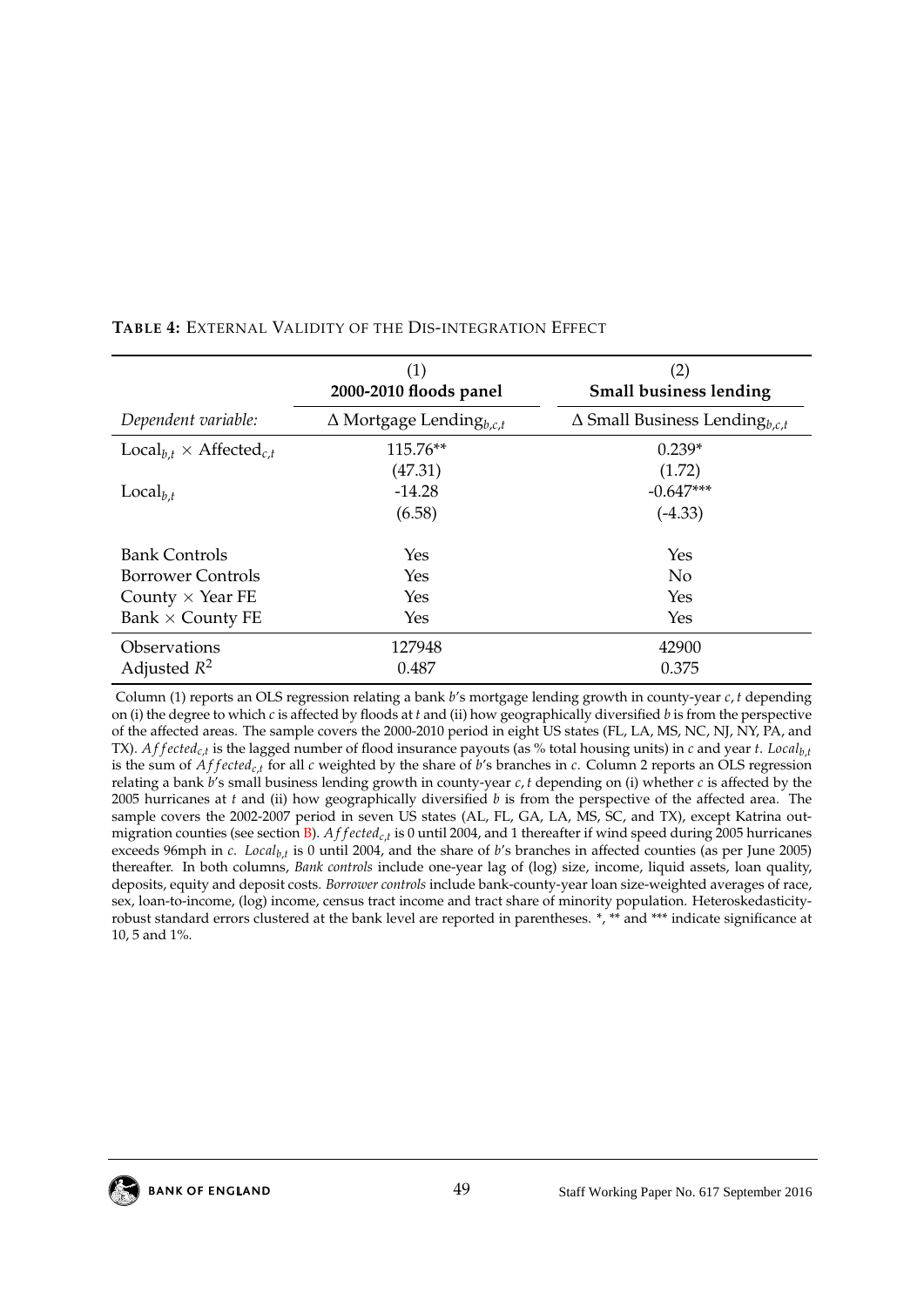**TABLE 4:** EXTERNAL VALIDITY OF THE DIS-INTEGRATION EFFECT

| | (1) 2000-2010 floods panel | (2) Small business lending |
|---|---|---|
| *Dependent variable:* | $\Delta$ Mortgage Lending$_{b,c,t}$ | $\Delta$ Small Business Lending$_{b,c,t}$ |
| Local$_{b,t}$ $\times$ Affected$_{c,t}$ | 115.76** | 0.239* |
| | (47.31) | (1.72) |
| Local$_{b,t}$ | -14.28 | -0.647*** |
| | (6.58) | (-4.33) |
| Bank Controls | Yes | Yes |
| Borrower Controls | Yes | No |
| County $\times$ Year FE | Yes | Yes |
| Bank $\times$ County FE | Yes | Yes |
| Observations | 127948 | 42900 |
| Adjusted $R^2$ | 0.487 | 0.375 |

Column (1) reports an OLS regression relating a bank $b$'s mortgage lending growth in county-year $c, t$ depending on (i) the degree to which $c$ is affected by floods at $t$ and (ii) how geographically diversified $b$ is from the perspective of the affected areas. The sample covers the 2000-2010 period in eight US states (FL, LA, MS, NC, NJ, NY, PA, and TX). $Affected_{c,t}$ is the lagged number of flood insurance payouts (as % total housing units) in $c$ and year $t$. $Local_{b,t}$ is the sum of $Affected_{c,t}$ for all $c$ weighted by the share of $b$'s branches in $c$. Column 2 reports an OLS regression relating a bank $b$'s small business lending growth in county-year $c, t$ depending on (i) whether $c$ is affected by the 2005 hurricanes at $t$ and (ii) how geographically diversified $b$ is from the perspective of the affected area. The sample covers the 2002-2007 period in seven US states (AL, FL, GA, LA, MS, SC, and TX), except Katrina outmigration counties (see section B). $Affected_{c,t}$ is 0 until 2004, and 1 thereafter if wind speed during 2005 hurricanes exceeds 96mph in $c$. $Local_{b,t}$ is 0 until 2004, and the share of $b$'s branches in affected counties (as per June 2005) thereafter. In both columns, *Bank controls* include one-year lag of (log) size, income, liquid assets, loan quality, deposits, equity and deposit costs. *Borrower controls* include bank-county-year loan size-weighted averages of race, sex, loan-to-income, (log) income, census tract income and tract share of minority population. Heteroskedasticity-robust standard errors clustered at the bank level are reported in parentheses. *, ** and *** indicate significance at 10, 5 and 1%.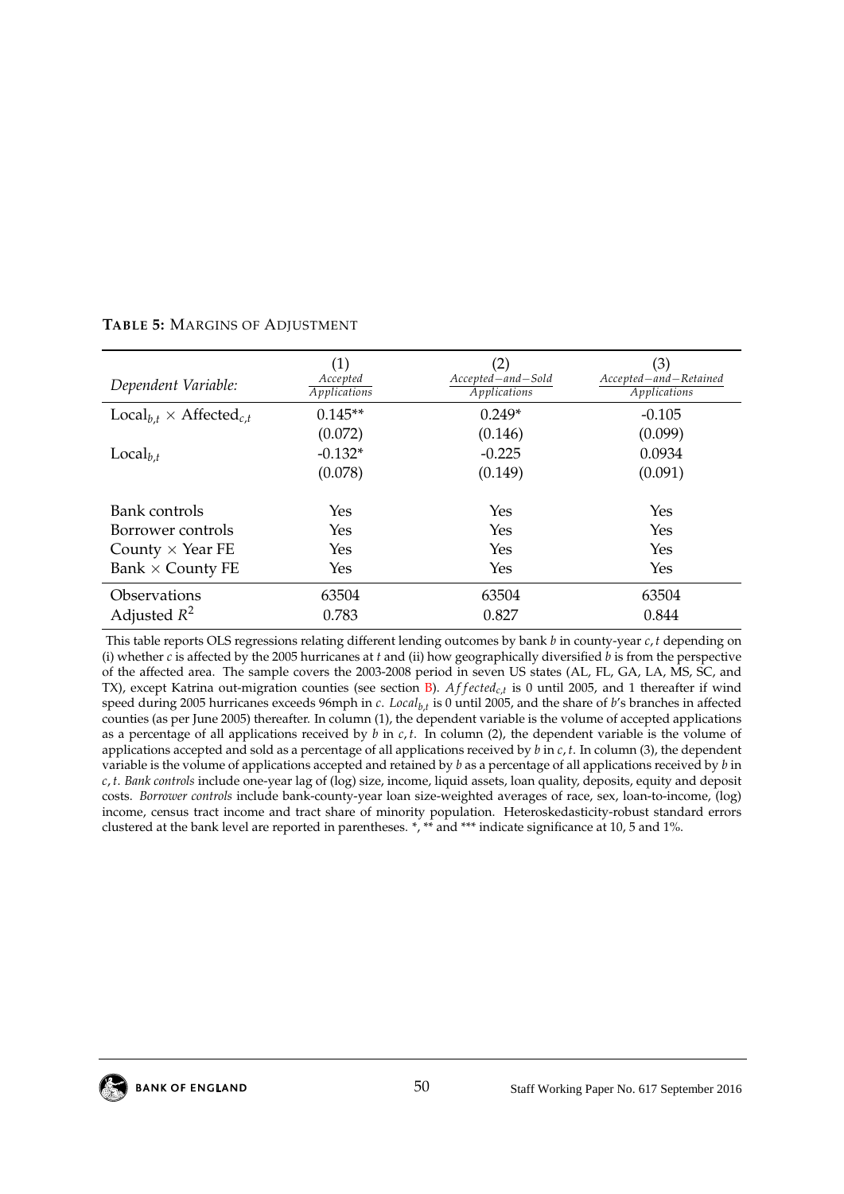**TABLE 5:** MARGINS OF ADJUSTMENT

| Dependent Variable: | (1) $\frac{Accepted}{Applications}$ | (2) $\frac{Accepted-and-Sold}{Applications}$ | (3) $\frac{Accepted-and-Retained}{Applications}$ |
|---|---|---|---|
| $\text{Local}_{b,t} \times \text{Affected}_{c,t}$ | 0.145** | 0.249* | -0.105 |
| | (0.072) | (0.146) | (0.099) |
| $\text{Local}_{b,t}$ | -0.132* | -0.225 | 0.0934 |
| | (0.078) | (0.149) | (0.091) |
| Bank controls | Yes | Yes | Yes |
| Borrower controls | Yes | Yes | Yes |
| County $\times$ Year FE | Yes | Yes | Yes |
| Bank $\times$ County FE | Yes | Yes | Yes |
| Observations | 63504 | 63504 | 63504 |
| Adjusted $R^2$ | 0.783 | 0.827 | 0.844 |

This table reports OLS regressions relating different lending outcomes by bank $b$ in county-year $c, t$ depending on (i) whether $c$ is affected by the 2005 hurricanes at $t$ and (ii) how geographically diversified $b$ is from the perspective of the affected area. The sample covers the 2003-2008 period in seven US states (AL, FL, GA, LA, MS, SC, and TX), except Katrina out-migration counties (see section B). $Affected_{c,t}$ is 0 until 2005, and 1 thereafter if wind speed during 2005 hurricanes exceeds 96mph in $c$. $Local_{b,t}$ is 0 until 2005, and the share of $b$'s branches in affected counties (as per June 2005) thereafter. In column (1), the dependent variable is the volume of accepted applications as a percentage of all applications received by $b$ in $c, t$. In column (2), the dependent variable is the volume of applications accepted and sold as a percentage of all applications received by $b$ in $c, t$. In column (3), the dependent variable is the volume of applications accepted and retained by $b$ as a percentage of all applications received by $b$ in $c, t$. *Bank controls* include one-year lag of (log) size, income, liquid assets, loan quality, deposits, equity and deposit costs. *Borrower controls* include bank-county-year loan size-weighted averages of race, sex, loan-to-income, (log) income, census tract income and tract share of minority population. Heteroskedasticity-robust standard errors clustered at the bank level are reported in parentheses. *, ** and *** indicate significance at 10, 5 and 1%.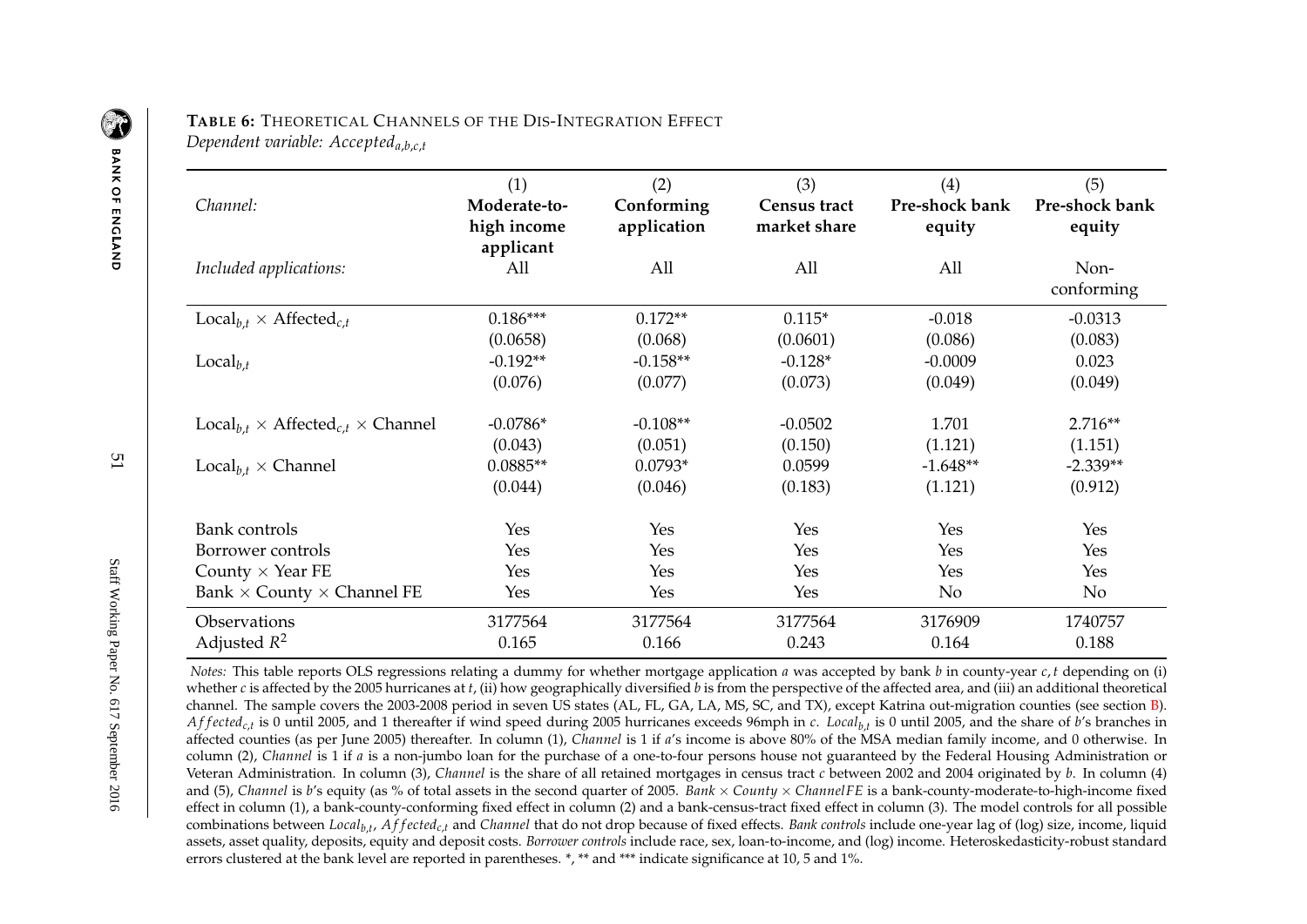**TABLE 6:** THEORETICAL CHANNELS OF THE DIS-INTEGRATION EFFECT

*Dependent variable: $Accepted_{a,b,c,t}$*

| | (1) | (2) | (3) | (4) | (5) |
|---|---|---|---|---|---|
| *Channel:* | **Moderate-to-high income applicant** | **Conforming application** | **Census tract market share** | **Pre-shock bank equity** | **Pre-shock bank equity** |
| *Included applications:* | All | All | All | All | Non-conforming |
| $\text{Local}_{b,t} \times \text{Affected}_{c,t}$ | 0.186*** | 0.172** | 0.115* | -0.018 | -0.0313 |
| | (0.0658) | (0.068) | (0.0601) | (0.086) | (0.083) |
| $\text{Local}_{b,t}$ | -0.192** | -0.158** | -0.128* | -0.0009 | 0.023 |
| | (0.076) | (0.077) | (0.073) | (0.049) | (0.049) |
| $\text{Local}_{b,t} \times \text{Affected}_{c,t} \times \text{Channel}$ | -0.0786* | -0.108** | -0.0502 | 1.701 | 2.716** |
| | (0.043) | (0.051) | (0.150) | (1.121) | (1.151) |
| $\text{Local}_{b,t} \times \text{Channel}$ | 0.0885** | 0.0793* | 0.0599 | -1.648** | -2.339** |
| | (0.044) | (0.046) | (0.183) | (1.121) | (0.912) |
| Bank controls | Yes | Yes | Yes | Yes | Yes |
| Borrower controls | Yes | Yes | Yes | Yes | Yes |
| County $\times$ Year FE | Yes | Yes | Yes | Yes | Yes |
| Bank $\times$ County $\times$ Channel FE | Yes | Yes | Yes | No | No |
| Observations | 3177564 | 3177564 | 3177564 | 3176909 | 1740757 |
| Adjusted $R^2$ | 0.165 | 0.166 | 0.243 | 0.164 | 0.188 |

*Notes:* This table reports OLS regressions relating a dummy for whether mortgage application $a$ was accepted by bank $b$ in county-year $c, t$ depending on (i) whether $c$ is affected by the 2005 hurricanes at $t$, (ii) how geographically diversified $b$ is from the perspective of the affected area, and (iii) an additional theoretical channel. The sample covers the 2003-2008 period in seven US states (AL, FL, GA, LA, MS, SC, and TX), except Katrina out-migration counties (see section B). $Affected_{c,t}$ is 0 until 2005, and 1 thereafter if wind speed during 2005 hurricanes exceeds 96mph in $c$. $Local_{b,t}$ is 0 until 2005, and the share of $b$'s branches in affected counties (as per June 2005) thereafter. In column (1), *Channel* is 1 if $a$'s income is above 80% of the MSA median family income, and 0 otherwise. In column (2), *Channel* is 1 if $a$ is a non-jumbo loan for the purchase of a one-to-four persons house not guaranteed by the Federal Housing Administration or Veteran Administration. In column (3), *Channel* is the share of all retained mortgages in census tract $c$ between 2002 and 2004 originated by $b$. In column (4) and (5), *Channel* is $b$'s equity (as % of total assets in the second quarter of 2005. *Bank $\times$ County $\times$ ChannelFE* is a bank-county-moderate-to-high-income fixed effect in column (1), a bank-county-conforming fixed effect in column (2) and a bank-census-tract fixed effect in column (3). The model controls for all possible combinations between $Local_{b,t}$, $Affected_{c,t}$ and *Channel* that do not drop because of fixed effects. *Bank controls* include one-year lag of (log) size, income, liquid assets, asset quality, deposits, equity and deposit costs. *Borrower controls* include race, sex, loan-to-income, and (log) income. Heteroskedasticity-robust standard errors clustered at the bank level are reported in parentheses. *, ** and *** indicate significance at 10, 5 and 1%.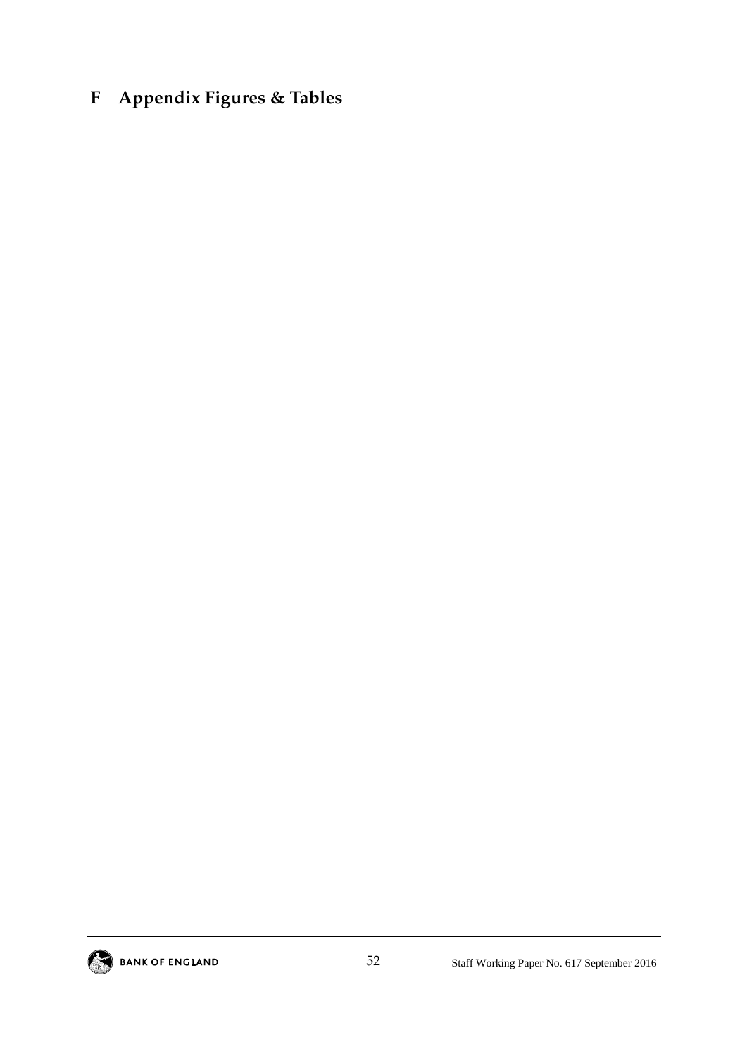# F Appendix Figures & Tables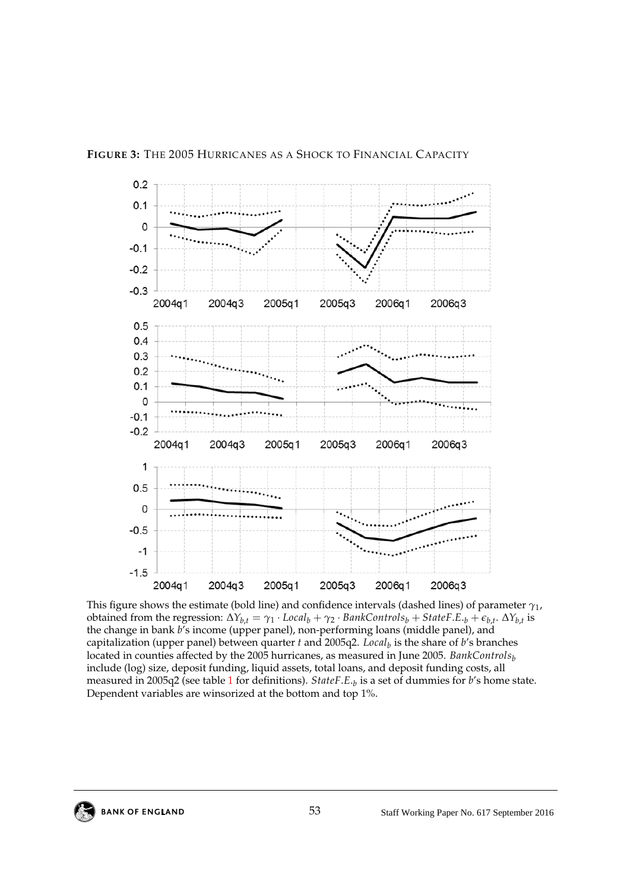**FIGURE 3:** THE 2005 HURRICANES AS A SHOCK TO FINANCIAL CAPACITY

This figure shows the estimate (bold line) and confidence intervals (dashed lines) of parameter $\gamma_1$, obtained from the regression: $\Delta Y_{b,t} = \gamma_1 \cdot Local_b + \gamma_2 \cdot BankControls_b + StateF.E._b + \epsilon_{b,t}$. $\Delta Y_{b,t}$ is the change in bank $b$'s income (upper panel), non-performing loans (middle panel), and capitalization (upper panel) between quarter $t$ and 2005q2. $Local_b$ is the share of $b$'s branches located in counties affected by the 2005 hurricanes, as measured in June 2005. $BankControls_b$ include (log) size, deposit funding, liquid assets, total loans, and deposit funding costs, all measured in 2005q2 (see table 1 for definitions). $StateF.E._b$ is a set of dummies for $b$'s home state. Dependent variables are winsorized at the bottom and top 1%.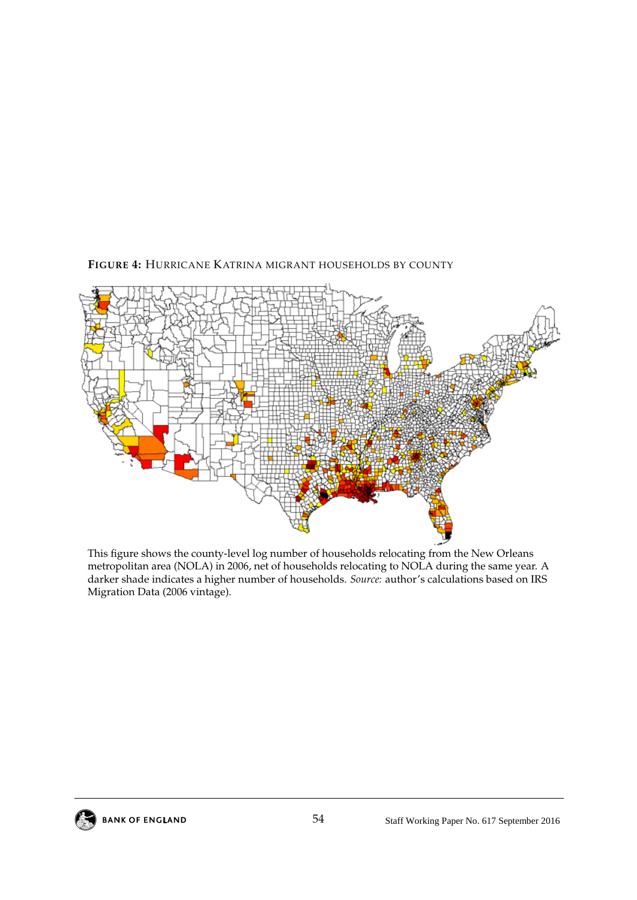**FIGURE 4:** HURRICANE KATRINA MIGRANT HOUSEHOLDS BY COUNTY

This figure shows the county-level log number of households relocating from the New Orleans metropolitan area (NOLA) in 2006, net of households relocating to NOLA during the same year. A darker shade indicates a higher number of households. *Source:* author's calculations based on IRS Migration Data (2006 vintage).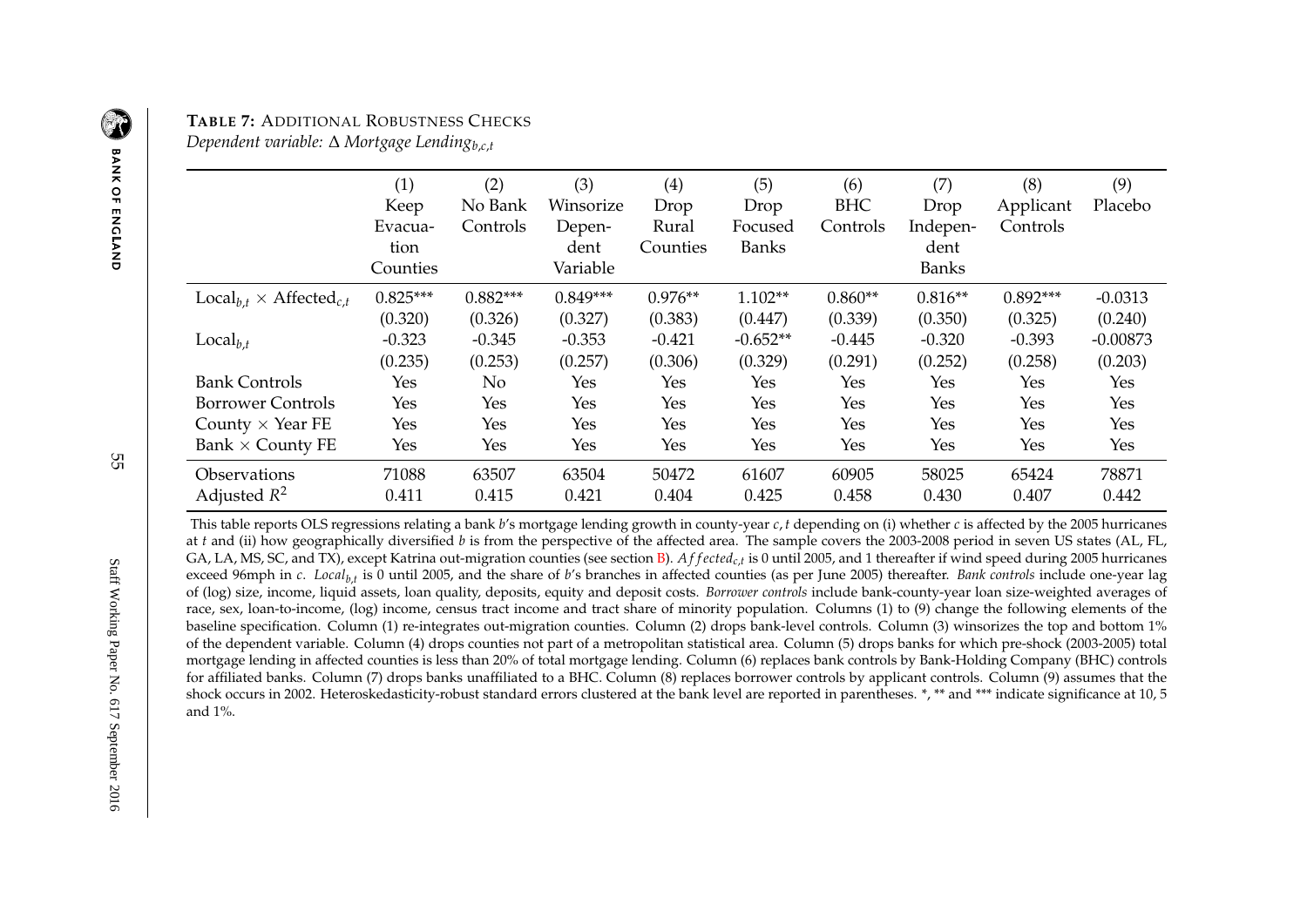**TABLE 7:** ADDITIONAL ROBUSTNESS CHECKS

*Dependent variable:* $\Delta$ *Mortgage Lending*$_{b,c,t}$

| | (1) Keep Evacuation Counties | (2) No Bank Controls | (3) Winsorize Dependent Variable | (4) Drop Rural Counties | (5) Drop Focused Banks | (6) BHC Controls | (7) Drop Independent Banks | (8) Applicant Controls | (9) Placebo |
|---|---|---|---|---|---|---|---|---|---|
| $\text{Local}_{b,t} \times \text{Affected}_{c,t}$ | 0.825*** | 0.882*** | 0.849*** | 0.976** | 1.102** | 0.860** | 0.816** | 0.892*** | -0.0313 |
| | (0.320) | (0.326) | (0.327) | (0.383) | (0.447) | (0.339) | (0.350) | (0.325) | (0.240) |
| $\text{Local}_{b,t}$ | -0.323 | -0.345 | -0.353 | -0.421 | -0.652** | -0.445 | -0.320 | -0.393 | -0.00873 |
| | (0.235) | (0.253) | (0.257) | (0.306) | (0.329) | (0.291) | (0.252) | (0.258) | (0.203) |
| Bank Controls | Yes | No | Yes | Yes | Yes | Yes | Yes | Yes | Yes |
| Borrower Controls | Yes | Yes | Yes | Yes | Yes | Yes | Yes | Yes | Yes |
| County $\times$ Year FE | Yes | Yes | Yes | Yes | Yes | Yes | Yes | Yes | Yes |
| Bank $\times$ County FE | Yes | Yes | Yes | Yes | Yes | Yes | Yes | Yes | Yes |
| Observations | 71088 | 63507 | 63504 | 50472 | 61607 | 60905 | 58025 | 65424 | 78871 |
| Adjusted $R^2$ | 0.411 | 0.415 | 0.421 | 0.404 | 0.425 | 0.458 | 0.430 | 0.407 | 0.442 |

This table reports OLS regressions relating a bank $b$'s mortgage lending growth in county-year $c, t$ depending on (i) whether $c$ is affected by the 2005 hurricanes at $t$ and (ii) how geographically diversified $b$ is from the perspective of the affected area. The sample covers the 2003-2008 period in seven US states (AL, FL, GA, LA, MS, SC, and TX), except Katrina out-migration counties (see section B). $Affected_{c,t}$ is 0 until 2005, and 1 thereafter if wind speed during 2005 hurricanes exceed 96mph in $c$. $Local_{b,t}$ is 0 until 2005, and the share of $b$'s branches in affected counties (as per June 2005) thereafter. *Bank controls* include one-year lag of (log) size, income, liquid assets, loan quality, deposits, equity and deposit costs. *Borrower controls* include bank-county-year loan size-weighted averages of race, sex, loan-to-income, (log) income, census tract income and tract share of minority population. Columns (1) to (9) change the following elements of the baseline specification. Column (1) re-integrates out-migration counties. Column (2) drops bank-level controls. Column (3) winsorizes the top and bottom 1% of the dependent variable. Column (4) drops counties not part of a metropolitan statistical area. Column (5) drops banks for which pre-shock (2003-2005) total mortgage lending in affected counties is less than 20% of total mortgage lending. Column (6) replaces bank controls by Bank-Holding Company (BHC) controls for affiliated banks. Column (7) drops banks unaffiliated to a BHC. Column (8) replaces borrower controls by applicant controls. Column (9) assumes that the shock occurs in 2002. Heteroskedasticity-robust standard errors clustered at the bank level are reported in parentheses. *, ** and *** indicate significance at 10, 5 and 1%.